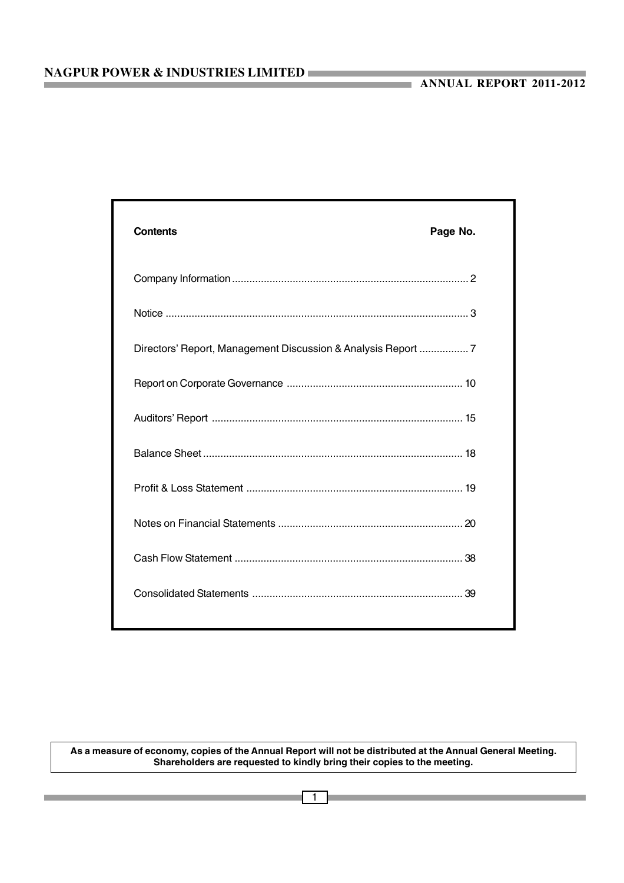| Contents | Page No. |
| --- | --- |
| Company Information | 2 |
| Notice | 3 |
| Directors' Report, Management Discussion & Analysis Report | 7 |
| Report on Corporate Governance | 10 |
| Auditors' Report | 15 |
| Balance Sheet | 18 |
| Profit & Loss Statement | 19 |
| Notes on Financial Statements | 20 |
| Cash Flow Statement | 38 |
| Consolidated Statements | 39 |

**As a measure of economy, copies of the Annual Report will not be distributed at the Annual General Meeting. Shareholders are requested to kindly bring their copies to the meeting.**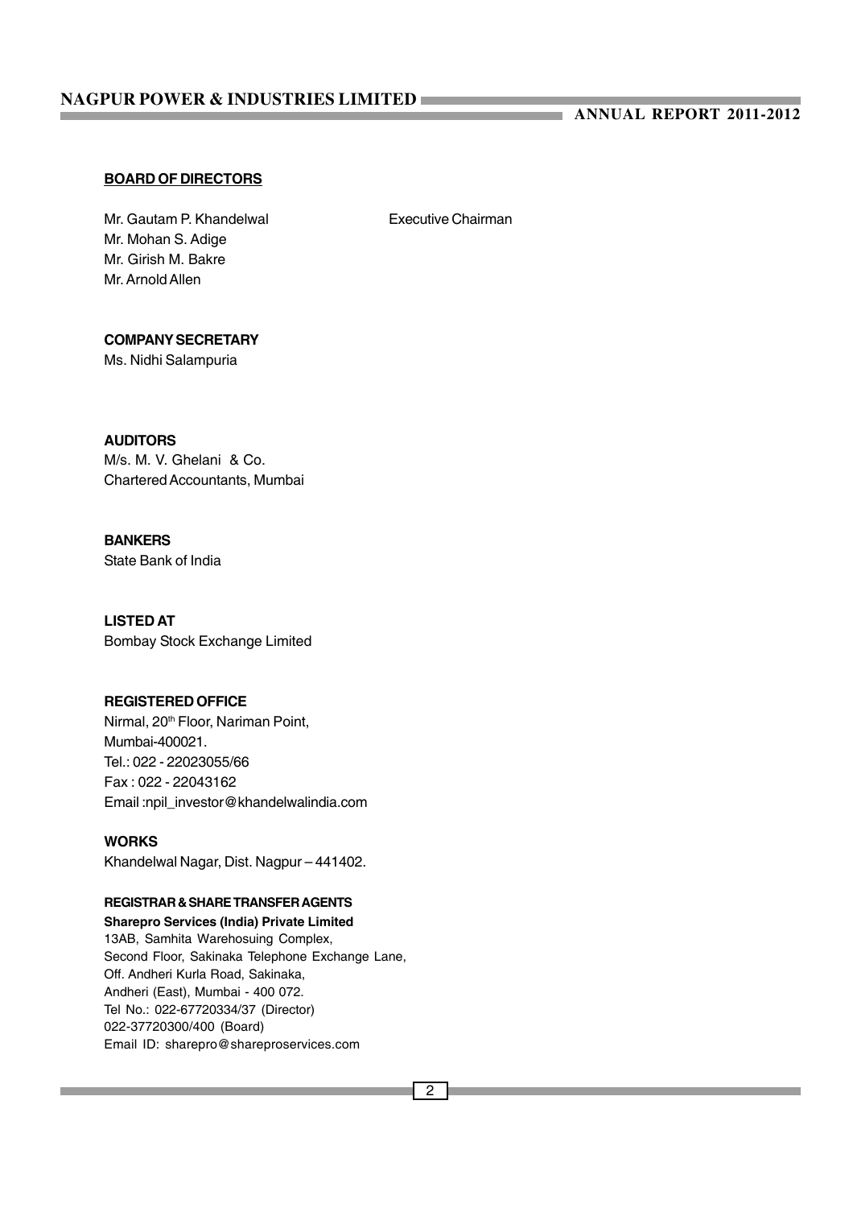## BOARD OF DIRECTORS

Mr. Gautam P. Khandelwal — Executive Chairman
Mr. Mohan S. Adige
Mr. Girish M. Bakre
Mr. Arnold Allen

**COMPANY SECRETARY**
Ms. Nidhi Salampuria

**AUDITORS**
M/s. M. V. Ghelani & Co.
Chartered Accountants, Mumbai

**BANKERS**
State Bank of India

**LISTED AT**
Bombay Stock Exchange Limited

**REGISTERED OFFICE**
Nirmal, 20th Floor, Nariman Point,
Mumbai-400021.
Tel.: 022 - 22023055/66
Fax : 022 - 22043162
Email :npil_investor@khandelwalindia.com

**WORKS**
Khandelwal Nagar, Dist. Nagpur – 441402.

**REGISTRAR & SHARE TRANSFER AGENTS**
**Sharepro Services (India) Private Limited**
13AB, Samhita Warehosuing Complex,
Second Floor, Sakinaka Telephone Exchange Lane,
Off. Andheri Kurla Road, Sakinaka,
Andheri (East), Mumbai - 400 072.
Tel No.: 022-67720334/37 (Director)
022-37720300/400 (Board)
Email ID: sharepro@shareproservices.com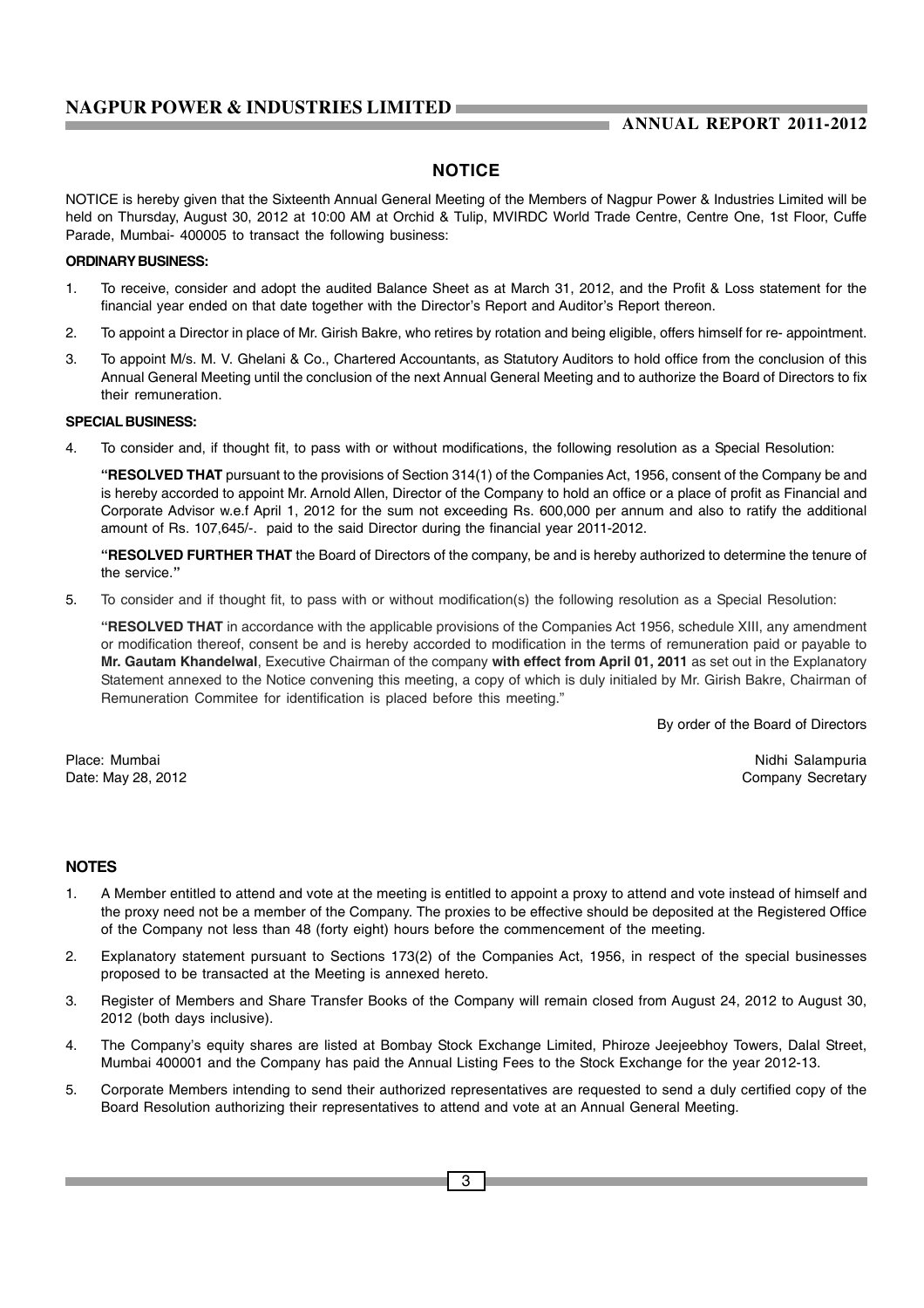# NOTICE

NOTICE is hereby given that the Sixteenth Annual General Meeting of the Members of Nagpur Power & Industries Limited will be held on Thursday, August 30, 2012 at 10:00 AM at Orchid & Tulip, MVIRDC World Trade Centre, Centre One, 1st Floor, Cuffe Parade, Mumbai- 400005 to transact the following business:

**ORDINARY BUSINESS:**

1. To receive, consider and adopt the audited Balance Sheet as at March 31, 2012, and the Profit & Loss statement for the financial year ended on that date together with the Director's Report and Auditor's Report thereon.
2. To appoint a Director in place of Mr. Girish Bakre, who retires by rotation and being eligible, offers himself for re- appointment.
3. To appoint M/s. M. V. Ghelani & Co., Chartered Accountants, as Statutory Auditors to hold office from the conclusion of this Annual General Meeting until the conclusion of the next Annual General Meeting and to authorize the Board of Directors to fix their remuneration.

**SPECIAL BUSINESS:**

4. To consider and, if thought fit, to pass with or without modifications, the following resolution as a Special Resolution:

   **"RESOLVED THAT** pursuant to the provisions of Section 314(1) of the Companies Act, 1956, consent of the Company be and is hereby accorded to appoint Mr. Arnold Allen, Director of the Company to hold an office or a place of profit as Financial and Corporate Advisor w.e.f April 1, 2012 for the sum not exceeding Rs. 600,000 per annum and also to ratify the additional amount of Rs. 107,645/-. paid to the said Director during the financial year 2011-2012.

   **"RESOLVED FURTHER THAT** the Board of Directors of the company, be and is hereby authorized to determine the tenure of the service."

5. To consider and if thought fit, to pass with or without modification(s) the following resolution as a Special Resolution:

   **"RESOLVED THAT** in accordance with the applicable provisions of the Companies Act 1956, schedule XIII, any amendment or modification thereof, consent be and is hereby accorded to modification in the terms of remuneration paid or payable to **Mr. Gautam Khandelwal**, Executive Chairman of the company **with effect from April 01, 2011** as set out in the Explanatory Statement annexed to the Notice convening this meeting, a copy of which is duly initialed by Mr. Girish Bakre, Chairman of Remuneration Commitee for identification is placed before this meeting."

By order of the Board of Directors

Place: Mumbai
Date: May 28, 2012

Nidhi Salampuria
Company Secretary

## NOTES

1. A Member entitled to attend and vote at the meeting is entitled to appoint a proxy to attend and vote instead of himself and the proxy need not be a member of the Company. The proxies to be effective should be deposited at the Registered Office of the Company not less than 48 (forty eight) hours before the commencement of the meeting.
2. Explanatory statement pursuant to Sections 173(2) of the Companies Act, 1956, in respect of the special businesses proposed to be transacted at the Meeting is annexed hereto.
3. Register of Members and Share Transfer Books of the Company will remain closed from August 24, 2012 to August 30, 2012 (both days inclusive).
4. The Company's equity shares are listed at Bombay Stock Exchange Limited, Phiroze Jeejeebhoy Towers, Dalal Street, Mumbai 400001 and the Company has paid the Annual Listing Fees to the Stock Exchange for the year 2012-13.
5. Corporate Members intending to send their authorized representatives are requested to send a duly certified copy of the Board Resolution authorizing their representatives to attend and vote at an Annual General Meeting.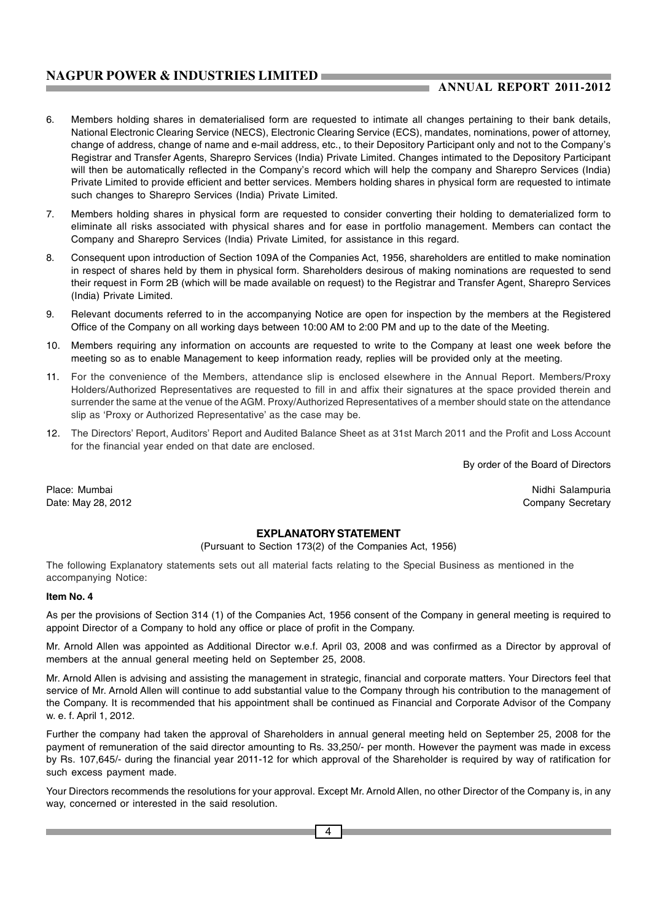6. Members holding shares in dematerialised form are requested to intimate all changes pertaining to their bank details, National Electronic Clearing Service (NECS), Electronic Clearing Service (ECS), mandates, nominations, power of attorney, change of address, change of name and e-mail address, etc., to their Depository Participant only and not to the Company's Registrar and Transfer Agents, Sharepro Services (India) Private Limited. Changes intimated to the Depository Participant will then be automatically reflected in the Company's record which will help the company and Sharepro Services (India) Private Limited to provide efficient and better services. Members holding shares in physical form are requested to intimate such changes to Sharepro Services (India) Private Limited.

7. Members holding shares in physical form are requested to consider converting their holding to dematerialized form to eliminate all risks associated with physical shares and for ease in portfolio management. Members can contact the Company and Sharepro Services (India) Private Limited, for assistance in this regard.

8. Consequent upon introduction of Section 109A of the Companies Act, 1956, shareholders are entitled to make nomination in respect of shares held by them in physical form. Shareholders desirous of making nominations are requested to send their request in Form 2B (which will be made available on request) to the Registrar and Transfer Agent, Sharepro Services (India) Private Limited.

9. Relevant documents referred to in the accompanying Notice are open for inspection by the members at the Registered Office of the Company on all working days between 10:00 AM to 2:00 PM and up to the date of the Meeting.

10. Members requiring any information on accounts are requested to write to the Company at least one week before the meeting so as to enable Management to keep information ready, replies will be provided only at the meeting.

11. For the convenience of the Members, attendance slip is enclosed elsewhere in the Annual Report. Members/Proxy Holders/Authorized Representatives are requested to fill in and affix their signatures at the space provided therein and surrender the same at the venue of the AGM. Proxy/Authorized Representatives of a member should state on the attendance slip as 'Proxy or Authorized Representative' as the case may be.

12. The Directors' Report, Auditors' Report and Audited Balance Sheet as at 31st March 2011 and the Profit and Loss Account for the financial year ended on that date are enclosed.

By order of the Board of Directors

Place: Mumbai
Date: May 28, 2012

Nidhi Salampuria
Company Secretary

## EXPLANATORY STATEMENT

(Pursuant to Section 173(2) of the Companies Act, 1956)

The following Explanatory statements sets out all material facts relating to the Special Business as mentioned in the accompanying Notice:

**Item No. 4**

As per the provisions of Section 314 (1) of the Companies Act, 1956 consent of the Company in general meeting is required to appoint Director of a Company to hold any office or place of profit in the Company.

Mr. Arnold Allen was appointed as Additional Director w.e.f. April 03, 2008 and was confirmed as a Director by approval of members at the annual general meeting held on September 25, 2008.

Mr. Arnold Allen is advising and assisting the management in strategic, financial and corporate matters. Your Directors feel that service of Mr. Arnold Allen will continue to add substantial value to the Company through his contribution to the management of the Company. It is recommended that his appointment shall be continued as Financial and Corporate Advisor of the Company w. e. f. April 1, 2012.

Further the company had taken the approval of Shareholders in annual general meeting held on September 25, 2008 for the payment of remuneration of the said director amounting to Rs. 33,250/- per month. However the payment was made in excess by Rs. 107,645/- during the financial year 2011-12 for which approval of the Shareholder is required by way of ratification for such excess payment made.

Your Directors recommends the resolutions for your approval. Except Mr. Arnold Allen, no other Director of the Company is, in any way, concerned or interested in the said resolution.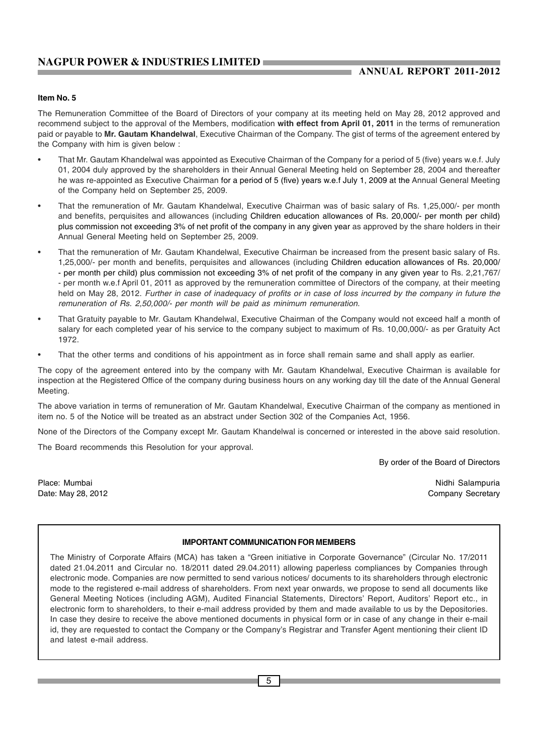**Item No. 5**

The Remuneration Committee of the Board of Directors of your company at its meeting held on May 28, 2012 approved and recommend subject to the approval of the Members, modification **with effect from April 01, 2011** in the terms of remuneration paid or payable to **Mr. Gautam Khandelwal**, Executive Chairman of the Company. The gist of terms of the agreement entered by the Company with him is given below :

- That Mr. Gautam Khandelwal was appointed as Executive Chairman of the Company for a period of 5 (five) years w.e.f. July 01, 2004 duly approved by the shareholders in their Annual General Meeting held on September 28, 2004 and thereafter he was re-appointed as Executive Chairman for a period of 5 (five) years w.e.f July 1, 2009 at the Annual General Meeting of the Company held on September 25, 2009.
- That the remuneration of Mr. Gautam Khandelwal, Executive Chairman was of basic salary of Rs. 1,25,000/- per month and benefits, perquisites and allowances (including Children education allowances of Rs. 20,000/- per month per child) plus commission not exceeding 3% of net profit of the company in any given year as approved by the share holders in their Annual General Meeting held on September 25, 2009.
- That the remuneration of Mr. Gautam Khandelwal, Executive Chairman be increased from the present basic salary of Rs. 1,25,000/- per month and benefits, perquisites and allowances (including Children education allowances of Rs. 20,000/ - per month per child) plus commission not exceeding 3% of net profit of the company in any given year to Rs. 2,21,767/ - per month w.e.f April 01, 2011 as approved by the remuneration committee of Directors of the company, at their meeting held on May 28, 2012. *Further in case of inadequacy of profits or in case of loss incurred by the company in future the remuneration of Rs. 2,50,000/- per month will be paid as minimum remuneration.*
- That Gratuity payable to Mr. Gautam Khandelwal, Executive Chairman of the Company would not exceed half a month of salary for each completed year of his service to the company subject to maximum of Rs. 10,00,000/- as per Gratuity Act 1972.
- That the other terms and conditions of his appointment as in force shall remain same and shall apply as earlier.

The copy of the agreement entered into by the company with Mr. Gautam Khandelwal, Executive Chairman is available for inspection at the Registered Office of the company during business hours on any working day till the date of the Annual General Meeting.

The above variation in terms of remuneration of Mr. Gautam Khandelwal, Executive Chairman of the company as mentioned in item no. 5 of the Notice will be treated as an abstract under Section 302 of the Companies Act, 1956.

None of the Directors of the Company except Mr. Gautam Khandelwal is concerned or interested in the above said resolution.

The Board recommends this Resolution for your approval.

By order of the Board of Directors

Place: Mumbai
Date: May 28, 2012

Nidhi Salampuria
Company Secretary

**IMPORTANT COMMUNICATION FOR MEMBERS**

The Ministry of Corporate Affairs (MCA) has taken a "Green initiative in Corporate Governance" (Circular No. 17/2011 dated 21.04.2011 and Circular no. 18/2011 dated 29.04.2011) allowing paperless compliances by Companies through electronic mode. Companies are now permitted to send various notices/ documents to its shareholders through electronic mode to the registered e-mail address of shareholders. From next year onwards, we propose to send all documents like General Meeting Notices (including AGM), Audited Financial Statements, Directors' Report, Auditors' Report etc., in electronic form to shareholders, to their e-mail address provided by them and made available to us by the Depositories. In case they desire to receive the above mentioned documents in physical form or in case of any change in their e-mail id, they are requested to contact the Company or the Company's Registrar and Transfer Agent mentioning their client ID and latest e-mail address.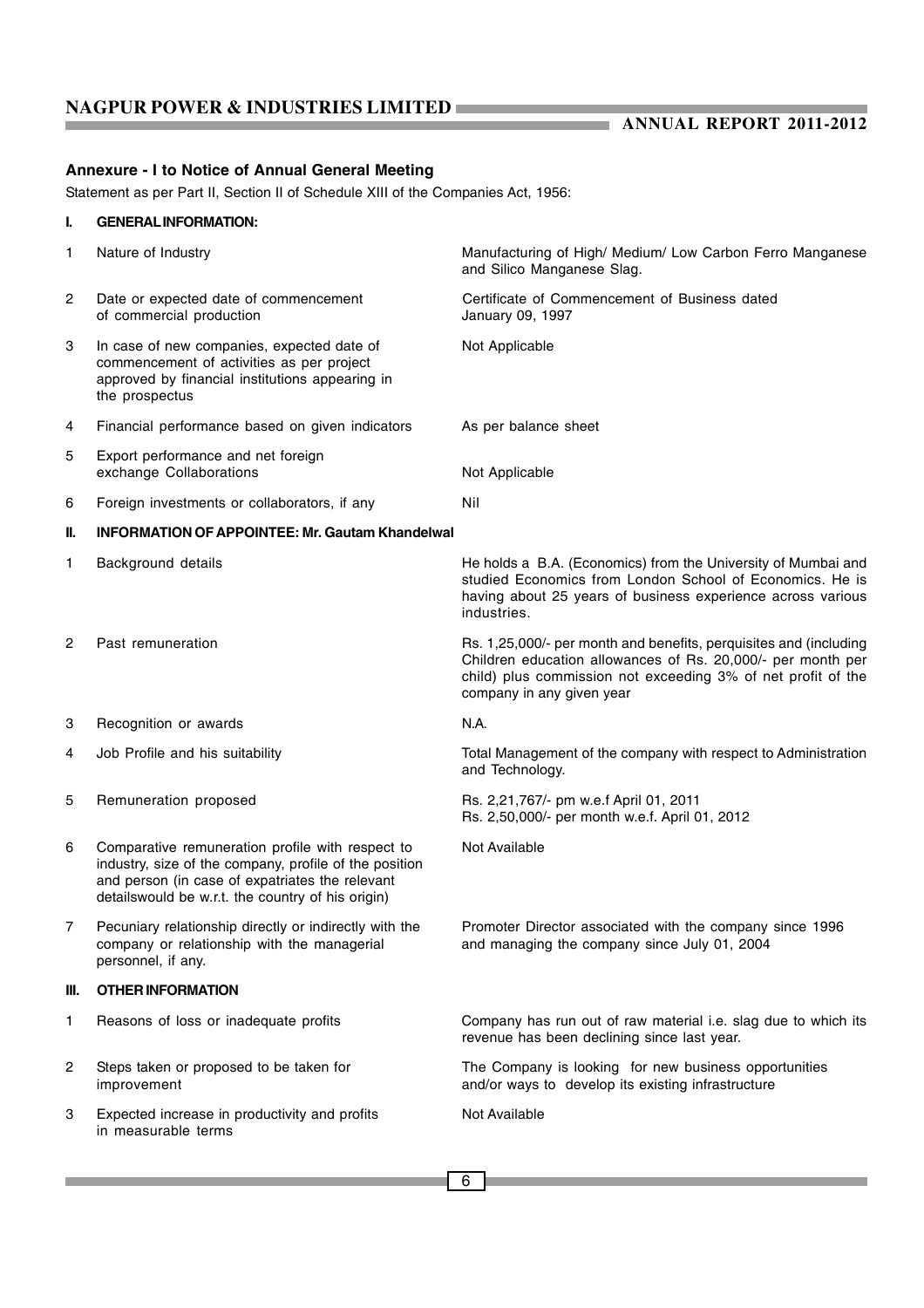## Annexure - I to Notice of Annual General Meeting

Statement as per Part II, Section II of Schedule XIII of the Companies Act, 1956:

| | | |
|---|---|---|
| **I.** | **GENERAL INFORMATION:** | |
| 1 | Nature of Industry | Manufacturing of High/ Medium/ Low Carbon Ferro Manganese and Silico Manganese Slag. |
| 2 | Date or expected date of commencement of commercial production | Certificate of Commencement of Business dated January 09, 1997 |
| 3 | In case of new companies, expected date of commencement of activities as per project approved by financial institutions appearing in the prospectus | Not Applicable |
| 4 | Financial performance based on given indicators | As per balance sheet |
| 5 | Export performance and net foreign exchange Collaborations | Not Applicable |
| 6 | Foreign investments or collaborators, if any | Nil |
| **II.** | **INFORMATION OF APPOINTEE: Mr. Gautam Khandelwal** | |
| 1 | Background details | He holds a B.A. (Economics) from the University of Mumbai and studied Economics from London School of Economics. He is having about 25 years of business experience across various industries. |
| 2 | Past remuneration | Rs. 1,25,000/- per month and benefits, perquisites and (including Children education allowances of Rs. 20,000/- per month per child) plus commission not exceeding 3% of net profit of the company in any given year |
| 3 | Recognition or awards | N.A. |
| 4 | Job Profile and his suitability | Total Management of the company with respect to Administration and Technology. |
| 5 | Remuneration proposed | Rs. 2,21,767/- pm w.e.f April 01, 2011<br>Rs. 2,50,000/- per month w.e.f. April 01, 2012 |
| 6 | Comparative remuneration profile with respect to industry, size of the company, profile of the position and person (in case of expatriates the relevant detailswould be w.r.t. the country of his origin) | Not Available |
| 7 | Pecuniary relationship directly or indirectly with the company or relationship with the managerial personnel, if any. | Promoter Director associated with the company since 1996 and managing the company since July 01, 2004 |
| **III.** | **OTHER INFORMATION** | |
| 1 | Reasons of loss or inadequate profits | Company has run out of raw material i.e. slag due to which its revenue has been declining since last year. |
| 2 | Steps taken or proposed to be taken for improvement | The Company is looking for new business opportunities and/or ways to develop its existing infrastructure |
| 3 | Expected increase in productivity and profits in measurable terms | Not Available |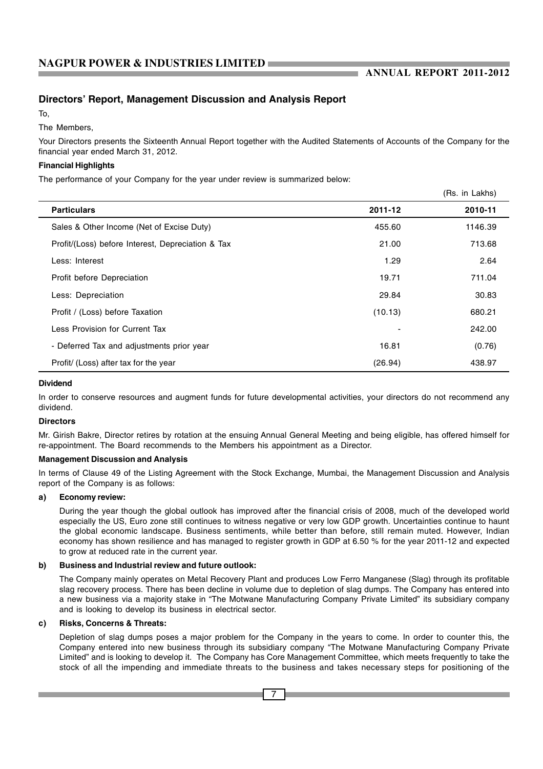## Directors' Report, Management Discussion and Analysis Report

To,

The Members,

Your Directors presents the Sixteenth Annual Report together with the Audited Statements of Accounts of the Company for the financial year ended March 31, 2012.

**Financial Highlights**

The performance of your Company for the year under review is summarized below:

(Rs. in Lakhs)

| Particulars | 2011-12 | 2010-11 |
|---|---|---|
| Sales & Other Income (Net of Excise Duty) | 455.60 | 1146.39 |
| Profit/(Loss) before Interest, Depreciation & Tax | 21.00 | 713.68 |
| Less: Interest | 1.29 | 2.64 |
| Profit before Depreciation | 19.71 | 711.04 |
| Less: Depreciation | 29.84 | 30.83 |
| Profit / (Loss) before Taxation | (10.13) | 680.21 |
| Less Provision for Current Tax | - | 242.00 |
| - Deferred Tax and adjustments prior year | 16.81 | (0.76) |
| Profit/ (Loss) after tax for the year | (26.94) | 438.97 |

**Dividend**

In order to conserve resources and augment funds for future developmental activities, your directors do not recommend any dividend.

**Directors**

Mr. Girish Bakre, Director retires by rotation at the ensuing Annual General Meeting and being eligible, has offered himself for re-appointment. The Board recommends to the Members his appointment as a Director.

**Management Discussion and Analysis**

In terms of Clause 49 of the Listing Agreement with the Stock Exchange, Mumbai, the Management Discussion and Analysis report of the Company is as follows:

**a) Economy review:**

During the year though the global outlook has improved after the financial crisis of 2008, much of the developed world especially the US, Euro zone still continues to witness negative or very low GDP growth. Uncertainties continue to haunt the global economic landscape. Business sentiments, while better than before, still remain muted. However, Indian economy has shown resilience and has managed to register growth in GDP at 6.50 % for the year 2011-12 and expected to grow at reduced rate in the current year.

**b) Business and Industrial review and future outlook:**

The Company mainly operates on Metal Recovery Plant and produces Low Ferro Manganese (Slag) through its profitable slag recovery process. There has been decline in volume due to depletion of slag dumps. The Company has entered into a new business via a majority stake in "The Motwane Manufacturing Company Private Limited" its subsidiary company and is looking to develop its business in electrical sector.

**c) Risks, Concerns & Threats:**

Depletion of slag dumps poses a major problem for the Company in the years to come. In order to counter this, the Company entered into new business through its subsidiary company "The Motwane Manufacturing Company Private Limited" and is looking to develop it. The Company has Core Management Committee, which meets frequently to take the stock of all the impending and immediate threats to the business and takes necessary steps for positioning of the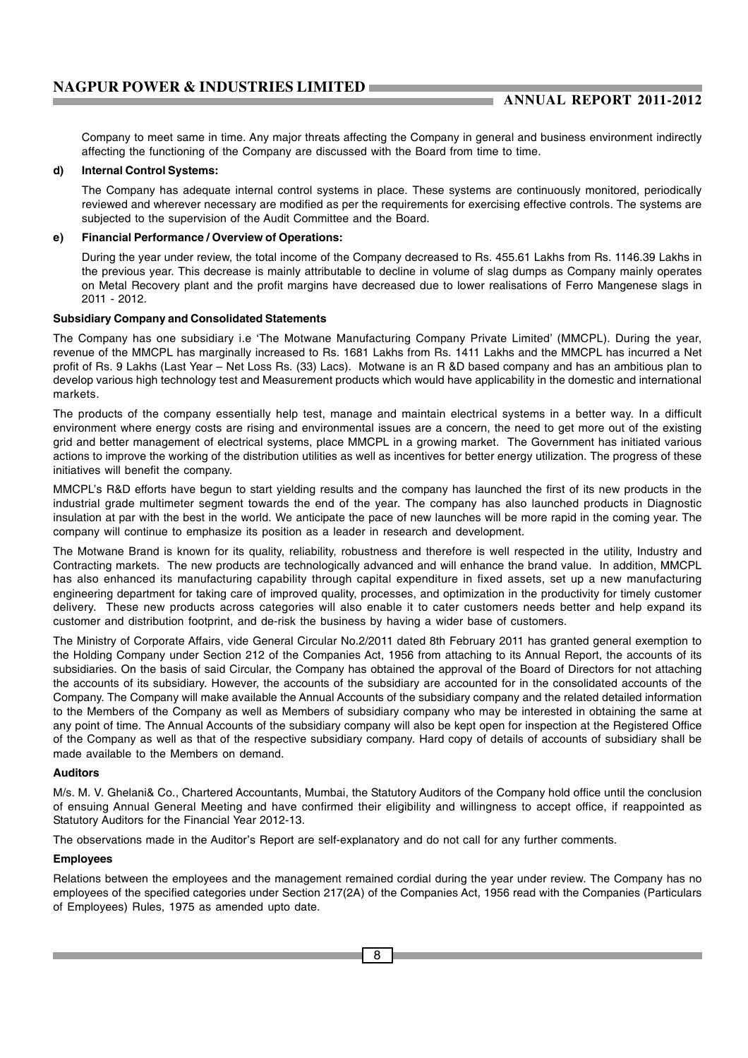Company to meet same in time. Any major threats affecting the Company in general and business environment indirectly affecting the functioning of the Company are discussed with the Board from time to time.

**d) Internal Control Systems:**

The Company has adequate internal control systems in place. These systems are continuously monitored, periodically reviewed and wherever necessary are modified as per the requirements for exercising effective controls. The systems are subjected to the supervision of the Audit Committee and the Board.

**e) Financial Performance / Overview of Operations:**

During the year under review, the total income of the Company decreased to Rs. 455.61 Lakhs from Rs. 1146.39 Lakhs in the previous year. This decrease is mainly attributable to decline in volume of slag dumps as Company mainly operates on Metal Recovery plant and the profit margins have decreased due to lower realisations of Ferro Mangenese slags in 2011 - 2012.

**Subsidiary Company and Consolidated Statements**

The Company has one subsidiary i.e 'The Motwane Manufacturing Company Private Limited' (MMCPL). During the year, revenue of the MMCPL has marginally increased to Rs. 1681 Lakhs from Rs. 1411 Lakhs and the MMCPL has incurred a Net profit of Rs. 9 Lakhs (Last Year – Net Loss Rs. (33) Lacs). Motwane is an R &D based company and has an ambitious plan to develop various high technology test and Measurement products which would have applicability in the domestic and international markets.

The products of the company essentially help test, manage and maintain electrical systems in a better way. In a difficult environment where energy costs are rising and environmental issues are a concern, the need to get more out of the existing grid and better management of electrical systems, place MMCPL in a growing market. The Government has initiated various actions to improve the working of the distribution utilities as well as incentives for better energy utilization. The progress of these initiatives will benefit the company.

MMCPL's R&D efforts have begun to start yielding results and the company has launched the first of its new products in the industrial grade multimeter segment towards the end of the year. The company has also launched products in Diagnostic insulation at par with the best in the world. We anticipate the pace of new launches will be more rapid in the coming year. The company will continue to emphasize its position as a leader in research and development.

The Motwane Brand is known for its quality, reliability, robustness and therefore is well respected in the utility, Industry and Contracting markets. The new products are technologically advanced and will enhance the brand value. In addition, MMCPL has also enhanced its manufacturing capability through capital expenditure in fixed assets, set up a new manufacturing engineering department for taking care of improved quality, processes, and optimization in the productivity for timely customer delivery. These new products across categories will also enable it to cater customers needs better and help expand its customer and distribution footprint, and de-risk the business by having a wider base of customers.

The Ministry of Corporate Affairs, vide General Circular No.2/2011 dated 8th February 2011 has granted general exemption to the Holding Company under Section 212 of the Companies Act, 1956 from attaching to its Annual Report, the accounts of its subsidiaries. On the basis of said Circular, the Company has obtained the approval of the Board of Directors for not attaching the accounts of its subsidiary. However, the accounts of the subsidiary are accounted for in the consolidated accounts of the Company. The Company will make available the Annual Accounts of the subsidiary company and the related detailed information to the Members of the Company as well as Members of subsidiary company who may be interested in obtaining the same at any point of time. The Annual Accounts of the subsidiary company will also be kept open for inspection at the Registered Office of the Company as well as that of the respective subsidiary company. Hard copy of details of accounts of subsidiary shall be made available to the Members on demand.

**Auditors**

M/s. M. V. Ghelani& Co., Chartered Accountants, Mumbai, the Statutory Auditors of the Company hold office until the conclusion of ensuing Annual General Meeting and have confirmed their eligibility and willingness to accept office, if reappointed as Statutory Auditors for the Financial Year 2012-13.

The observations made in the Auditor's Report are self-explanatory and do not call for any further comments.

**Employees**

Relations between the employees and the management remained cordial during the year under review. The Company has no employees of the specified categories under Section 217(2A) of the Companies Act, 1956 read with the Companies (Particulars of Employees) Rules, 1975 as amended upto date.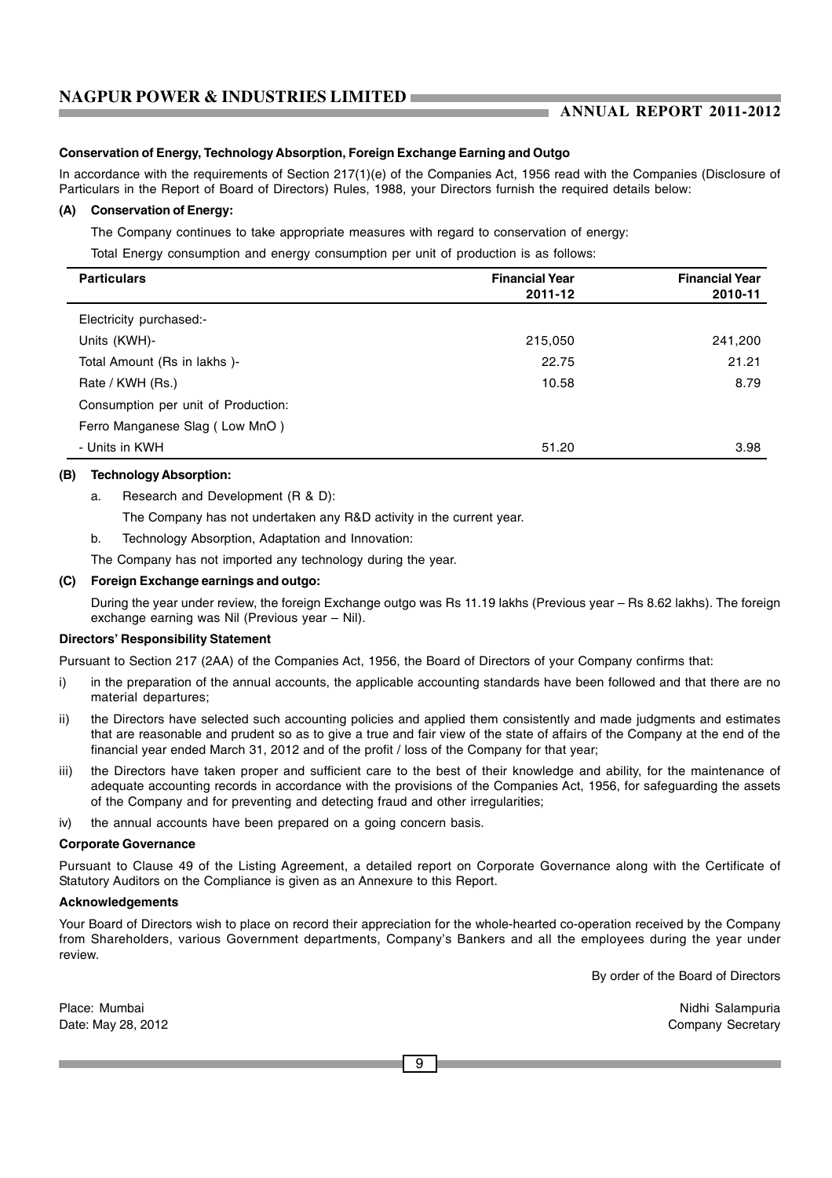### Conservation of Energy, Technology Absorption, Foreign Exchange Earning and Outgo

In accordance with the requirements of Section 217(1)(e) of the Companies Act, 1956 read with the Companies (Disclosure of Particulars in the Report of Board of Directors) Rules, 1988, your Directors furnish the required details below:

**(A) Conservation of Energy:**

The Company continues to take appropriate measures with regard to conservation of energy:

Total Energy consumption and energy consumption per unit of production is as follows:

| Particulars | Financial Year 2011-12 | Financial Year 2010-11 |
|---|---|---|
| Electricity purchased:- | | |
| Units (KWH)- | 215,050 | 241,200 |
| Total Amount (Rs in lakhs )- | 22.75 | 21.21 |
| Rate / KWH (Rs.) | 10.58 | 8.79 |
| Consumption per unit of Production: | | |
| Ferro Manganese Slag ( Low MnO ) | | |
| - Units in KWH | 51.20 | 3.98 |

**(B) Technology Absorption:**

a. Research and Development (R & D):

The Company has not undertaken any R&D activity in the current year.

b. Technology Absorption, Adaptation and Innovation:

The Company has not imported any technology during the year.

**(C) Foreign Exchange earnings and outgo:**

During the year under review, the foreign Exchange outgo was Rs 11.19 lakhs (Previous year – Rs 8.62 lakhs). The foreign exchange earning was Nil (Previous year – Nil).

### Directors' Responsibility Statement

Pursuant to Section 217 (2AA) of the Companies Act, 1956, the Board of Directors of your Company confirms that:

i) in the preparation of the annual accounts, the applicable accounting standards have been followed and that there are no material departures;

ii) the Directors have selected such accounting policies and applied them consistently and made judgments and estimates that are reasonable and prudent so as to give a true and fair view of the state of affairs of the Company at the end of the financial year ended March 31, 2012 and of the profit / loss of the Company for that year;

iii) the Directors have taken proper and sufficient care to the best of their knowledge and ability, for the maintenance of adequate accounting records in accordance with the provisions of the Companies Act, 1956, for safeguarding the assets of the Company and for preventing and detecting fraud and other irregularities;

iv) the annual accounts have been prepared on a going concern basis.

### Corporate Governance

Pursuant to Clause 49 of the Listing Agreement, a detailed report on Corporate Governance along with the Certificate of Statutory Auditors on the Compliance is given as an Annexure to this Report.

### Acknowledgements

Your Board of Directors wish to place on record their appreciation for the whole-hearted co-operation received by the Company from Shareholders, various Government departments, Company's Bankers and all the employees during the year under review.

By order of the Board of Directors

Place: Mumbai
Date: May 28, 2012

Nidhi Salampuria
Company Secretary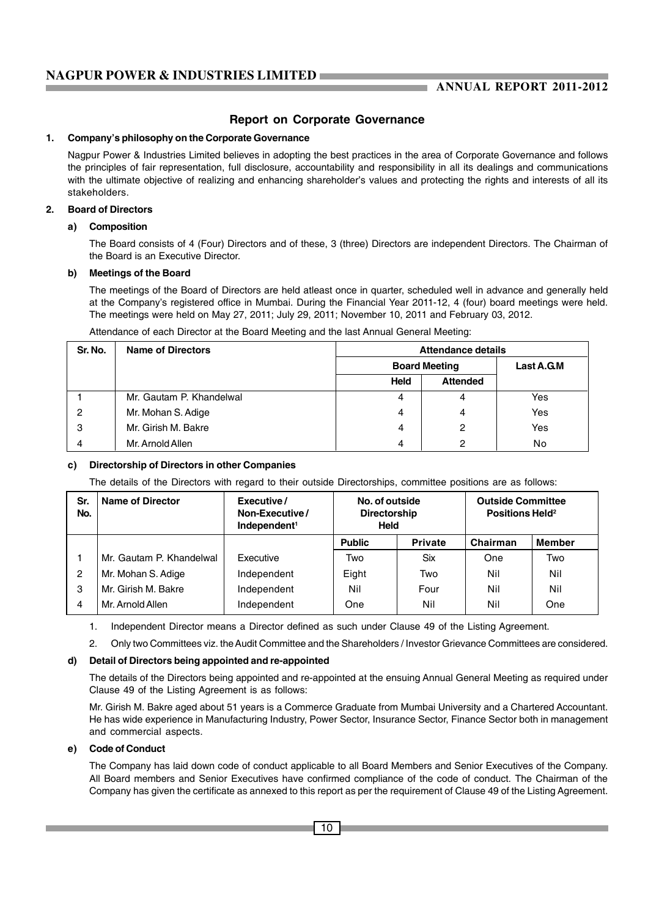## Report on Corporate Governance

### 1. Company's philosophy on the Corporate Governance

Nagpur Power & Industries Limited believes in adopting the best practices in the area of Corporate Governance and follows the principles of fair representation, full disclosure, accountability and responsibility in all its dealings and communications with the ultimate objective of realizing and enhancing shareholder's values and protecting the rights and interests of all its stakeholders.

### 2. Board of Directors

#### a) Composition

The Board consists of 4 (Four) Directors and of these, 3 (three) Directors are independent Directors. The Chairman of the Board is an Executive Director.

#### b) Meetings of the Board

The meetings of the Board of Directors are held atleast once in quarter, scheduled well in advance and generally held at the Company's registered office in Mumbai. During the Financial Year 2011-12, 4 (four) board meetings were held. The meetings were held on May 27, 2011; July 29, 2011; November 10, 2011 and February 03, 2012.

Attendance of each Director at the Board Meeting and the last Annual General Meeting:

| Sr. No. | Name of Directors | Attendance details | | |
|---|---|---|---|---|
| | | Board Meeting | | Last A.G.M |
| | | Held | Attended | |
| 1 | Mr. Gautam P. Khandelwal | 4 | 4 | Yes |
| 2 | Mr. Mohan S. Adige | 4 | 4 | Yes |
| 3 | Mr. Girish M. Bakre | 4 | 2 | Yes |
| 4 | Mr. Arnold Allen | 4 | 2 | No |

#### c) Directorship of Directors in other Companies

The details of the Directors with regard to their outside Directorships, committee positions are as follows:

| Sr. No. | Name of Director | Executive / Non-Executive / Independent[1] | No. of outside Directorship Held | | Outside Committee Positions Held[2] | |
|---|---|---|---|---|---|---|
| | | | Public | Private | Chairman | Member |
| 1 | Mr. Gautam P. Khandelwal | Executive | Two | Six | One | Two |
| 2 | Mr. Mohan S. Adige | Independent | Eight | Two | Nil | Nil |
| 3 | Mr. Girish M. Bakre | Independent | Nil | Four | Nil | Nil |
| 4 | Mr. Arnold Allen | Independent | One | Nil | Nil | One |

1. Independent Director means a Director defined as such under Clause 49 of the Listing Agreement.
2. Only two Committees viz. the Audit Committee and the Shareholders / Investor Grievance Committees are considered.

#### d) Detail of Directors being appointed and re-appointed

The details of the Directors being appointed and re-appointed at the ensuing Annual General Meeting as required under Clause 49 of the Listing Agreement is as follows:

Mr. Girish M. Bakre aged about 51 years is a Commerce Graduate from Mumbai University and a Chartered Accountant. He has wide experience in Manufacturing Industry, Power Sector, Insurance Sector, Finance Sector both in management and commercial aspects.

#### e) Code of Conduct

The Company has laid down code of conduct applicable to all Board Members and Senior Executives of the Company. All Board members and Senior Executives have confirmed compliance of the code of conduct. The Chairman of the Company has given the certificate as annexed to this report as per the requirement of Clause 49 of the Listing Agreement.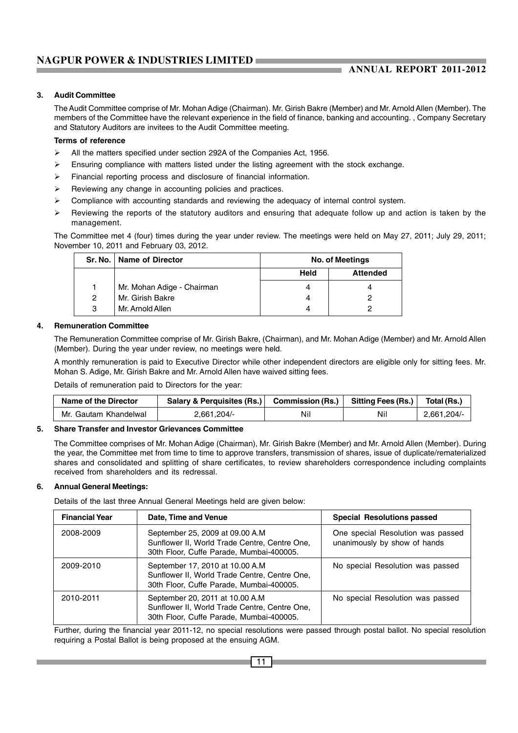### 3. Audit Committee

The Audit Committee comprise of Mr. Mohan Adige (Chairman). Mr. Girish Bakre (Member) and Mr. Arnold Allen (Member). The members of the Committee have the relevant experience in the field of finance, banking and accounting. , Company Secretary and Statutory Auditors are invitees to the Audit Committee meeting.

**Terms of reference**

- All the matters specified under section 292A of the Companies Act, 1956.
- Ensuring compliance with matters listed under the listing agreement with the stock exchange.
- Financial reporting process and disclosure of financial information.
- Reviewing any change in accounting policies and practices.
- Compliance with accounting standards and reviewing the adequacy of internal control system.
- Reviewing the reports of the statutory auditors and ensuring that adequate follow up and action is taken by the management.

The Committee met 4 (four) times during the year under review. The meetings were held on May 27, 2011; July 29, 2011; November 10, 2011 and February 03, 2012.

| Sr. No. | Name of Director | No. of Meetings | |
|---|---|---|---|
| | | Held | Attended |
| 1 | Mr. Mohan Adige - Chairman | 4 | 4 |
| 2 | Mr. Girish Bakre | 4 | 2 |
| 3 | Mr. Arnold Allen | 4 | 2 |

### 4. Remuneration Committee

The Remuneration Committee comprise of Mr. Girish Bakre, (Chairman), and Mr. Mohan Adige (Member) and Mr. Arnold Allen (Member). During the year under review, no meetings were held.

A monthly remuneration is paid to Executive Director while other independent directors are eligible only for sitting fees. Mr. Mohan S. Adige, Mr. Girish Bakre and Mr. Arnold Allen have waived sitting fees.

Details of remuneration paid to Directors for the year:

| Name of the Director | Salary & Perquisites (Rs.) | Commission (Rs.) | Sitting Fees (Rs.) | Total (Rs.) |
|---|---|---|---|---|
| Mr. Gautam Khandelwal | 2,661,204/- | Nil | Nil | 2,661,204/- |

### 5. Share Transfer and Investor Grievances Committee

The Committee comprises of Mr. Mohan Adige (Chairman), Mr. Girish Bakre (Member) and Mr. Arnold Allen (Member). During the year, the Committee met from time to time to approve transfers, transmission of shares, issue of duplicate/rematerialized shares and consolidated and splitting of share certificates, to review shareholders correspondence including complaints received from shareholders and its redressal.

### 6. Annual General Meetings:

Details of the last three Annual General Meetings held are given below:

| Financial Year | Date, Time and Venue | Special Resolutions passed |
|---|---|---|
| 2008-2009 | September 25, 2009 at 09.00 A.M Sunflower II, World Trade Centre, Centre One, 30th Floor, Cuffe Parade, Mumbai-400005. | One special Resolution was passed unanimously by show of hands |
| 2009-2010 | September 17, 2010 at 10.00 A.M Sunflower II, World Trade Centre, Centre One, 30th Floor, Cuffe Parade, Mumbai-400005. | No special Resolution was passed |
| 2010-2011 | September 20, 2011 at 10.00 A.M Sunflower II, World Trade Centre, Centre One, 30th Floor, Cuffe Parade, Mumbai-400005. | No special Resolution was passed |

Further, during the financial year 2011-12, no special resolutions were passed through postal ballot. No special resolution requiring a Postal Ballot is being proposed at the ensuing AGM.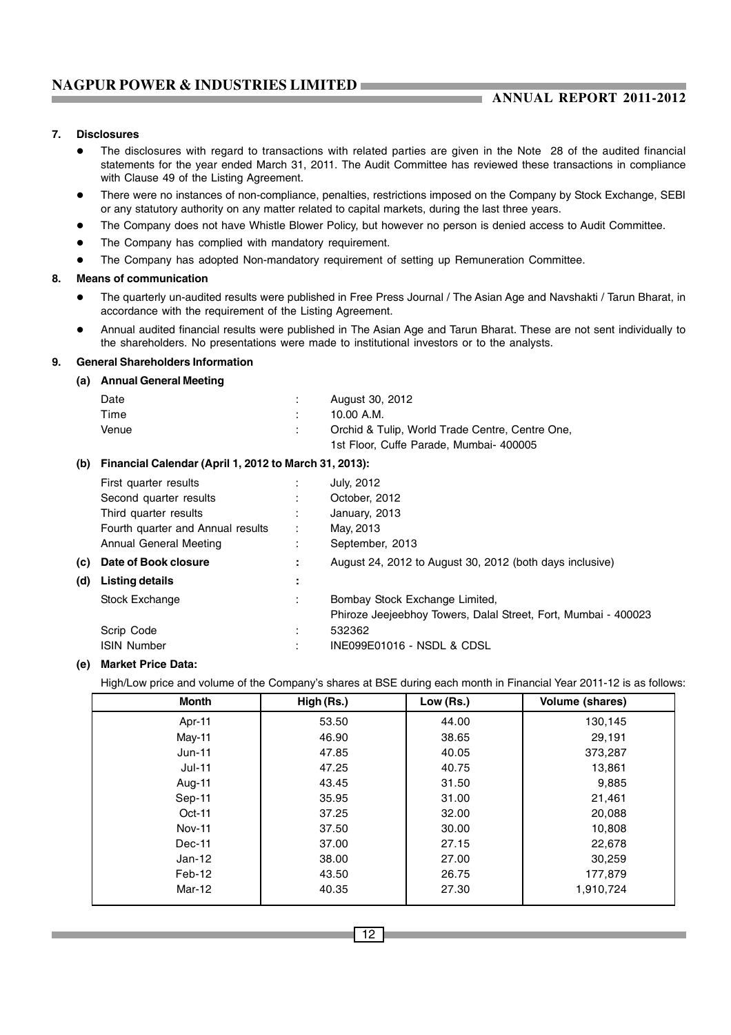## 7. Disclosures

- The disclosures with regard to transactions with related parties are given in the Note 28 of the audited financial statements for the year ended March 31, 2011. The Audit Committee has reviewed these transactions in compliance with Clause 49 of the Listing Agreement.
- There were no instances of non-compliance, penalties, restrictions imposed on the Company by Stock Exchange, SEBI or any statutory authority on any matter related to capital markets, during the last three years.
- The Company does not have Whistle Blower Policy, but however no person is denied access to Audit Committee.
- The Company has complied with mandatory requirement.
- The Company has adopted Non-mandatory requirement of setting up Remuneration Committee.

## 8. Means of communication

- The quarterly un-audited results were published in Free Press Journal / The Asian Age and Navshakti / Tarun Bharat, in accordance with the requirement of the Listing Agreement.
- Annual audited financial results were published in The Asian Age and Tarun Bharat. These are not sent individually to the shareholders. No presentations were made to institutional investors or to the analysts.

## 9. General Shareholders Information

### (a) Annual General Meeting

| | | |
|---|---|---|
| Date | : | August 30, 2012 |
| Time | : | 10.00 A.M. |
| Venue | : | Orchid & Tulip, World Trade Centre, Centre One, 1st Floor, Cuffe Parade, Mumbai- 400005 |

### (b) Financial Calendar (April 1, 2012 to March 31, 2013):

| | | |
|---|---|---|
| First quarter results | : | July, 2012 |
| Second quarter results | : | October, 2012 |
| Third quarter results | : | January, 2013 |
| Fourth quarter and Annual results | : | May, 2013 |
| Annual General Meeting | : | September, 2013 |

### (c) Date of Book closure : August 24, 2012 to August 30, 2012 (both days inclusive)

### (d) Listing details :

| | | |
|---|---|---|
| Stock Exchange | : | Bombay Stock Exchange Limited, Phiroze Jeejeebhoy Towers, Dalal Street, Fort, Mumbai - 400023 |
| Scrip Code | : | 532362 |
| ISIN Number | : | INE099E01016 - NSDL & CDSL |

### (e) Market Price Data:

High/Low price and volume of the Company's shares at BSE during each month in Financial Year 2011-12 is as follows:

| Month | High (Rs.) | Low (Rs.) | Volume (shares) |
|---|---|---|---|
| Apr-11 | 53.50 | 44.00 | 130,145 |
| May-11 | 46.90 | 38.65 | 29,191 |
| Jun-11 | 47.85 | 40.05 | 373,287 |
| Jul-11 | 47.25 | 40.75 | 13,861 |
| Aug-11 | 43.45 | 31.50 | 9,885 |
| Sep-11 | 35.95 | 31.00 | 21,461 |
| Oct-11 | 37.25 | 32.00 | 20,088 |
| Nov-11 | 37.50 | 30.00 | 10,808 |
| Dec-11 | 37.00 | 27.15 | 22,678 |
| Jan-12 | 38.00 | 27.00 | 30,259 |
| Feb-12 | 43.50 | 26.75 | 177,879 |
| Mar-12 | 40.35 | 27.30 | 1,910,724 |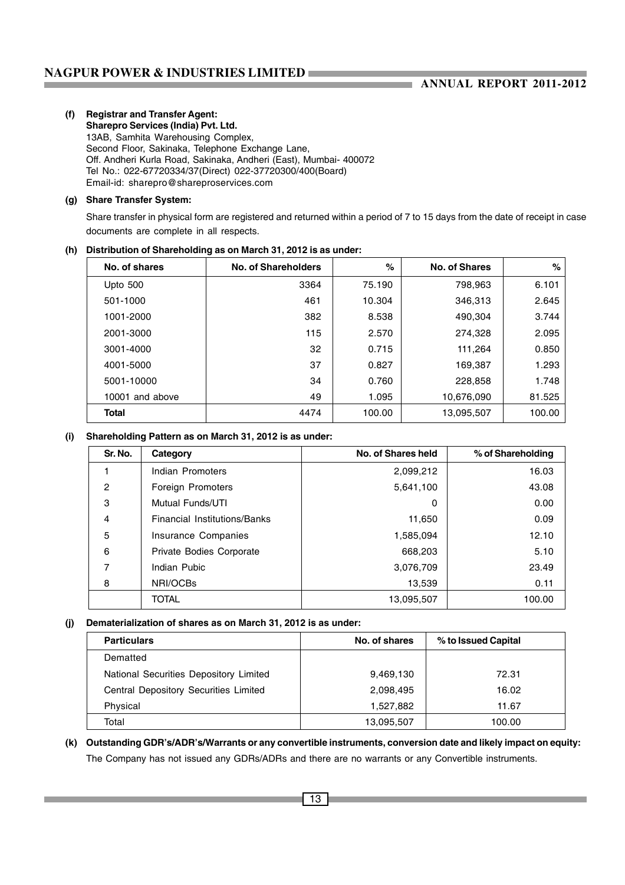**(f) Registrar and Transfer Agent:**

**Sharepro Services (India) Pvt. Ltd.**
13AB, Samhita Warehousing Complex,
Second Floor, Sakinaka, Telephone Exchange Lane,
Off. Andheri Kurla Road, Sakinaka, Andheri (East), Mumbai- 400072
Tel No.: 022-67720334/37(Direct) 022-37720300/400(Board)
Email-id: sharepro@shareproservices.com

**(g) Share Transfer System:**

Share transfer in physical form are registered and returned within a period of 7 to 15 days from the date of receipt in case documents are complete in all respects.

**(h) Distribution of Shareholding as on March 31, 2012 is as under:**

| No. of shares | No. of Shareholders | % | No. of Shares | % |
|---|---|---|---|---|
| Upto 500 | 3364 | 75.190 | 798,963 | 6.101 |
| 501-1000 | 461 | 10.304 | 346,313 | 2.645 |
| 1001-2000 | 382 | 8.538 | 490,304 | 3.744 |
| 2001-3000 | 115 | 2.570 | 274,328 | 2.095 |
| 3001-4000 | 32 | 0.715 | 111,264 | 0.850 |
| 4001-5000 | 37 | 0.827 | 169,387 | 1.293 |
| 5001-10000 | 34 | 0.760 | 228,858 | 1.748 |
| 10001 and above | 49 | 1.095 | 10,676,090 | 81.525 |
| **Total** | 4474 | 100.00 | 13,095,507 | 100.00 |

**(i) Shareholding Pattern as on March 31, 2012 is as under:**

| Sr. No. | Category | No. of Shares held | % of Shareholding |
|---|---|---|---|
| 1 | Indian Promoters | 2,099,212 | 16.03 |
| 2 | Foreign Promoters | 5,641,100 | 43.08 |
| 3 | Mutual Funds/UTI | 0 | 0.00 |
| 4 | Financial Institutions/Banks | 11,650 | 0.09 |
| 5 | Insurance Companies | 1,585,094 | 12.10 |
| 6 | Private Bodies Corporate | 668,203 | 5.10 |
| 7 | Indian Pubic | 3,076,709 | 23.49 |
| 8 | NRI/OCBs | 13,539 | 0.11 |
| | TOTAL | 13,095,507 | 100.00 |

**(j) Dematerialization of shares as on March 31, 2012 is as under:**

| Particulars | No. of shares | % to Issued Capital |
|---|---|---|
| Dematted | | |
| National Securities Depository Limited | 9,469,130 | 72.31 |
| Central Depository Securities Limited | 2,098,495 | 16.02 |
| Physical | 1,527,882 | 11.67 |
| Total | 13,095,507 | 100.00 |

**(k) Outstanding GDR's/ADR's/Warrants or any convertible instruments, conversion date and likely impact on equity:**

The Company has not issued any GDRs/ADRs and there are no warrants or any Convertible instruments.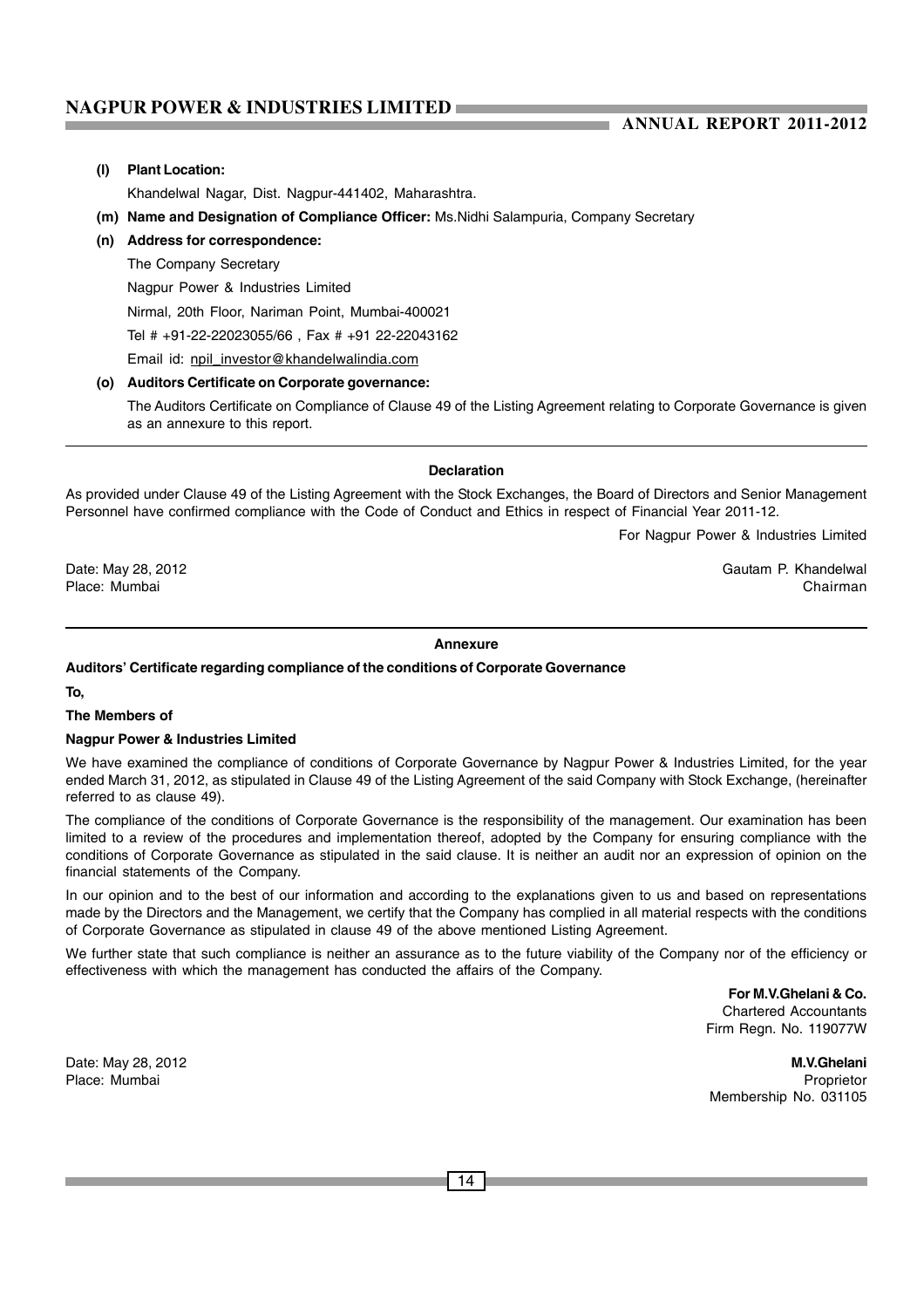**(l) Plant Location:**

Khandelwal Nagar, Dist. Nagpur-441402, Maharashtra.

**(m) Name and Designation of Compliance Officer:** Ms.Nidhi Salampuria, Company Secretary

**(n) Address for correspondence:**

The Company Secretary

Nagpur Power & Industries Limited

Nirmal, 20th Floor, Nariman Point, Mumbai-400021

Tel # +91-22-22023055/66 , Fax # +91 22-22043162

Email id: npil_investor@khandelwalindia.com

**(o) Auditors Certificate on Corporate governance:**

The Auditors Certificate on Compliance of Clause 49 of the Listing Agreement relating to Corporate Governance is given as an annexure to this report.

---

**Declaration**

As provided under Clause 49 of the Listing Agreement with the Stock Exchanges, the Board of Directors and Senior Management Personnel have confirmed compliance with the Code of Conduct and Ethics in respect of Financial Year 2011-12.

For Nagpur Power & Industries Limited

Date: May 28, 2012
Place: Mumbai

Gautam P. Khandelwal
Chairman

---

**Annexure**

**Auditors' Certificate regarding compliance of the conditions of Corporate Governance**

**To,**

**The Members of**

**Nagpur Power & Industries Limited**

We have examined the compliance of conditions of Corporate Governance by Nagpur Power & Industries Limited, for the year ended March 31, 2012, as stipulated in Clause 49 of the Listing Agreement of the said Company with Stock Exchange, (hereinafter referred to as clause 49).

The compliance of the conditions of Corporate Governance is the responsibility of the management. Our examination has been limited to a review of the procedures and implementation thereof, adopted by the Company for ensuring compliance with the conditions of Corporate Governance as stipulated in the said clause. It is neither an audit nor an expression of opinion on the financial statements of the Company.

In our opinion and to the best of our information and according to the explanations given to us and based on representations made by the Directors and the Management, we certify that the Company has complied in all material respects with the conditions of Corporate Governance as stipulated in clause 49 of the above mentioned Listing Agreement.

We further state that such compliance is neither an assurance as to the future viability of the Company nor of the efficiency or effectiveness with which the management has conducted the affairs of the Company.

**For M.V.Ghelani & Co.**
Chartered Accountants
Firm Regn. No. 119077W

Date: May 28, 2012
Place: Mumbai

**M.V.Ghelani**
Proprietor
Membership No. 031105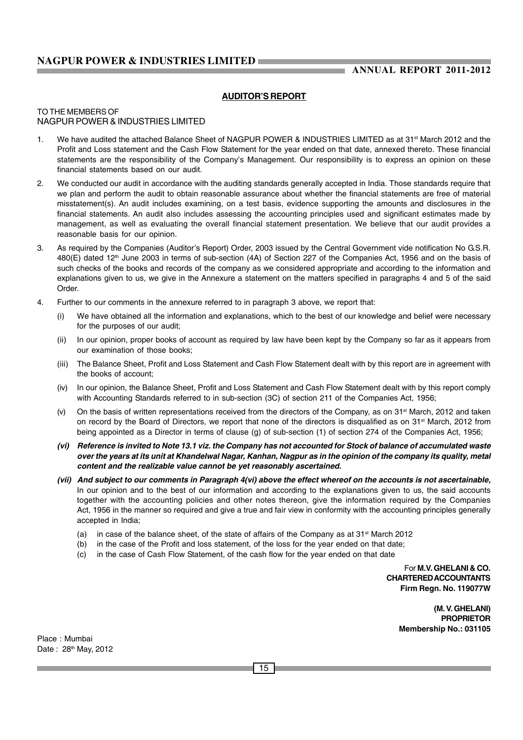## AUDITOR'S REPORT

TO THE MEMBERS OF
NAGPUR POWER & INDUSTRIES LIMITED

1. We have audited the attached Balance Sheet of NAGPUR POWER & INDUSTRIES LIMITED as at 31st March 2012 and the Profit and Loss statement and the Cash Flow Statement for the year ended on that date, annexed thereto. These financial statements are the responsibility of the Company's Management. Our responsibility is to express an opinion on these financial statements based on our audit.

2. We conducted our audit in accordance with the auditing standards generally accepted in India. Those standards require that we plan and perform the audit to obtain reasonable assurance about whether the financial statements are free of material misstatement(s). An audit includes examining, on a test basis, evidence supporting the amounts and disclosures in the financial statements. An audit also includes assessing the accounting principles used and significant estimates made by management, as well as evaluating the overall financial statement presentation. We believe that our audit provides a reasonable basis for our opinion.

3. As required by the Companies (Auditor's Report) Order, 2003 issued by the Central Government vide notification No G.S.R. 480(E) dated 12th June 2003 in terms of sub-section (4A) of Section 227 of the Companies Act, 1956 and on the basis of such checks of the books and records of the company as we considered appropriate and according to the information and explanations given to us, we give in the Annexure a statement on the matters specified in paragraphs 4 and 5 of the said Order.

4. Further to our comments in the annexure referred to in paragraph 3 above, we report that:

   (i) We have obtained all the information and explanations, which to the best of our knowledge and belief were necessary for the purposes of our audit;

   (ii) In our opinion, proper books of account as required by law have been kept by the Company so far as it appears from our examination of those books;

   (iii) The Balance Sheet, Profit and Loss Statement and Cash Flow Statement dealt with by this report are in agreement with the books of account;

   (iv) In our opinion, the Balance Sheet, Profit and Loss Statement and Cash Flow Statement dealt with by this report comply with Accounting Standards referred to in sub-section (3C) of section 211 of the Companies Act, 1956;

   (v) On the basis of written representations received from the directors of the Company, as on 31st March, 2012 and taken on record by the Board of Directors, we report that none of the directors is disqualified as on 31st March, 2012 from being appointed as a Director in terms of clause (g) of sub-section (1) of section 274 of the Companies Act, 1956;

   ***(vi) Reference is invited to Note 13.1 viz. the Company has not accounted for Stock of balance of accumulated waste over the years at its unit at Khandelwal Nagar, Kanhan, Nagpur as in the opinion of the company its quality, metal content and the realizable value cannot be yet reasonably ascertained.***

   ***(vii) And subject to our comments in Paragraph 4(vi) above the effect whereof on the accounts is not ascertainable,*** In our opinion and to the best of our information and according to the explanations given to us, the said accounts together with the accounting policies and other notes thereon, give the information required by the Companies Act, 1956 in the manner so required and give a true and fair view in conformity with the accounting principles generally accepted in India;

   (a) in case of the balance sheet, of the state of affairs of the Company as at 31st March 2012
   (b) in the case of the Profit and loss statement, of the loss for the year ended on that date;
   (c) in the case of Cash Flow Statement, of the cash flow for the year ended on that date

For **M.V. GHELANI & CO.**
**CHARTERED ACCOUNTANTS**
**Firm Regn. No. 119077W**

**(M. V. GHELANI)**
**PROPRIETOR**
**Membership No.: 031105**

Place : Mumbai
Date : 28th May, 2012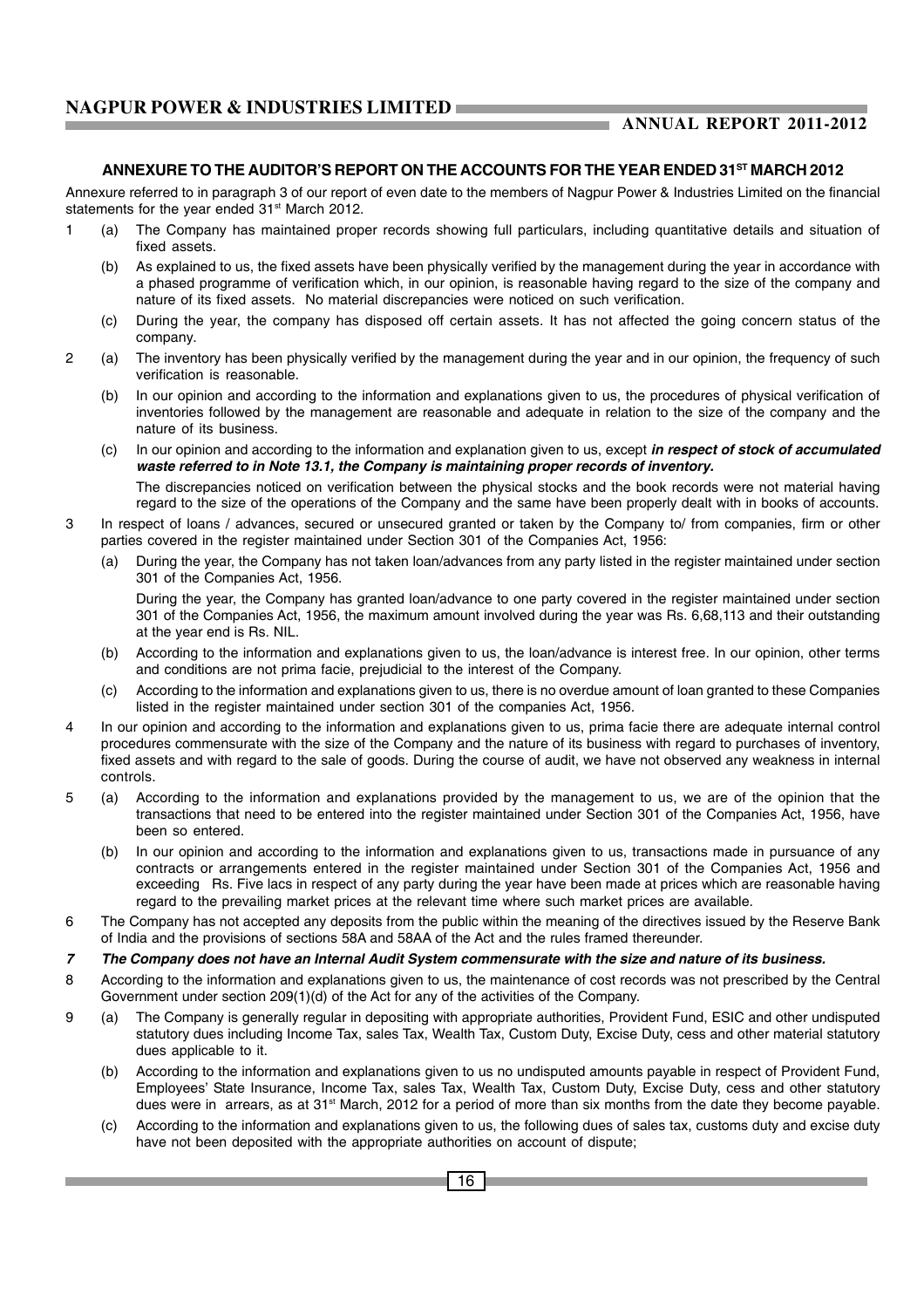## ANNEXURE TO THE AUDITOR'S REPORT ON THE ACCOUNTS FOR THE YEAR ENDED 31ST MARCH 2012

Annexure referred to in paragraph 3 of our report of even date to the members of Nagpur Power & Industries Limited on the financial statements for the year ended 31st March 2012.

1 (a) The Company has maintained proper records showing full particulars, including quantitative details and situation of fixed assets.

 (b) As explained to us, the fixed assets have been physically verified by the management during the year in accordance with a phased programme of verification which, in our opinion, is reasonable having regard to the size of the company and nature of its fixed assets. No material discrepancies were noticed on such verification.

 (c) During the year, the company has disposed off certain assets. It has not affected the going concern status of the company.

2 (a) The inventory has been physically verified by the management during the year and in our opinion, the frequency of such verification is reasonable.

 (b) In our opinion and according to the information and explanations given to us, the procedures of physical verification of inventories followed by the management are reasonable and adequate in relation to the size of the company and the nature of its business.

 (c) In our opinion and according to the information and explanation given to us, except ***in respect of stock of accumulated waste referred to in Note 13.1, the Company is maintaining proper records of inventory.***

 The discrepancies noticed on verification between the physical stocks and the book records were not material having regard to the size of the operations of the Company and the same have been properly dealt with in books of accounts.

3 In respect of loans / advances, secured or unsecured granted or taken by the Company to/ from companies, firm or other parties covered in the register maintained under Section 301 of the Companies Act, 1956:

 (a) During the year, the Company has not taken loan/advances from any party listed in the register maintained under section 301 of the Companies Act, 1956.

 During the year, the Company has granted loan/advance to one party covered in the register maintained under section 301 of the Companies Act, 1956, the maximum amount involved during the year was Rs. 6,68,113 and their outstanding at the year end is Rs. NIL.

 (b) According to the information and explanations given to us, the loan/advance is interest free. In our opinion, other terms and conditions are not prima facie, prejudicial to the interest of the Company.

 (c) According to the information and explanations given to us, there is no overdue amount of loan granted to these Companies listed in the register maintained under section 301 of the companies Act, 1956.

4 In our opinion and according to the information and explanations given to us, prima facie there are adequate internal control procedures commensurate with the size of the Company and the nature of its business with regard to purchases of inventory, fixed assets and with regard to the sale of goods. During the course of audit, we have not observed any weakness in internal controls.

5 (a) According to the information and explanations provided by the management to us, we are of the opinion that the transactions that need to be entered into the register maintained under Section 301 of the Companies Act, 1956, have been so entered.

 (b) In our opinion and according to the information and explanations given to us, transactions made in pursuance of any contracts or arrangements entered in the register maintained under Section 301 of the Companies Act, 1956 and exceeding Rs. Five lacs in respect of any party during the year have been made at prices which are reasonable having regard to the prevailing market prices at the relevant time where such market prices are available.

6 The Company has not accepted any deposits from the public within the meaning of the directives issued by the Reserve Bank of India and the provisions of sections 58A and 58AA of the Act and the rules framed thereunder.

***7 The Company does not have an Internal Audit System commensurate with the size and nature of its business.***

8 According to the information and explanations given to us, the maintenance of cost records was not prescribed by the Central Government under section 209(1)(d) of the Act for any of the activities of the Company.

9 (a) The Company is generally regular in depositing with appropriate authorities, Provident Fund, ESIC and other undisputed statutory dues including Income Tax, sales Tax, Wealth Tax, Custom Duty, Excise Duty, cess and other material statutory dues applicable to it.

 (b) According to the information and explanations given to us no undisputed amounts payable in respect of Provident Fund, Employees' State Insurance, Income Tax, sales Tax, Wealth Tax, Custom Duty, Excise Duty, cess and other statutory dues were in arrears, as at 31st March, 2012 for a period of more than six months from the date they become payable.

 (c) According to the information and explanations given to us, the following dues of sales tax, customs duty and excise duty have not been deposited with the appropriate authorities on account of dispute;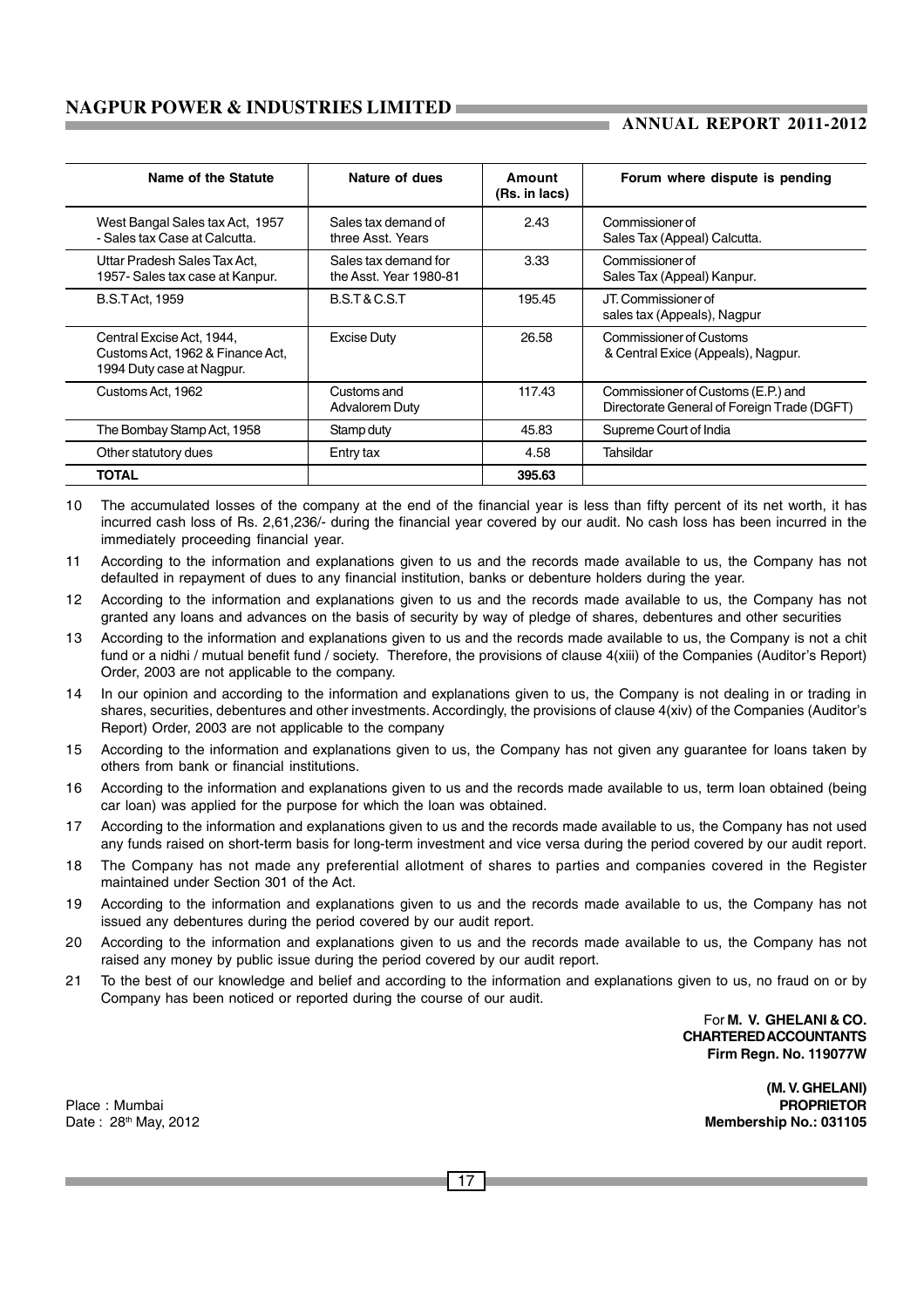| Name of the Statute | Nature of dues | Amount (Rs. in lacs) | Forum where dispute is pending |
|---|---|---|---|
| West Bangal Sales tax Act, 1957 - Sales tax Case at Calcutta. | Sales tax demand of three Asst. Years | 2.43 | Commissioner of Sales Tax (Appeal) Calcutta. |
| Uttar Pradesh Sales Tax Act, 1957- Sales tax case at Kanpur. | Sales tax demand for the Asst. Year 1980-81 | 3.33 | Commissioner of Sales Tax (Appeal) Kanpur. |
| B.S.T Act, 1959 | B.S.T & C.S.T | 195.45 | JT. Commissioner of sales tax (Appeals), Nagpur |
| Central Excise Act, 1944, Customs Act, 1962 & Finance Act, 1994 Duty case at Nagpur. | Excise Duty | 26.58 | Commissioner of Customs & Central Exice (Appeals), Nagpur. |
| Customs Act, 1962 | Customs and Advalorem Duty | 117.43 | Commissioner of Customs (E.P.) and Directorate General of Foreign Trade (DGFT) |
| The Bombay Stamp Act, 1958 | Stamp duty | 45.83 | Supreme Court of India |
| Other statutory dues | Entry tax | 4.58 | Tahsildar |
| **TOTAL** | | **395.63** | |

10 The accumulated losses of the company at the end of the financial year is less than fifty percent of its net worth, it has incurred cash loss of Rs. 2,61,236/- during the financial year covered by our audit. No cash loss has been incurred in the immediately proceeding financial year.

11 According to the information and explanations given to us and the records made available to us, the Company has not defaulted in repayment of dues to any financial institution, banks or debenture holders during the year.

12 According to the information and explanations given to us and the records made available to us, the Company has not granted any loans and advances on the basis of security by way of pledge of shares, debentures and other securities

13 According to the information and explanations given to us and the records made available to us, the Company is not a chit fund or a nidhi / mutual benefit fund / society. Therefore, the provisions of clause 4(xiii) of the Companies (Auditor's Report) Order, 2003 are not applicable to the company.

14 In our opinion and according to the information and explanations given to us, the Company is not dealing in or trading in shares, securities, debentures and other investments. Accordingly, the provisions of clause 4(xiv) of the Companies (Auditor's Report) Order, 2003 are not applicable to the company

15 According to the information and explanations given to us, the Company has not given any guarantee for loans taken by others from bank or financial institutions.

16 According to the information and explanations given to us and the records made available to us, term loan obtained (being car loan) was applied for the purpose for which the loan was obtained.

17 According to the information and explanations given to us and the records made available to us, the Company has not used any funds raised on short-term basis for long-term investment and vice versa during the period covered by our audit report.

18 The Company has not made any preferential allotment of shares to parties and companies covered in the Register maintained under Section 301 of the Act.

19 According to the information and explanations given to us and the records made available to us, the Company has not issued any debentures during the period covered by our audit report.

20 According to the information and explanations given to us and the records made available to us, the Company has not raised any money by public issue during the period covered by our audit report.

21 To the best of our knowledge and belief and according to the information and explanations given to us, no fraud on or by Company has been noticed or reported during the course of our audit.

For **M. V. GHELANI & CO.**
**CHARTERED ACCOUNTANTS**
**Firm Regn. No. 119077W**

**(M. V. GHELANI)**
**PROPRIETOR**
**Membership No.: 031105**

Place : Mumbai
Date : 28th May, 2012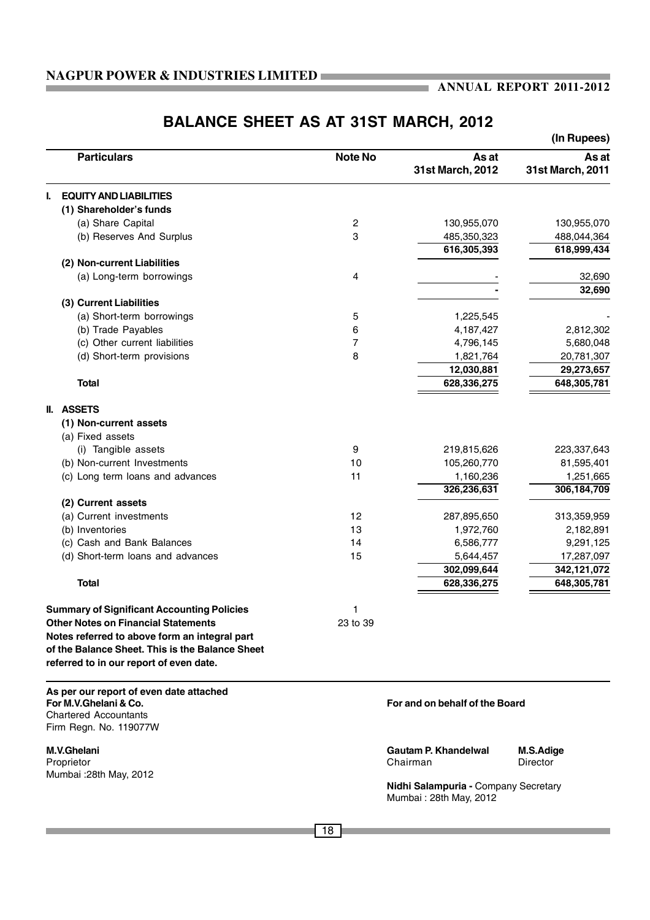# BALANCE SHEET AS AT 31ST MARCH, 2012

(In Rupees)

| Particulars | Note No | As at 31st March, 2012 | As at 31st March, 2011 |
|---|---|---|---|
| **I. EQUITY AND LIABILITIES** | | | |
| **(1) Shareholder's funds** | | | |
| (a) Share Capital | 2 | 130,955,070 | 130,955,070 |
| (b) Reserves And Surplus | 3 | 485,350,323 | 488,044,364 |
| | | **616,305,393** | **618,999,434** |
| **(2) Non-current Liabilities** | | | |
| (a) Long-term borrowings | 4 | - | 32,690 |
| | | **-** | **32,690** |
| **(3) Current Liabilities** | | | |
| (a) Short-term borrowings | 5 | 1,225,545 | - |
| (b) Trade Payables | 6 | 4,187,427 | 2,812,302 |
| (c) Other current liabilities | 7 | 4,796,145 | 5,680,048 |
| (d) Short-term provisions | 8 | 1,821,764 | 20,781,307 |
| | | **12,030,881** | **29,273,657** |
| **Total** | | **628,336,275** | **648,305,781** |
| **II. ASSETS** | | | |
| **(1) Non-current assets** | | | |
| (a) Fixed assets | | | |
| (i) Tangible assets | 9 | 219,815,626 | 223,337,643 |
| (b) Non-current Investments | 10 | 105,260,770 | 81,595,401 |
| (c) Long term loans and advances | 11 | 1,160,236 | 1,251,665 |
| | | **326,236,631** | **306,184,709** |
| **(2) Current assets** | | | |
| (a) Current investments | 12 | 287,895,650 | 313,359,959 |
| (b) Inventories | 13 | 1,972,760 | 2,182,891 |
| (c) Cash and Bank Balances | 14 | 6,586,777 | 9,291,125 |
| (d) Short-term loans and advances | 15 | 5,644,457 | 17,287,097 |
| | | **302,099,644** | **342,121,072** |
| **Total** | | **628,336,275** | **648,305,781** |
| **Summary of Significant Accounting Policies** | 1 | | |
| **Other Notes on Financial Statements** | 23 to 39 | | |

**Notes referred to above form an integral part of the Balance Sheet. This is the Balance Sheet referred to in our report of even date.**

**As per our report of even date attached**
**For M.V.Ghelani & Co.**
Chartered Accountants
Firm Regn. No. 119077W

**M.V.Ghelani**
Proprietor
Mumbai :28th May, 2012

**For and on behalf of the Board**

**Gautam P. Khandelwal** – Chairman
**M.S.Adige** – Director

**Nidhi Salampuria -** Company Secretary
Mumbai : 28th May, 2012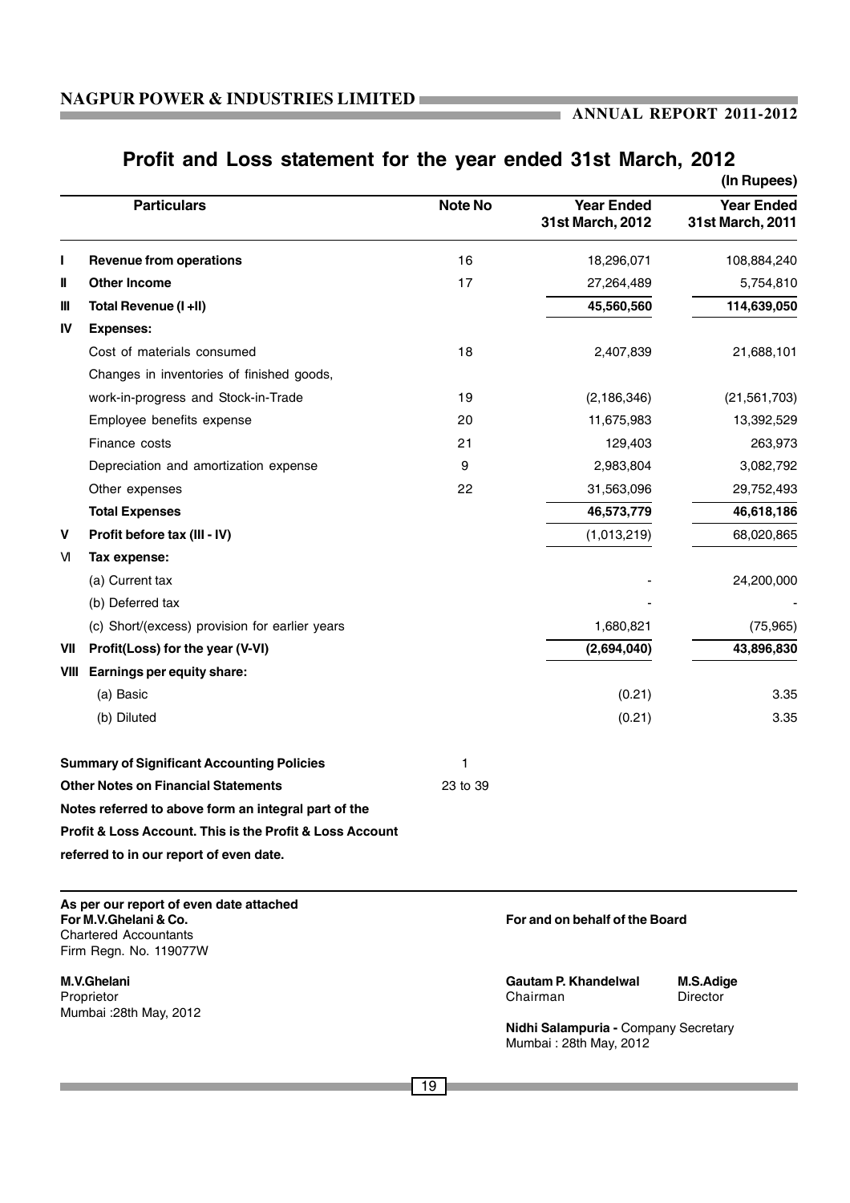# Profit and Loss statement for the year ended 31st March, 2012

(In Rupees)

| | Particulars | Note No | Year Ended 31st March, 2012 | Year Ended 31st March, 2011 |
|---|---|---|---|---|
| I | **Revenue from operations** | 16 | 18,296,071 | 108,884,240 |
| II | **Other Income** | 17 | 27,264,489 | 5,754,810 |
| III | **Total Revenue (I +II)** | | **45,560,560** | **114,639,050** |
| IV | **Expenses:** | | | |
| | Cost of materials consumed | 18 | 2,407,839 | 21,688,101 |
| | Changes in inventories of finished goods, work-in-progress and Stock-in-Trade | 19 | (2,186,346) | (21,561,703) |
| | Employee benefits expense | 20 | 11,675,983 | 13,392,529 |
| | Finance costs | 21 | 129,403 | 263,973 |
| | Depreciation and amortization expense | 9 | 2,983,804 | 3,082,792 |
| | Other expenses | 22 | 31,563,096 | 29,752,493 |
| | **Total Expenses** | | **46,573,779** | **46,618,186** |
| V | **Profit before tax (III - IV)** | | (1,013,219) | 68,020,865 |
| VI | **Tax expense:** | | | |
| | (a) Current tax | | - | 24,200,000 |
| | (b) Deferred tax | | - | - |
| | (c) Short/(excess) provision for earlier years | | 1,680,821 | (75,965) |
| VII | **Profit(Loss) for the year (V-VI)** | | **(2,694,040)** | **43,896,830** |
| VIII | **Earnings per equity share:** | | | |
| | (a) Basic | | (0.21) | 3.35 |
| | (b) Diluted | | (0.21) | 3.35 |

| | |
|---|---|
| **Summary of Significant Accounting Policies** | 1 |
| **Other Notes on Financial Statements** | 23 to 39 |

**Notes referred to above form an integral part of the Profit & Loss Account. This is the Profit & Loss Account referred to in our report of even date.**

**As per our report of even date attached**
**For M.V.Ghelani & Co.**
Chartered Accountants
Firm Regn. No. 119077W

**M.V.Ghelani**
Proprietor
Mumbai :28th May, 2012

**For and on behalf of the Board**

**Gautam P. Khandelwal**
Chairman

**M.S.Adige**
Director

**Nidhi Salampuria -** Company Secretary
Mumbai : 28th May, 2012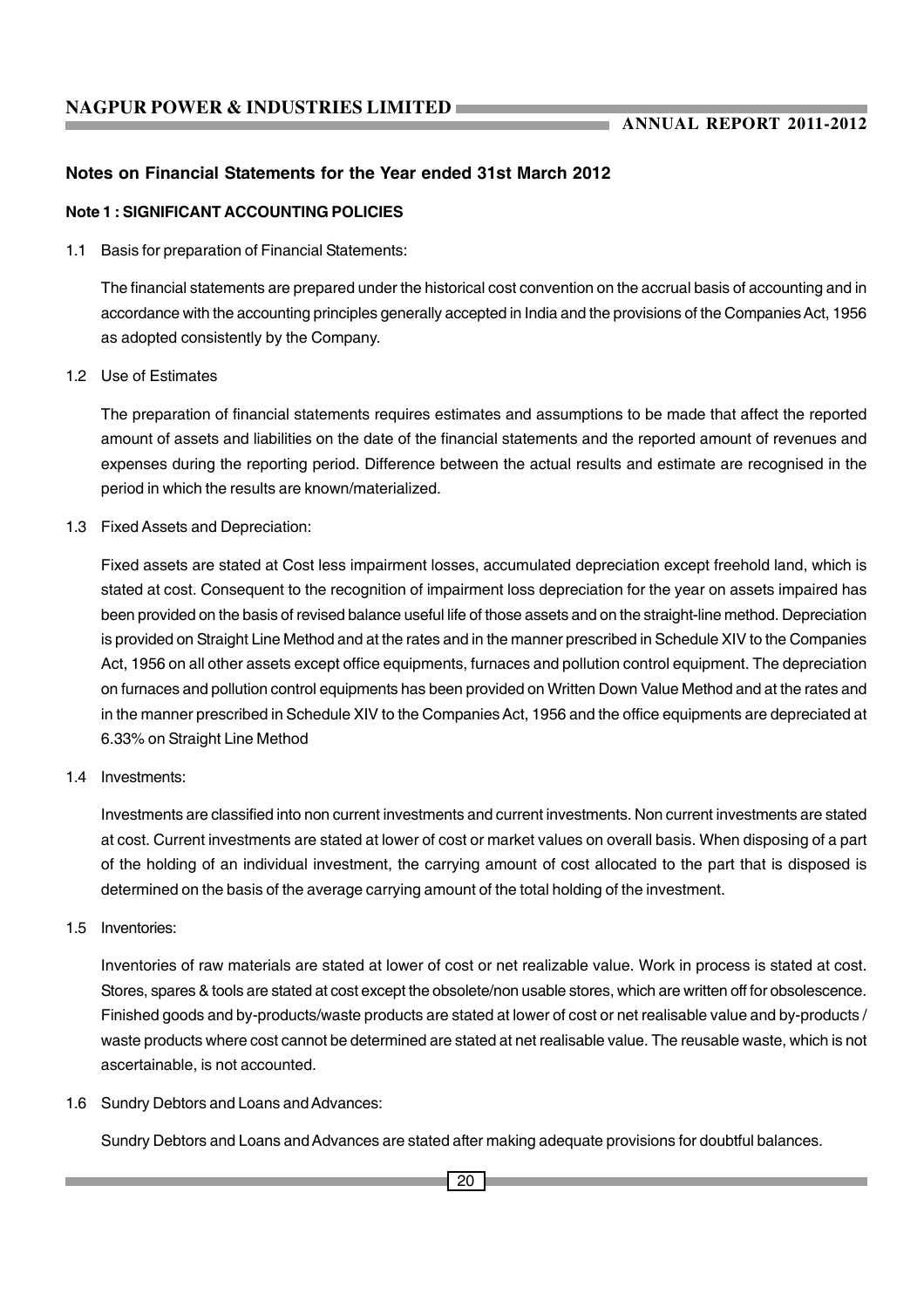## Notes on Financial Statements for the Year ended 31st March 2012

### Note 1 : SIGNIFICANT ACCOUNTING POLICIES

1.1 Basis for preparation of Financial Statements:

The financial statements are prepared under the historical cost convention on the accrual basis of accounting and in accordance with the accounting principles generally accepted in India and the provisions of the Companies Act, 1956 as adopted consistently by the Company.

1.2 Use of Estimates

The preparation of financial statements requires estimates and assumptions to be made that affect the reported amount of assets and liabilities on the date of the financial statements and the reported amount of revenues and expenses during the reporting period. Difference between the actual results and estimate are recognised in the period in which the results are known/materialized.

1.3 Fixed Assets and Depreciation:

Fixed assets are stated at Cost less impairment losses, accumulated depreciation except freehold land, which is stated at cost. Consequent to the recognition of impairment loss depreciation for the year on assets impaired has been provided on the basis of revised balance useful life of those assets and on the straight-line method. Depreciation is provided on Straight Line Method and at the rates and in the manner prescribed in Schedule XIV to the Companies Act, 1956 on all other assets except office equipments, furnaces and pollution control equipment. The depreciation on furnaces and pollution control equipments has been provided on Written Down Value Method and at the rates and in the manner prescribed in Schedule XIV to the Companies Act, 1956 and the office equipments are depreciated at 6.33% on Straight Line Method

1.4 Investments:

Investments are classified into non current investments and current investments. Non current investments are stated at cost. Current investments are stated at lower of cost or market values on overall basis. When disposing of a part of the holding of an individual investment, the carrying amount of cost allocated to the part that is disposed is determined on the basis of the average carrying amount of the total holding of the investment.

1.5 Inventories:

Inventories of raw materials are stated at lower of cost or net realizable value. Work in process is stated at cost. Stores, spares & tools are stated at cost except the obsolete/non usable stores, which are written off for obsolescence. Finished goods and by-products/waste products are stated at lower of cost or net realisable value and by-products / waste products where cost cannot be determined are stated at net realisable value. The reusable waste, which is not ascertainable, is not accounted.

1.6 Sundry Debtors and Loans and Advances:

Sundry Debtors and Loans and Advances are stated after making adequate provisions for doubtful balances.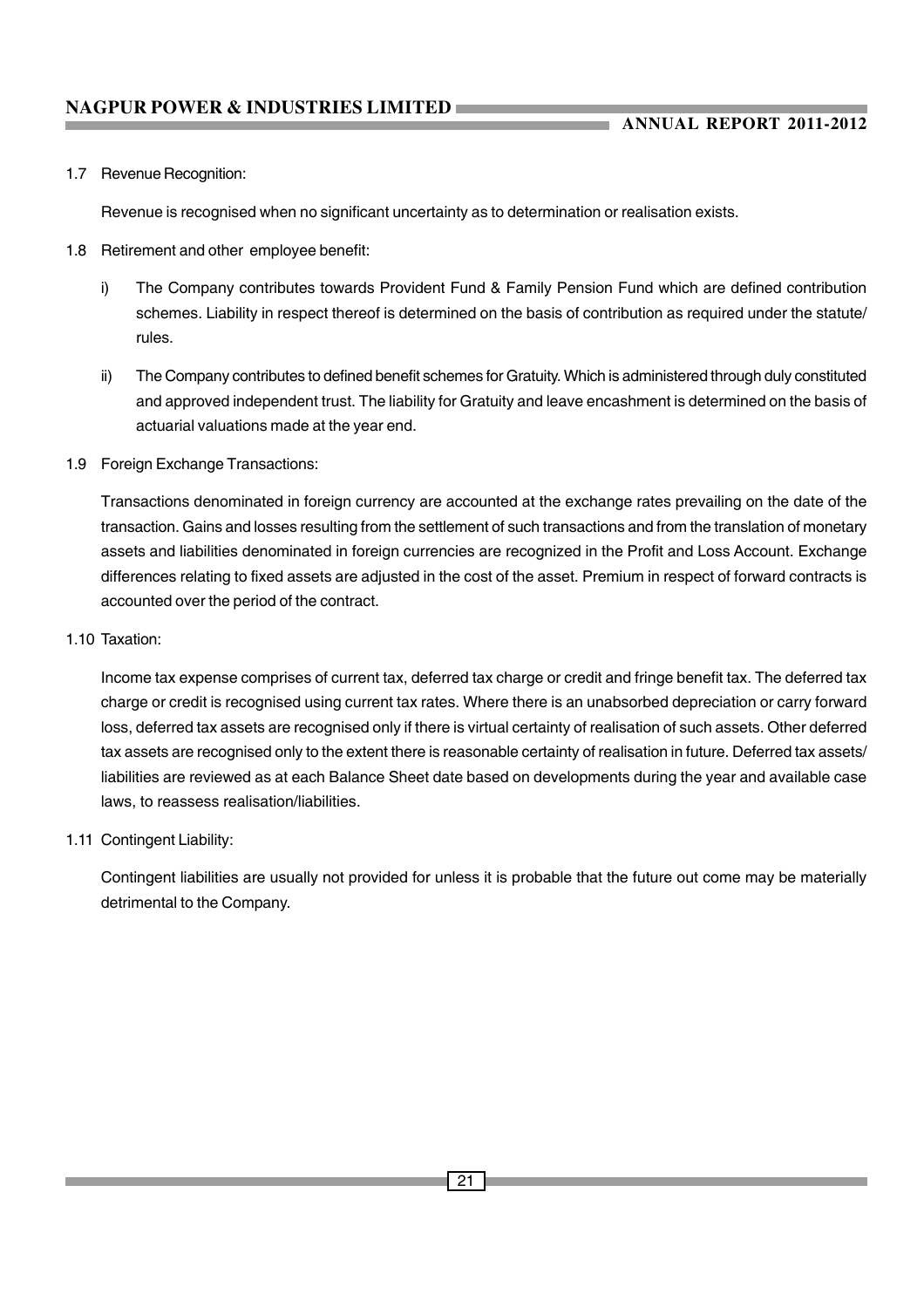1.7 Revenue Recognition:

Revenue is recognised when no significant uncertainty as to determination or realisation exists.

1.8 Retirement and other employee benefit:

i) The Company contributes towards Provident Fund & Family Pension Fund which are defined contribution schemes. Liability in respect thereof is determined on the basis of contribution as required under the statute/ rules.

ii) The Company contributes to defined benefit schemes for Gratuity. Which is administered through duly constituted and approved independent trust. The liability for Gratuity and leave encashment is determined on the basis of actuarial valuations made at the year end.

1.9 Foreign Exchange Transactions:

Transactions denominated in foreign currency are accounted at the exchange rates prevailing on the date of the transaction. Gains and losses resulting from the settlement of such transactions and from the translation of monetary assets and liabilities denominated in foreign currencies are recognized in the Profit and Loss Account. Exchange differences relating to fixed assets are adjusted in the cost of the asset. Premium in respect of forward contracts is accounted over the period of the contract.

1.10 Taxation:

Income tax expense comprises of current tax, deferred tax charge or credit and fringe benefit tax. The deferred tax charge or credit is recognised using current tax rates. Where there is an unabsorbed depreciation or carry forward loss, deferred tax assets are recognised only if there is virtual certainty of realisation of such assets. Other deferred tax assets are recognised only to the extent there is reasonable certainty of realisation in future. Deferred tax assets/ liabilities are reviewed as at each Balance Sheet date based on developments during the year and available case laws, to reassess realisation/liabilities.

1.11 Contingent Liability:

Contingent liabilities are usually not provided for unless it is probable that the future out come may be materially detrimental to the Company.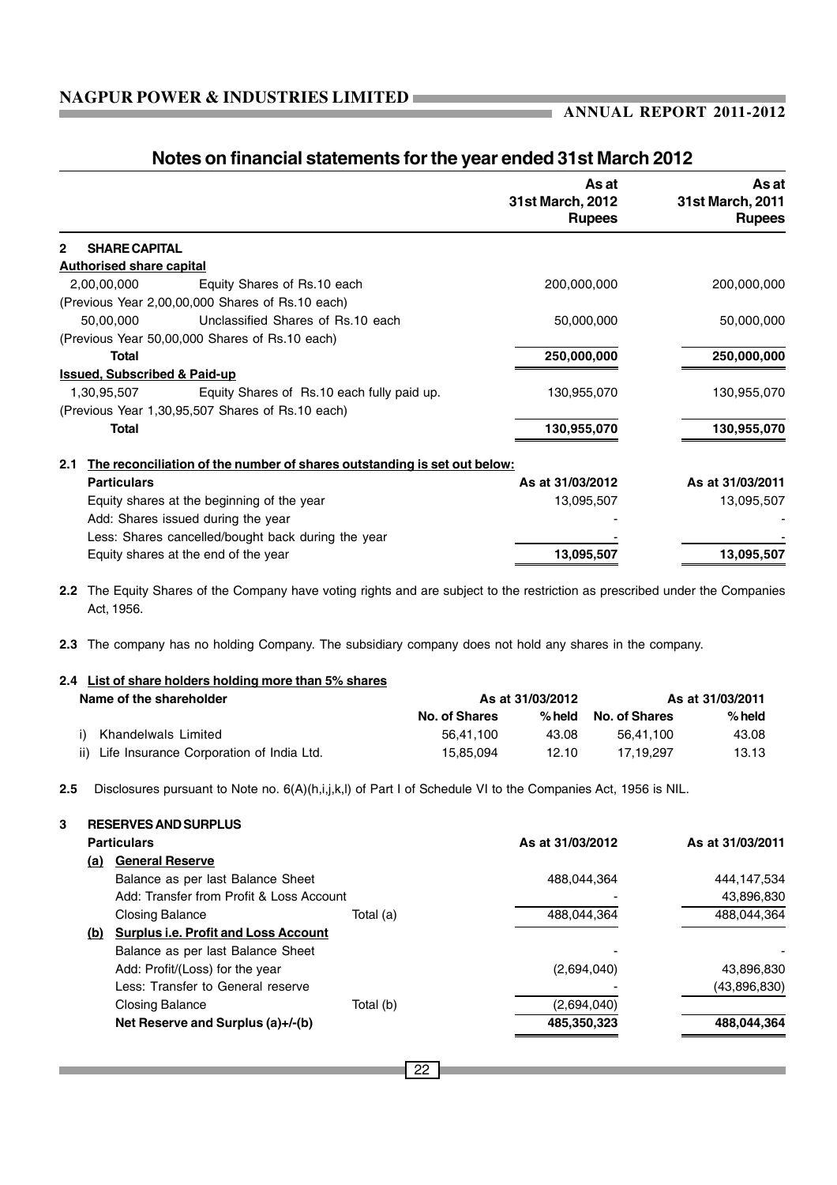## Notes on financial statements for the year ended 31st March 2012

| | | As at 31st March, 2012 Rupees | As at 31st March, 2011 Rupees |
|---|---|---|---|
| **2** | **SHARE CAPITAL** | | |
| **Authorised share capital** | | | |
| 2,00,00,000 | Equity Shares of Rs.10 each | 200,000,000 | 200,000,000 |
| (Previous Year 2,00,00,000 Shares of Rs.10 each) | | | |
| 50,00,000 | Unclassified Shares of Rs.10 each | 50,000,000 | 50,000,000 |
| (Previous Year 50,00,000 Shares of Rs.10 each) | | | |
| **Total** | | **250,000,000** | **250,000,000** |
| **Issued, Subscribed & Paid-up** | | | |
| 1,30,95,507 | Equity Shares of Rs.10 each fully paid up. | 130,955,070 | 130,955,070 |
| (Previous Year 1,30,95,507 Shares of Rs.10 each) | | | |
| **Total** | | **130,955,070** | **130,955,070** |

**2.1 The reconciliation of the number of shares outstanding is set out below:**

| Particulars | As at 31/03/2012 | As at 31/03/2011 |
|---|---|---|
| Equity shares at the beginning of the year | 13,095,507 | 13,095,507 |
| Add: Shares issued during the year | - | - |
| Less: Shares cancelled/bought back during the year | - | - |
| Equity shares at the end of the year | **13,095,507** | **13,095,507** |

**2.2** The Equity Shares of the Company have voting rights and are subject to the restriction as prescribed under the Companies Act, 1956.

**2.3** The company has no holding Company. The subsidiary company does not hold any shares in the company.

**2.4 List of share holders holding more than 5% shares**

| Name of the shareholder | As at 31/03/2012 No. of Shares | As at 31/03/2012 % held | As at 31/03/2011 No. of Shares | As at 31/03/2011 % held |
|---|---|---|---|---|
| i) Khandelwals Limited | 56,41,100 | 43.08 | 56,41,100 | 43.08 |
| ii) Life Insurance Corporation of India Ltd. | 15,85,094 | 12.10 | 17,19,297 | 13.13 |

**2.5** Disclosures pursuant to Note no. 6(A)(h,i,j,k,l) of Part I of Schedule VI to the Companies Act, 1956 is NIL.

**3 RESERVES AND SURPLUS**

| Particulars | | As at 31/03/2012 | As at 31/03/2011 |
|---|---|---|---|
| **(a) General Reserve** | | | |
| Balance as per last Balance Sheet | | 488,044,364 | 444,147,534 |
| Add: Transfer from Profit & Loss Account | | - | 43,896,830 |
| Closing Balance | Total (a) | 488,044,364 | 488,044,364 |
| **(b) Surplus i.e. Profit and Loss Account** | | | |
| Balance as per last Balance Sheet | | - | - |
| Add: Profit/(Loss) for the year | | (2,694,040) | 43,896,830 |
| Less: Transfer to General reserve | | - | (43,896,830) |
| Closing Balance | Total (b) | (2,694,040) | |
| **Net Reserve and Surplus (a)+/-(b)** | | **485,350,323** | **488,044,364** |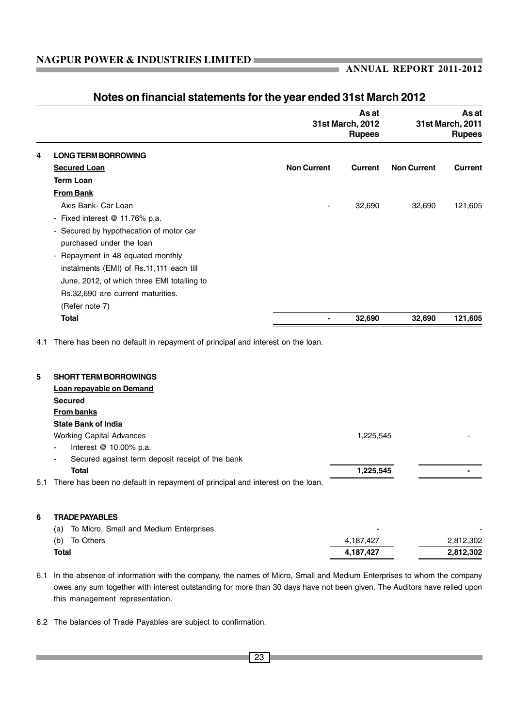## Notes on financial statements for the year ended 31st March 2012

| | | As at 31st March, 2012 Rupees | | As at 31st March, 2011 Rupees | |
|---|---|---|---|---|---|
| **4** | **LONG TERM BORROWING** | | | | |
| | **Secured Loan** | **Non Current** | **Current** | **Non Current** | **Current** |
| | **Term Loan** | | | | |
| | **From Bank** | | | | |
| | Axis Bank- Car Loan | - | 32,690 | 32,690 | 121,605 |
| | - Fixed interest @ 11.76% p.a. | | | | |
| | - Secured by hypothecation of motor car purchased under the loan | | | | |
| | - Repayment in 48 equated monthly instalments (EMI) of Rs.11,111 each till June, 2012, of which three EMI totalling to Rs.32,690 are current maturities. | | | | |
| | (Refer note 7) | | | | |
| | **Total** | **-** | **32,690** | **32,690** | **121,605** |

4.1 There has been no default in repayment of principal and interest on the loan.

| | | As at 31st March, 2012 Rupees | As at 31st March, 2011 Rupees |
|---|---|---|---|
| **5** | **SHORT TERM BORROWINGS** | | |
| | **Loan repayable on Demand** | | |
| | **Secured** | | |
| | **From banks** | | |
| | **State Bank of India** | | |
| | Working Capital Advances | 1,225,545 | - |
| | - Interest @ 10.00% p.a. | | |
| | - Secured against term deposit receipt of the bank | | |
| | **Total** | **1,225,545** | **-** |

5.1 There has been no default in repayment of principal and interest on the loan.

| | | As at 31st March, 2012 Rupees | As at 31st March, 2011 Rupees |
|---|---|---|---|
| **6** | **TRADE PAYABLES** | | |
| | (a) To Micro, Small and Medium Enterprises | - | - |
| | (b) To Others | 4,187,427 | 2,812,302 |
| | **Total** | **4,187,427** | **2,812,302** |

6.1 In the absence of information with the company, the names of Micro, Small and Medium Enterprises to whom the company owes any sum together with interest outstanding for more than 30 days have not been given. The Auditors have relied upon this management representation.

6.2 The balances of Trade Payables are subject to confirmation.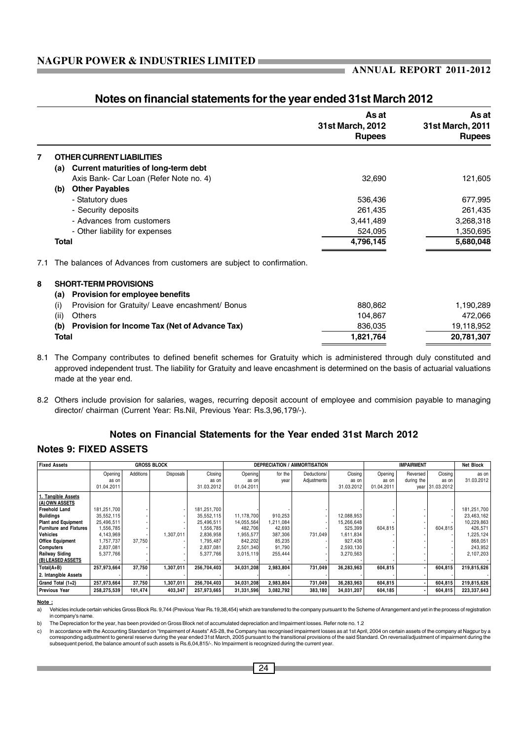## Notes on financial statements for the year ended 31st March 2012

| | | As at 31st March, 2012 Rupees | As at 31st March, 2011 Rupees |
|---|---|---|---|
| **7** | **OTHER CURRENT LIABILITIES** | | |
| | **(a) Current maturities of long-term debt** | | |
| | Axis Bank- Car Loan (Refer Note no. 4) | 32,690 | 121,605 |
| | **(b) Other Payables** | | |
| | - Statutory dues | 536,436 | 677,995 |
| | - Security deposits | 261,435 | 261,435 |
| | - Advances from customers | 3,441,489 | 3,268,318 |
| | - Other liability for expenses | 524,095 | 1,350,695 |
| | **Total** | **4,796,145** | **5,680,048** |

7.1 The balances of Advances from customers are subject to confirmation.

| | | As at 31st March, 2012 Rupees | As at 31st March, 2011 Rupees |
|---|---|---|---|
| **8** | **SHORT-TERM PROVISIONS** | | |
| | **(a) Provision for employee benefits** | | |
| | (i) Provision for Gratuity/ Leave encashment/ Bonus | 880,862 | 1,190,289 |
| | (ii) Others | 104,867 | 472,066 |
| | **(b) Provision for Income Tax (Net of Advance Tax)** | 836,035 | 19,118,952 |
| | **Total** | **1,821,764** | **20,781,307** |

8.1 The Company contributes to defined benefit schemes for Gratuity which is administered through duly constituted and approved independent trust. The liability for Gratuity and leave encashment is determined on the basis of actuarial valuations made at the year end.

8.2 Others include provision for salaries, wages, recurring deposit account of employee and commision payable to managing director/ chairman (Current Year: Rs.Nil, Previous Year: Rs.3,96,179/-).

### Notes on Financial Statements for the Year ended 31st March 2012

### Notes 9: FIXED ASSETS

| Fixed Assets | GROSS BLOCK | | | | DEPRECIATION / AMMORTISATION | | | | IMPAIRMENT | | | Net Block |
|---|---|---|---|---|---|---|---|---|---|---|---|---|
| | Opening as on 01.04.2011 | Additions | Disposals | Closing as on 31.03.2012 | Opening as on 01.04.2011 | for the year | Deductions/ Adjustments | Closing as on 31.03.2012 | Opening as on 01.04.2011 | Reversed during the year | Closing as on 31.03.2012 | as on 31.03.2012 |
| **1. Tangible Assets** | | | | | | | | | | | | |
| **(A) OWN ASSETS** | | | | | | | | | | | | |
| Freehold Land | 181,251,700 | - | - | 181,251,700 | - | - | - | - | - | - | - | 181,251,700 |
| Buildings | 35,552,115 | - | - | 35,552,115 | 11,178,700 | 910,253 | - | 12,088,953 | - | - | - | 23,463,162 |
| Plant and Equipment | 25,496,511 | - | - | 25,496,511 | 14,055,564 | 1,211,084 | - | 15,266,648 | - | - | - | 10,229,863 |
| Furniture and Fixtures | 1,556,785 | - | - | 1,556,785 | 482,706 | 42,693 | - | 525,399 | 604,815 | - | 604,815 | 426,571 |
| Vehicles | 4,143,969 | - | 1,307,011 | 2,836,958 | 1,955,577 | 387,306 | 731,049 | 1,611,834 | - | - | - | 1,225,124 |
| Office Equipment | 1,757,737 | 37,750 | - | 1,795,487 | 842,202 | 85,235 | - | 927,436 | - | - | - | 868,051 |
| Computers | 2,837,081 | - | - | 2,837,081 | 2,501,340 | 91,790 | - | 2,593,130 | - | - | - | 243,952 |
| Railway Siding | 5,377,766 | - | - | 5,377,766 | 3,015,119 | 255,444 | - | 3,270,563 | - | - | - | 2,107,203 |
| **(B) LEASED ASSETS** | - | - | - | - | - | - | - | - | - | - | - | - |
| **Total(A+B)** | **257,973,664** | **37,750** | **1,307,011** | **256,704,403** | **34,031,208** | **2,983,804** | **731,049** | **36,283,963** | **604,815** | **-** | **604,815** | **219,815,626** |
| **2. Intangible Assets** | - | - | - | - | - | - | - | - | - | - | - | - |
| **Grand Total (1+2)** | **257,973,664** | **37,750** | **1,307,011** | **256,704,403** | **34,031,208** | **2,983,804** | **731,049** | **36,283,963** | **604,815** | **-** | **604,815** | **219,815,626** |
| **Previous Year** | **258,275,539** | **101,474** | **403,347** | **257,973,665** | **31,331,596** | **3,082,792** | **383,180** | **34,031,207** | **604,185** | **-** | **604,815** | **223,337,643** |

**Note :**

a) Vehicles include certain vehicles Gross Block Rs. 9,744 (Previous Year Rs.19,38,454) which are transferred to the company pursuant to the Scheme of Arrangement and yet in the process of registration in company's name.

b) The Depreciation for the year, has been provided on Gross Block net of accumulated depreciation and Impairment losses. Refer note no. 1.2

c) In accordance with the Accounting Standard on "Impairment of Assets" AS-28, the Company has recognised impairment losses as at 1st April, 2004 on certain assets of the company at Nagpur by a corresponding adjustment to general reserve during the year ended 31st March, 2005 pursuant to the transitional provisions of the said Standard. On reversal/adjustment of impairment during the subsequent period, the balance amount of such assets is Rs.6,04,815/-. No Impairment is recognized during the current year.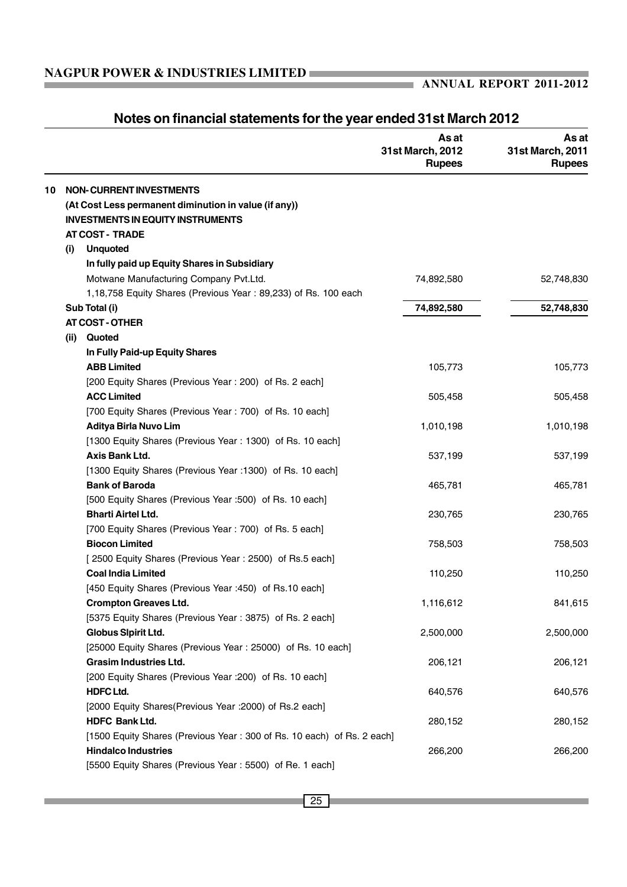## Notes on financial statements for the year ended 31st March 2012

| | | As at 31st March, 2012 Rupees | As at 31st March, 2011 Rupees |
|---|---|---|---|
| **10** | **NON- CURRENT INVESTMENTS** | | |
| | **(At Cost Less permanent diminution in value (if any))** | | |
| | **INVESTMENTS IN EQUITY INSTRUMENTS** | | |
| | **AT COST - TRADE** | | |
| | **(i) Unquoted** | | |
| | **In fully paid up Equity Shares in Subsidiary** | | |
| | Motwane Manufacturing Company Pvt.Ltd. | 74,892,580 | 52,748,830 |
| | 1,18,758 Equity Shares (Previous Year : 89,233) of Rs. 100 each | | |
| | **Sub Total (i)** | **74,892,580** | **52,748,830** |
| | **AT COST - OTHER** | | |
| | **(ii) Quoted** | | |
| | **In Fully Paid-up Equity Shares** | | |
| | **ABB Limited** | 105,773 | 105,773 |
| | [200 Equity Shares (Previous Year : 200) of Rs. 2 each] | | |
| | **ACC Limited** | 505,458 | 505,458 |
| | [700 Equity Shares (Previous Year : 700) of Rs. 10 each] | | |
| | **Aditya Birla Nuvo Lim** | 1,010,198 | 1,010,198 |
| | [1300 Equity Shares (Previous Year : 1300) of Rs. 10 each] | | |
| | **Axis Bank Ltd.** | 537,199 | 537,199 |
| | [1300 Equity Shares (Previous Year :1300) of Rs. 10 each] | | |
| | **Bank of Baroda** | 465,781 | 465,781 |
| | [500 Equity Shares (Previous Year :500) of Rs. 10 each] | | |
| | **Bharti Airtel Ltd.** | 230,765 | 230,765 |
| | [700 Equity Shares (Previous Year : 700) of Rs. 5 each] | | |
| | **Biocon Limited** | 758,503 | 758,503 |
| | [ 2500 Equity Shares (Previous Year : 2500) of Rs.5 each] | | |
| | **Coal India Limited** | 110,250 | 110,250 |
| | [450 Equity Shares (Previous Year :450) of Rs.10 each] | | |
| | **Crompton Greaves Ltd.** | 1,116,612 | 841,615 |
| | [5375 Equity Shares (Previous Year : 3875) of Rs. 2 each] | | |
| | **Globus Slpirit Ltd.** | 2,500,000 | 2,500,000 |
| | [25000 Equity Shares (Previous Year : 25000) of Rs. 10 each] | | |
| | **Grasim Industries Ltd.** | 206,121 | 206,121 |
| | [200 Equity Shares (Previous Year :200) of Rs. 10 each] | | |
| | **HDFC Ltd.** | 640,576 | 640,576 |
| | [2000 Equity Shares(Previous Year :2000) of Rs.2 each] | | |
| | **HDFC Bank Ltd.** | 280,152 | 280,152 |
| | [1500 Equity Shares (Previous Year : 300 of Rs. 10 each) of Rs. 2 each] | | |
| | **Hindalco Industries** | 266,200 | 266,200 |
| | [5500 Equity Shares (Previous Year : 5500) of Re. 1 each] | | |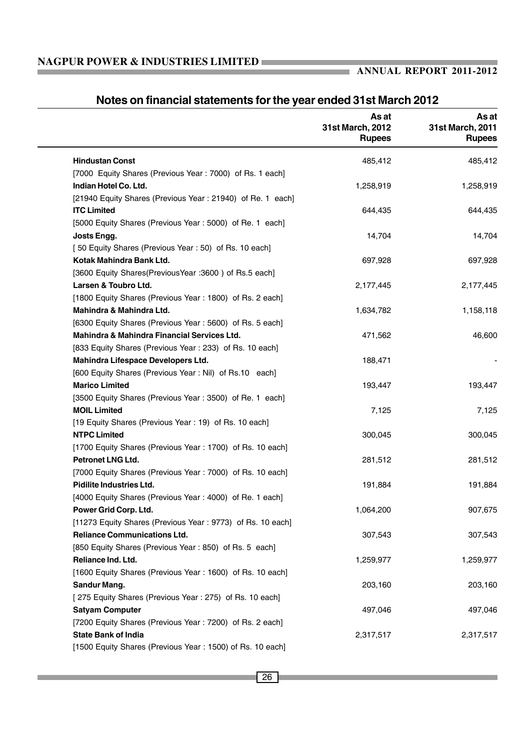## Notes on financial statements for the year ended 31st March 2012

| | As at 31st March, 2012 Rupees | As at 31st March, 2011 Rupees |
|---|---|---|
| **Hindustan Const** | 485,412 | 485,412 |
| [7000 Equity Shares (Previous Year : 7000) of Rs. 1 each] | | |
| **Indian Hotel Co. Ltd.** | 1,258,919 | 1,258,919 |
| [21940 Equity Shares (Previous Year : 21940) of Re. 1 each] | | |
| **ITC Limited** | 644,435 | 644,435 |
| [5000 Equity Shares (Previous Year : 5000) of Re. 1 each] | | |
| **Josts Engg.** | 14,704 | 14,704 |
| [ 50 Equity Shares (Previous Year : 50) of Rs. 10 each] | | |
| **Kotak Mahindra Bank Ltd.** | 697,928 | 697,928 |
| [3600 Equity Shares(PreviousYear :3600 ) of Rs.5 each] | | |
| **Larsen & Toubro Ltd.** | 2,177,445 | 2,177,445 |
| [1800 Equity Shares (Previous Year : 1800) of Rs. 2 each] | | |
| **Mahindra & Mahindra Ltd.** | 1,634,782 | 1,158,118 |
| [6300 Equity Shares (Previous Year : 5600) of Rs. 5 each] | | |
| **Mahindra & Mahindra Financial Services Ltd.** | 471,562 | 46,600 |
| [833 Equity Shares (Previous Year : 233) of Rs. 10 each] | | |
| **Mahindra Lifespace Developers Ltd.** | 188,471 | - |
| [600 Equity Shares (Previous Year : Nil) of Rs.10 each] | | |
| **Marico Limited** | 193,447 | 193,447 |
| [3500 Equity Shares (Previous Year : 3500) of Re. 1 each] | | |
| **MOIL Limited** | 7,125 | 7,125 |
| [19 Equity Shares (Previous Year : 19) of Rs. 10 each] | | |
| **NTPC Limited** | 300,045 | 300,045 |
| [1700 Equity Shares (Previous Year : 1700) of Rs. 10 each] | | |
| **Petronet LNG Ltd.** | 281,512 | 281,512 |
| [7000 Equity Shares (Previous Year : 7000) of Rs. 10 each] | | |
| **Pidilite Industries Ltd.** | 191,884 | 191,884 |
| [4000 Equity Shares (Previous Year : 4000) of Re. 1 each] | | |
| **Power Grid Corp. Ltd.** | 1,064,200 | 907,675 |
| [11273 Equity Shares (Previous Year : 9773) of Rs. 10 each] | | |
| **Reliance Communications Ltd.** | 307,543 | 307,543 |
| [850 Equity Shares (Previous Year : 850) of Rs. 5 each] | | |
| **Reliance Ind. Ltd.** | 1,259,977 | 1,259,977 |
| [1600 Equity Shares (Previous Year : 1600) of Rs. 10 each] | | |
| **Sandur Mang.** | 203,160 | 203,160 |
| [ 275 Equity Shares (Previous Year : 275) of Rs. 10 each] | | |
| **Satyam Computer** | 497,046 | 497,046 |
| [7200 Equity Shares (Previous Year : 7200) of Rs. 2 each] | | |
| **State Bank of India** | 2,317,517 | 2,317,517 |
| [1500 Equity Shares (Previous Year : 1500) of Rs. 10 each] | | |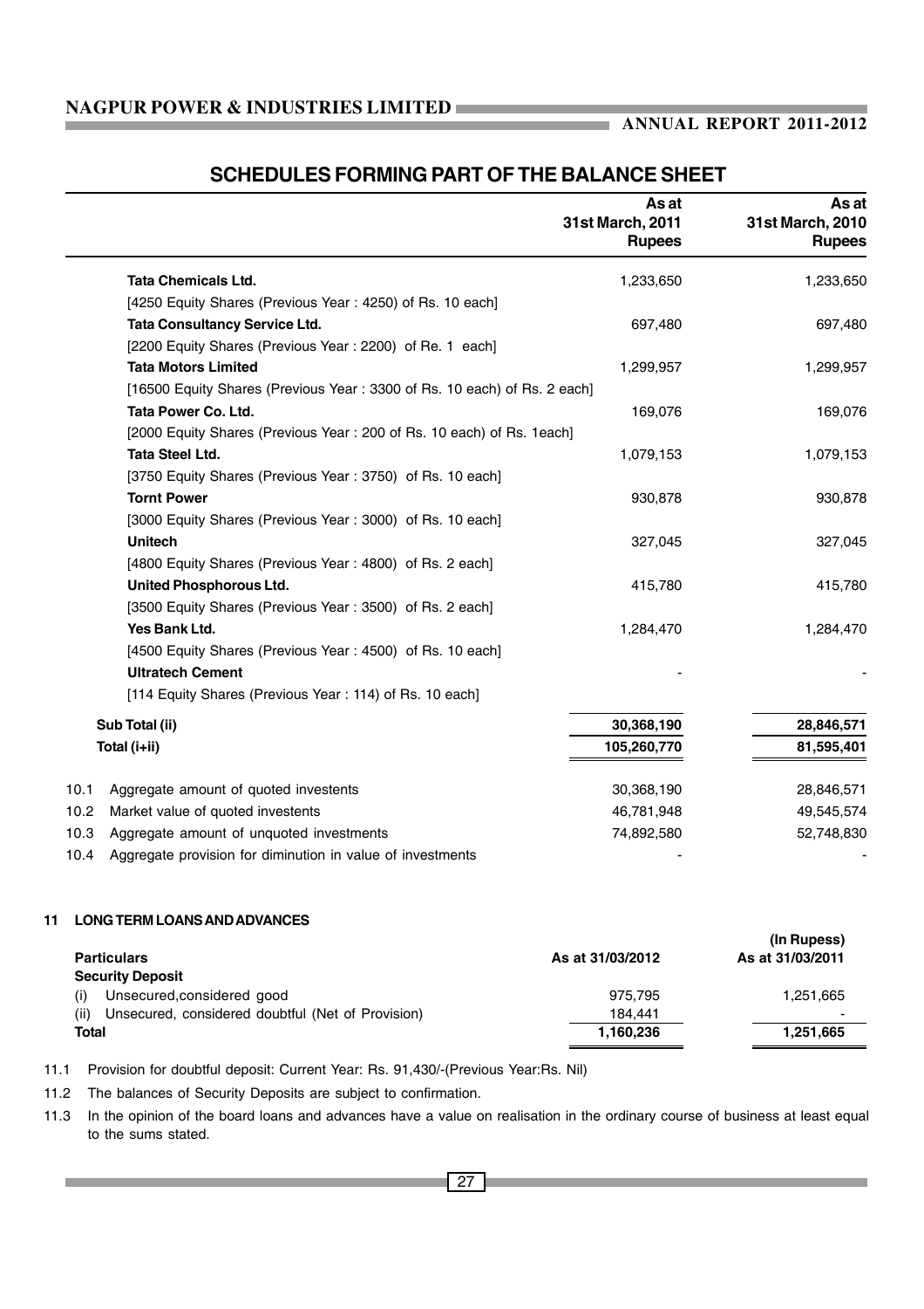## SCHEDULES FORMING PART OF THE BALANCE SHEET

| | As at 31st March, 2011 Rupees | As at 31st March, 2010 Rupees |
|---|---|---|
| **Tata Chemicals Ltd.** | 1,233,650 | 1,233,650 |
| [4250 Equity Shares (Previous Year : 4250) of Rs. 10 each] | | |
| **Tata Consultancy Service Ltd.** | 697,480 | 697,480 |
| [2200 Equity Shares (Previous Year : 2200) of Re. 1 each] | | |
| **Tata Motors Limited** | 1,299,957 | 1,299,957 |
| [16500 Equity Shares (Previous Year : 3300 of Rs. 10 each) of Rs. 2 each] | | |
| **Tata Power Co. Ltd.** | 169,076 | 169,076 |
| [2000 Equity Shares (Previous Year : 200 of Rs. 10 each) of Rs. 1each] | | |
| **Tata Steel Ltd.** | 1,079,153 | 1,079,153 |
| [3750 Equity Shares (Previous Year : 3750) of Rs. 10 each] | | |
| **Tornt Power** | 930,878 | 930,878 |
| [3000 Equity Shares (Previous Year : 3000) of Rs. 10 each] | | |
| **Unitech** | 327,045 | 327,045 |
| [4800 Equity Shares (Previous Year : 4800) of Rs. 2 each] | | |
| **United Phosphorous Ltd.** | 415,780 | 415,780 |
| [3500 Equity Shares (Previous Year : 3500) of Rs. 2 each] | | |
| **Yes Bank Ltd.** | 1,284,470 | 1,284,470 |
| [4500 Equity Shares (Previous Year : 4500) of Rs. 10 each] | | |
| **Ultratech Cement** | - | - |
| [114 Equity Shares (Previous Year : 114) of Rs. 10 each] | | |
| **Sub Total (ii)** | **30,368,190** | **28,846,571** |
| **Total (i+ii)** | **105,260,770** | **81,595,401** |
| 10.1 Aggregate amount of quoted investents | 30,368,190 | 28,846,571 |
| 10.2 Market value of quoted investents | 46,781,948 | 49,545,574 |
| 10.3 Aggregate amount of unquoted investments | 74,892,580 | 52,748,830 |
| 10.4 Aggregate provision for diminution in value of investments | - | - |

### 11 LONG TERM LOANS AND ADVANCES

(In Rupess)

| Particulars | As at 31/03/2012 | As at 31/03/2011 |
|---|---|---|
| **Security Deposit** | | |
| (i) Unsecured,considered good | 975,795 | 1,251,665 |
| (ii) Unsecured, considered doubtful (Net of Provision) | 184,441 | - |
| **Total** | **1,160,236** | **1,251,665** |

11.1 Provision for doubtful deposit: Current Year: Rs. 91,430/-(Previous Year:Rs. Nil)

11.2 The balances of Security Deposits are subject to confirmation.

11.3 In the opinion of the board loans and advances have a value on realisation in the ordinary course of business at least equal to the sums stated.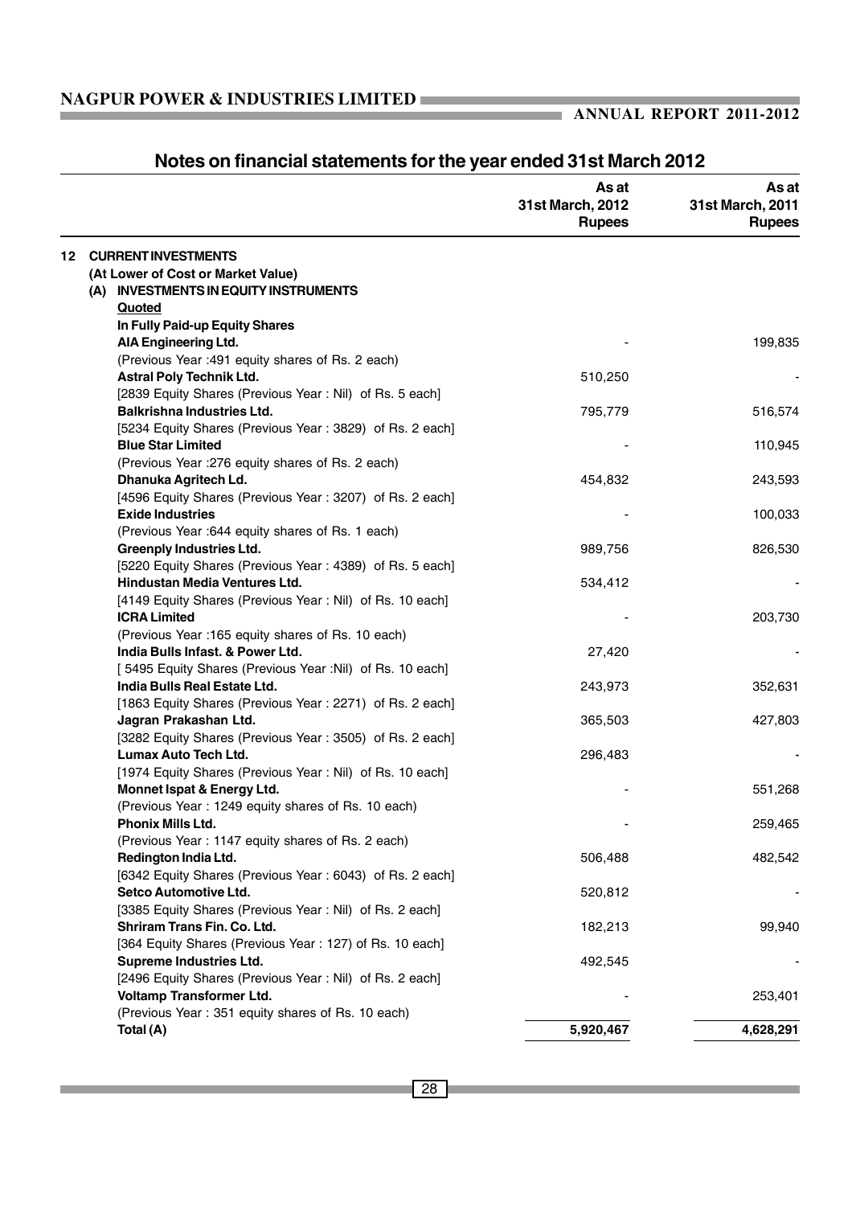## Notes on financial statements for the year ended 31st March 2012

| | As at 31st March, 2012 Rupees | As at 31st March, 2011 Rupees |
|---|---|---|
| **12 CURRENT INVESTMENTS** | | |
| **(At Lower of Cost or Market Value)** | | |
| **(A) INVESTMENTS IN EQUITY INSTRUMENTS** | | |
| **Quoted** | | |
| **In Fully Paid-up Equity Shares** | | |
| **AIA Engineering Ltd.** | - | 199,835 |
| (Previous Year :491 equity shares of Rs. 2 each) | | |
| **Astral Poly Technik Ltd.** | 510,250 | - |
| [2839 Equity Shares (Previous Year : Nil) of Rs. 5 each] | | |
| **Balkrishna Industries Ltd.** | 795,779 | 516,574 |
| [5234 Equity Shares (Previous Year : 3829) of Rs. 2 each] | | |
| **Blue Star Limited** | - | 110,945 |
| (Previous Year :276 equity shares of Rs. 2 each) | | |
| **Dhanuka Agritech Ld.** | 454,832 | 243,593 |
| [4596 Equity Shares (Previous Year : 3207) of Rs. 2 each] | | |
| **Exide Industries** | - | 100,033 |
| (Previous Year :644 equity shares of Rs. 1 each) | | |
| **Greenply Industries Ltd.** | 989,756 | 826,530 |
| [5220 Equity Shares (Previous Year : 4389) of Rs. 5 each] | | |
| **Hindustan Media Ventures Ltd.** | 534,412 | - |
| [4149 Equity Shares (Previous Year : Nil) of Rs. 10 each] | | |
| **ICRA Limited** | - | 203,730 |
| (Previous Year :165 equity shares of Rs. 10 each) | | |
| **India Bulls Infast. & Power Ltd.** | 27,420 | - |
| [ 5495 Equity Shares (Previous Year :Nil) of Rs. 10 each] | | |
| **India Bulls Real Estate Ltd.** | 243,973 | 352,631 |
| [1863 Equity Shares (Previous Year : 2271) of Rs. 2 each] | | |
| **Jagran Prakashan Ltd.** | 365,503 | 427,803 |
| [3282 Equity Shares (Previous Year : 3505) of Rs. 2 each] | | |
| **Lumax Auto Tech Ltd.** | 296,483 | - |
| [1974 Equity Shares (Previous Year : Nil) of Rs. 10 each] | | |
| **Monnet Ispat & Energy Ltd.** | - | 551,268 |
| (Previous Year : 1249 equity shares of Rs. 10 each) | | |
| **Phonix Mills Ltd.** | - | 259,465 |
| (Previous Year : 1147 equity shares of Rs. 2 each) | | |
| **Redington India Ltd.** | 506,488 | 482,542 |
| [6342 Equity Shares (Previous Year : 6043) of Rs. 2 each] | | |
| **Setco Automotive Ltd.** | 520,812 | - |
| [3385 Equity Shares (Previous Year : Nil) of Rs. 2 each] | | |
| **Shriram Trans Fin. Co. Ltd.** | 182,213 | 99,940 |
| [364 Equity Shares (Previous Year : 127) of Rs. 10 each] | | |
| **Supreme Industries Ltd.** | 492,545 | - |
| [2496 Equity Shares (Previous Year : Nil) of Rs. 2 each] | | |
| **Voltamp Transformer Ltd.** | - | 253,401 |
| (Previous Year : 351 equity shares of Rs. 10 each) | | |
| **Total (A)** | **5,920,467** | **4,628,291** |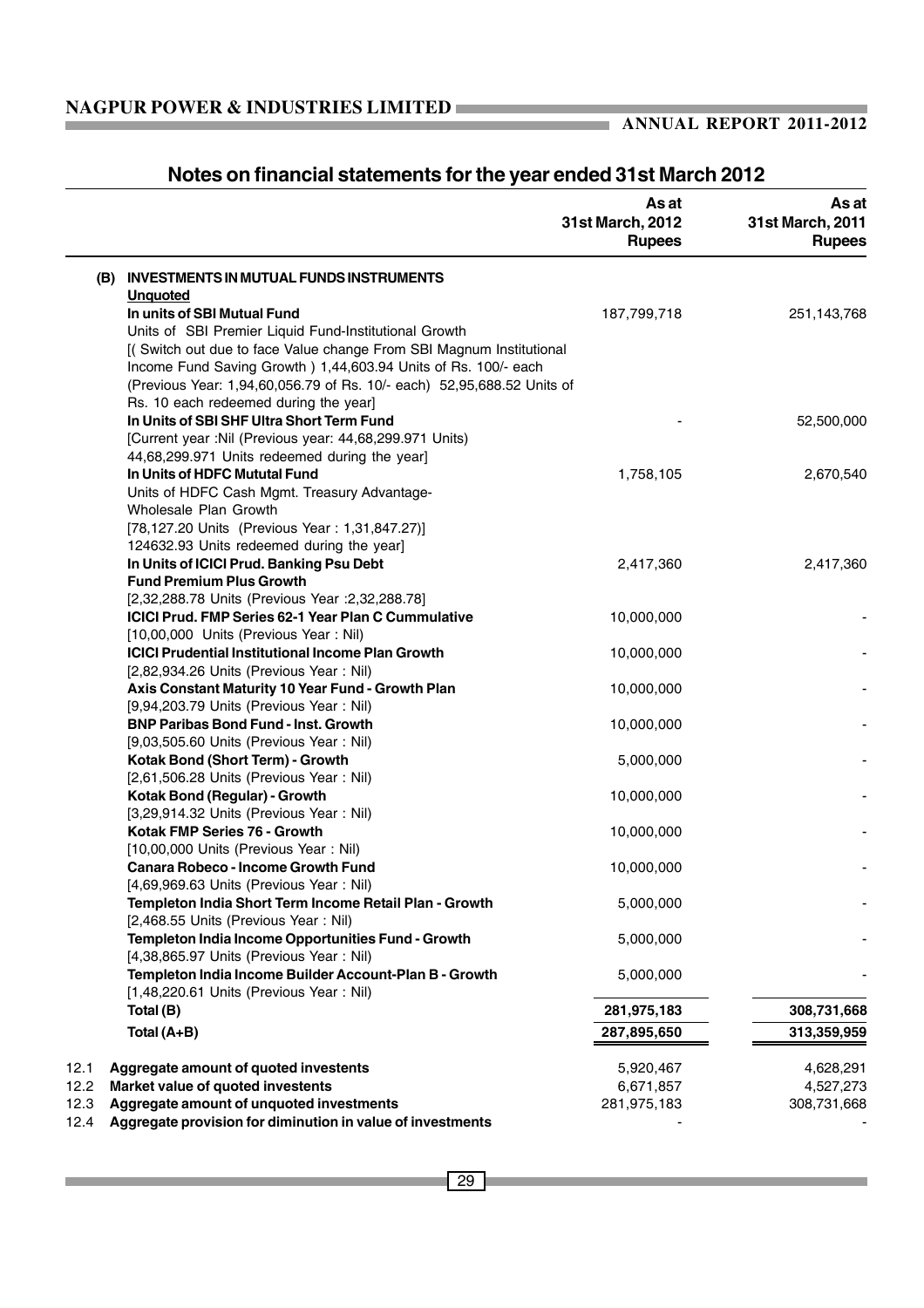## Notes on financial statements for the year ended 31st March 2012

| | | As at 31st March, 2012 Rupees | As at 31st March, 2011 Rupees |
|---|---|---|---|
| **(B)** | **INVESTMENTS IN MUTUAL FUNDS INSTRUMENTS** | | |
| | **Unquoted** | | |
| | **In units of SBI Mutual Fund** | 187,799,718 | 251,143,768 |
| | Units of SBI Premier Liquid Fund-Institutional Growth [( Switch out due to face Value change From SBI Magnum Institutional Income Fund Saving Growth ) 1,44,603.94 Units of Rs. 100/- each (Previous Year: 1,94,60,056.79 of Rs. 10/- each) 52,95,688.52 Units of Rs. 10 each redeemed during the year] | | |
| | **In Units of SBI SHF Ultra Short Term Fund** | - | 52,500,000 |
| | [Current year :Nil (Previous year: 44,68,299.971 Units) 44,68,299.971 Units redeemed during the year] | | |
| | **In Units of HDFC Mututal Fund** | 1,758,105 | 2,670,540 |
| | Units of HDFC Cash Mgmt. Treasury Advantage-Wholesale Plan Growth [78,127.20 Units (Previous Year : 1,31,847.27)] 124632.93 Units redeemed during the year] | | |
| | **In Units of ICICI Prud. Banking Psu Debt Fund Premium Plus Growth** | 2,417,360 | 2,417,360 |
| | [2,32,288.78 Units (Previous Year :2,32,288.78] | | |
| | **ICICI Prud. FMP Series 62-1 Year Plan C Cummulative** | 10,000,000 | - |
| | [10,00,000 Units (Previous Year : Nil) | | |
| | **ICICI Prudential Institutional Income Plan Growth** | 10,000,000 | - |
| | [2,82,934.26 Units (Previous Year : Nil) | | |
| | **Axis Constant Maturity 10 Year Fund - Growth Plan** | 10,000,000 | - |
| | [9,94,203.79 Units (Previous Year : Nil) | | |
| | **BNP Paribas Bond Fund - Inst. Growth** | 10,000,000 | - |
| | [9,03,505.60 Units (Previous Year : Nil) | | |
| | **Kotak Bond (Short Term) - Growth** | 5,000,000 | - |
| | [2,61,506.28 Units (Previous Year : Nil) | | |
| | **Kotak Bond (Regular) - Growth** | 10,000,000 | - |
| | [3,29,914.32 Units (Previous Year : Nil) | | |
| | **Kotak FMP Series 76 - Growth** | 10,000,000 | - |
| | [10,00,000 Units (Previous Year : Nil) | | |
| | **Canara Robeco - Income Growth Fund** | 10,000,000 | - |
| | [4,69,969.63 Units (Previous Year : Nil) | | |
| | **Templeton India Short Term Income Retail Plan - Growth** | 5,000,000 | - |
| | [2,468.55 Units (Previous Year : Nil) | | |
| | **Templeton India Income Opportunities Fund - Growth** | 5,000,000 | - |
| | [4,38,865.97 Units (Previous Year : Nil) | | |
| | **Templeton India Income Builder Account-Plan B - Growth** | 5,000,000 | - |
| | [1,48,220.61 Units (Previous Year : Nil) | | |
| | **Total (B)** | **281,975,183** | **308,731,668** |
| | **Total (A+B)** | **287,895,650** | **313,359,959** |
| 12.1 | **Aggregate amount of quoted investents** | 5,920,467 | 4,628,291 |
| 12.2 | **Market value of quoted investents** | 6,671,857 | 4,527,273 |
| 12.3 | **Aggregate amount of unquoted investments** | 281,975,183 | 308,731,668 |
| 12.4 | **Aggregate provision for diminution in value of investments** | - | - |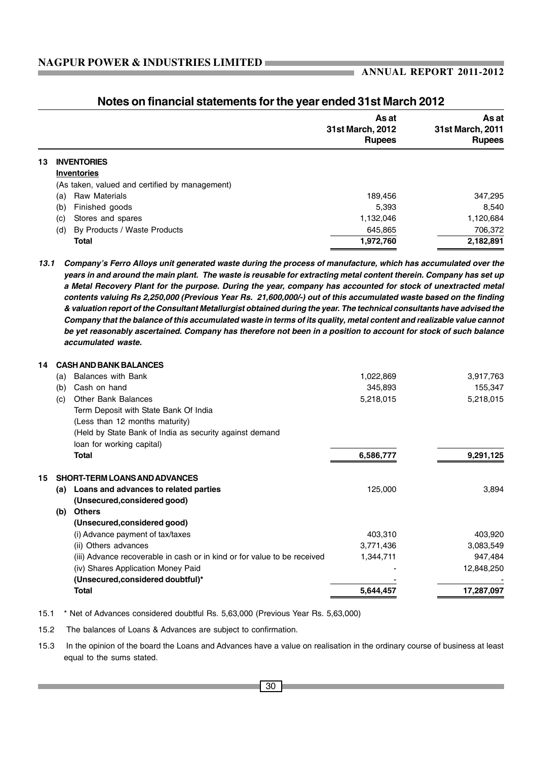## Notes on financial statements for the year ended 31st March 2012

| | | As at 31st March, 2012 Rupees | As at 31st March, 2011 Rupees |
|---|---|---|---|
| **13** | **INVENTORIES** | | |
| | **Inventories** | | |
| | (As taken, valued and certified by management) | | |
| | (a) Raw Materials | 189,456 | 347,295 |
| | (b) Finished goods | 5,393 | 8,540 |
| | (c) Stores and spares | 1,132,046 | 1,120,684 |
| | (d) By Products / Waste Products | 645,865 | 706,372 |
| | **Total** | **1,972,760** | **2,182,891** |

***13.1 Company's Ferro Alloys unit generated waste during the process of manufacture, which has accumulated over the years in and around the main plant. The waste is reusable for extracting metal content therein. Company has set up a Metal Recovery Plant for the purpose. During the year, company has accounted for stock of unextracted metal contents valuing Rs 2,250,000 (Previous Year Rs. 21,600,000/-) out of this accumulated waste based on the finding & valuation report of the Consultant Metallurgist obtained during the year. The technical consultants have advised the Company that the balance of this accumulated waste in terms of its quality, metal content and realizable value cannot be yet reasonably ascertained. Company has therefore not been in a position to account for stock of such balance accumulated waste.***

| | | As at 31st March, 2012 Rupees | As at 31st March, 2011 Rupees |
|---|---|---|---|
| **14** | **CASH AND BANK BALANCES** | | |
| | (a) Balances with Bank | 1,022,869 | 3,917,763 |
| | (b) Cash on hand | 345,893 | 155,347 |
| | (c) Other Bank Balances | 5,218,015 | 5,218,015 |
| | Term Deposit with State Bank Of India (Less than 12 months maturity) (Held by State Bank of India as security against demand loan for working capital) | | |
| | **Total** | **6,586,777** | **9,291,125** |
| **15** | **SHORT-TERM LOANS AND ADVANCES** | | |
| | **(a) Loans and advances to related parties** **(Unsecured,considered good)** | 125,000 | 3,894 |
| | **(b) Others** | | |
| | **(Unsecured,considered good)** | | |
| | (i) Advance payment of tax/taxes | 403,310 | 403,920 |
| | (ii) Others advances | 3,771,436 | 3,083,549 |
| | (iii) Advance recoverable in cash or in kind or for value to be received | 1,344,711 | 947,484 |
| | (iv) Shares Application Money Paid | - | 12,848,250 |
| | **(Unsecured,considered doubtful)*** | - | - |
| | **Total** | **5,644,457** | **17,287,097** |

15.1 * Net of Advances considered doubtful Rs. 5,63,000 (Previous Year Rs. 5,63,000)

15.2 The balances of Loans & Advances are subject to confirmation.

15.3 In the opinion of the board the Loans and Advances have a value on realisation in the ordinary course of business at least equal to the sums stated.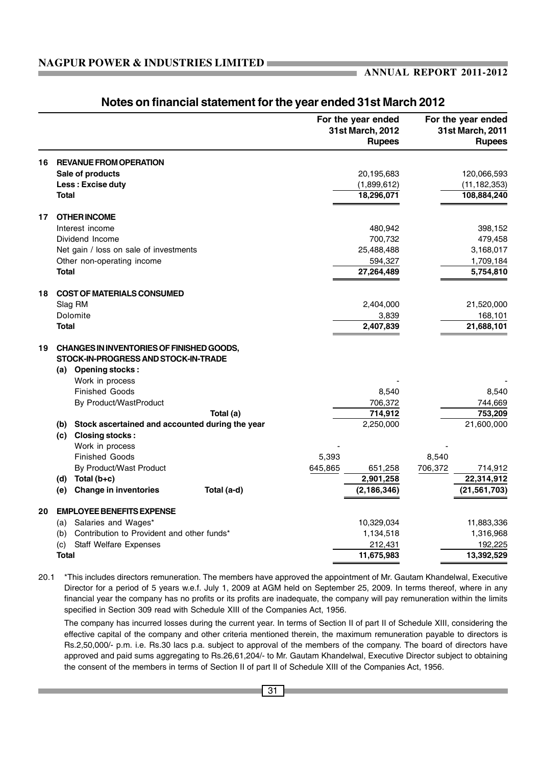## Notes on financial statement for the year ended 31st March 2012

| | | | For the year ended 31st March, 2012 Rupees | | For the year ended 31st March, 2011 Rupees |
|---|---|---|---|---|---|
| **16** | **REVANUE FROM OPERATION** | | | | |
| | **Sale of products** | | 20,195,683 | | 120,066,593 |
| | **Less : Excise duty** | | (1,899,612) | | (11,182,353) |
| | **Total** | | **18,296,071** | | **108,884,240** |
| **17** | **OTHER INCOME** | | | | |
| | Interest income | | 480,942 | | 398,152 |
| | Dividend Income | | 700,732 | | 479,458 |
| | Net gain / loss on sale of investments | | 25,488,488 | | 3,168,017 |
| | Other non-operating income | | 594,327 | | 1,709,184 |
| | **Total** | | **27,264,489** | | **5,754,810** |
| **18** | **COST OF MATERIALS CONSUMED** | | | | |
| | Slag RM | | 2,404,000 | | 21,520,000 |
| | Dolomite | | 3,839 | | 168,101 |
| | **Total** | | **2,407,839** | | **21,688,101** |
| **19** | **CHANGES IN INVENTORIES OF FINISHED GOODS, STOCK-IN-PROGRESS AND STOCK-IN-TRADE** | | | | |
| | **(a) Opening stocks :** | | | | |
| | Work in process | | - | | - |
| | Finished Goods | | 8,540 | | 8,540 |
| | By Product/WastProduct | | 706,372 | | 744,669 |
| | Total (a) | | **714,912** | | **753,209** |
| | **(b) Stock ascertained and accounted during the year** | | 2,250,000 | | 21,600,000 |
| | **(c) Closing stocks :** | | | | |
| | Work in process | - | | - | |
| | Finished Goods | 5,393 | | 8,540 | |
| | By Product/Wast Product | 645,865 | 651,258 | 706,372 | 714,912 |
| | **(d) Total (b+c)** | | **2,901,258** | | **22,314,912** |
| | **(e) Change in inventories** Total (a-d) | | **(2,186,346)** | | **(21,561,703)** |
| **20** | **EMPLOYEE BENEFITS EXPENSE** | | | | |
| | (a) Salaries and Wages* | | 10,329,034 | | 11,883,336 |
| | (b) Contribution to Provident and other funds* | | 1,134,518 | | 1,316,968 |
| | (c) Staff Welfare Expenses | | 212,431 | | 192,225 |
| | **Total** | | **11,675,983** | | **13,392,529** |

20.1 *This includes directors remuneration. The members have approved the appointment of Mr. Gautam Khandelwal, Executive Director for a period of 5 years w.e.f. July 1, 2009 at AGM held on September 25, 2009. In terms thereof, where in any financial year the company has no profits or its profits are inadequate, the company will pay remuneration within the limits specified in Section 309 read with Schedule XIII of the Companies Act, 1956.

The company has incurred losses during the current year. In terms of Section II of part II of Schedule XIII, considering the effective capital of the company and other criteria mentioned therein, the maximum remuneration payable to directors is Rs.2,50,000/- p.m. i.e. Rs.30 lacs p.a. subject to approval of the members of the company. The board of directors have approved and paid sums aggregating to Rs.26,61,204/- to Mr. Gautam Khandelwal, Executive Director subject to obtaining the consent of the members in terms of Section II of part II of Schedule XIII of the Companies Act, 1956.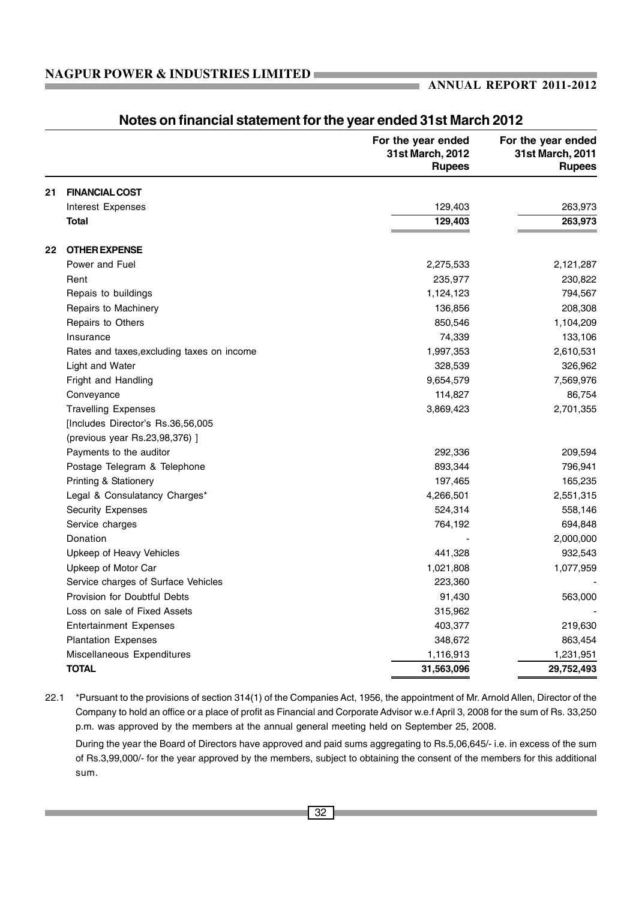## Notes on financial statement for the year ended 31st March 2012

| | | For the year ended 31st March, 2012 Rupees | For the year ended 31st March, 2011 Rupees |
|---|---|---|---|
| **21** | **FINANCIAL COST** | | |
| | Interest Expenses | 129,403 | 263,973 |
| | **Total** | **129,403** | **263,973** |
| **22** | **OTHER EXPENSE** | | |
| | Power and Fuel | 2,275,533 | 2,121,287 |
| | Rent | 235,977 | 230,822 |
| | Repais to buildings | 1,124,123 | 794,567 |
| | Repairs to Machinery | 136,856 | 208,308 |
| | Repairs to Others | 850,546 | 1,104,209 |
| | Insurance | 74,339 | 133,106 |
| | Rates and taxes,excluding taxes on income | 1,997,353 | 2,610,531 |
| | Light and Water | 328,539 | 326,962 |
| | Fright and Handling | 9,654,579 | 7,569,976 |
| | Conveyance | 114,827 | 86,754 |
| | Travelling Expenses [Includes Director's Rs.36,56,005 (previous year Rs.23,98,376) ] | 3,869,423 | 2,701,355 |
| | Payments to the auditor | 292,336 | 209,594 |
| | Postage Telegram & Telephone | 893,344 | 796,941 |
| | Printing & Stationery | 197,465 | 165,235 |
| | Legal & Consulatancy Charges* | 4,266,501 | 2,551,315 |
| | Security Expenses | 524,314 | 558,146 |
| | Service charges | 764,192 | 694,848 |
| | Donation | - | 2,000,000 |
| | Upkeep of Heavy Vehicles | 441,328 | 932,543 |
| | Upkeep of Motor Car | 1,021,808 | 1,077,959 |
| | Service charges of Surface Vehicles | 223,360 | - |
| | Provision for Doubtful Debts | 91,430 | 563,000 |
| | Loss on sale of Fixed Assets | 315,962 | - |
| | Entertainment Expenses | 403,377 | 219,630 |
| | Plantation Expenses | 348,672 | 863,454 |
| | Miscellaneous Expenditures | 1,116,913 | 1,231,951 |
| | **TOTAL** | **31,563,096** | **29,752,493** |

22.1 *Pursuant to the provisions of section 314(1) of the Companies Act, 1956, the appointment of Mr. Arnold Allen, Director of the Company to hold an office or a place of profit as Financial and Corporate Advisor w.e.f April 3, 2008 for the sum of Rs. 33,250 p.m. was approved by the members at the annual general meeting held on September 25, 2008.

During the year the Board of Directors have approved and paid sums aggregating to Rs.5,06,645/- i.e. in excess of the sum of Rs.3,99,000/- for the year approved by the members, subject to obtaining the consent of the members for this additional sum.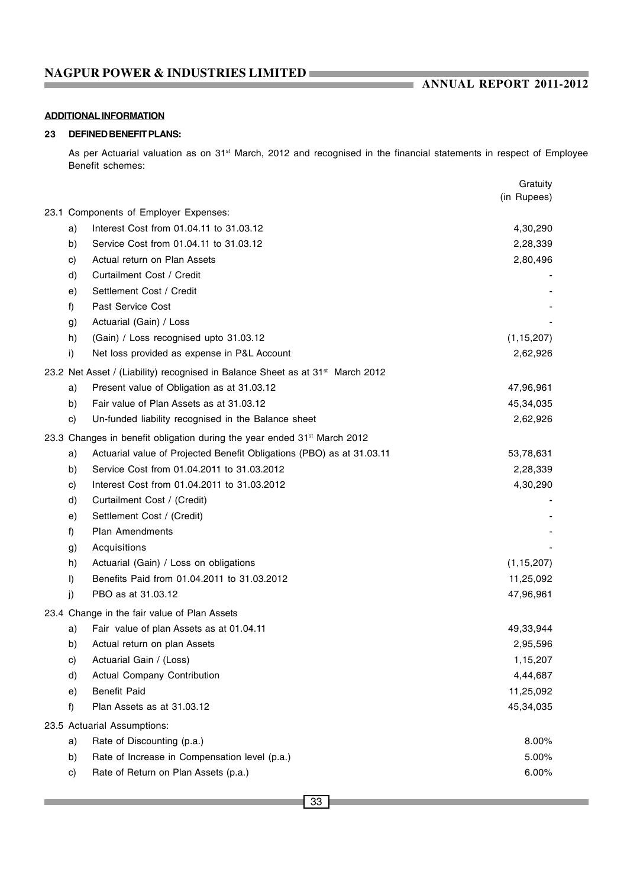**ADDITIONAL INFORMATION**

**23 DEFINED BENEFIT PLANS:**

As per Actuarial valuation as on 31st March, 2012 and recognised in the financial statements in respect of Employee Benefit schemes:

| | | Gratuity (in Rupees) |
|---|---|---|
| **23.1** | **Components of Employer Expenses:** | |
| a) | Interest Cost from 01.04.11 to 31.03.12 | 4,30,290 |
| b) | Service Cost from 01.04.11 to 31.03.12 | 2,28,339 |
| c) | Actual return on Plan Assets | 2,80,496 |
| d) | Curtailment Cost / Credit | - |
| e) | Settlement Cost / Credit | - |
| f) | Past Service Cost | - |
| g) | Actuarial (Gain) / Loss | - |
| h) | (Gain) / Loss recognised upto 31.03.12 | (1,15,207) |
| i) | Net loss provided as expense in P&L Account | 2,62,926 |
| **23.2** | **Net Asset / (Liability) recognised in Balance Sheet as at 31st March 2012** | |
| a) | Present value of Obligation as at 31.03.12 | 47,96,961 |
| b) | Fair value of Plan Assets as at 31.03.12 | 45,34,035 |
| c) | Un-funded liability recognised in the Balance sheet | 2,62,926 |
| **23.3** | **Changes in benefit obligation during the year ended 31st March 2012** | |
| a) | Actuarial value of Projected Benefit Obligations (PBO) as at 31.03.11 | 53,78,631 |
| b) | Service Cost from 01.04.2011 to 31.03.2012 | 2,28,339 |
| c) | Interest Cost from 01.04.2011 to 31.03.2012 | 4,30,290 |
| d) | Curtailment Cost / (Credit) | - |
| e) | Settlement Cost / (Credit) | - |
| f) | Plan Amendments | - |
| g) | Acquisitions | - |
| h) | Actuarial (Gain) / Loss on obligations | (1,15,207) |
| I) | Benefits Paid from 01.04.2011 to 31.03.2012 | 11,25,092 |
| j) | PBO as at 31.03.12 | 47,96,961 |
| **23.4** | **Change in the fair value of Plan Assets** | |
| a) | Fair value of plan Assets as at 01.04.11 | 49,33,944 |
| b) | Actual return on plan Assets | 2,95,596 |
| c) | Actuarial Gain / (Loss) | 1,15,207 |
| d) | Actual Company Contribution | 4,44,687 |
| e) | Benefit Paid | 11,25,092 |
| f) | Plan Assets as at 31.03.12 | 45,34,035 |
| **23.5** | **Actuarial Assumptions:** | |
| a) | Rate of Discounting (p.a.) | 8.00% |
| b) | Rate of Increase in Compensation level (p.a.) | 5.00% |
| c) | Rate of Return on Plan Assets (p.a.) | 6.00% |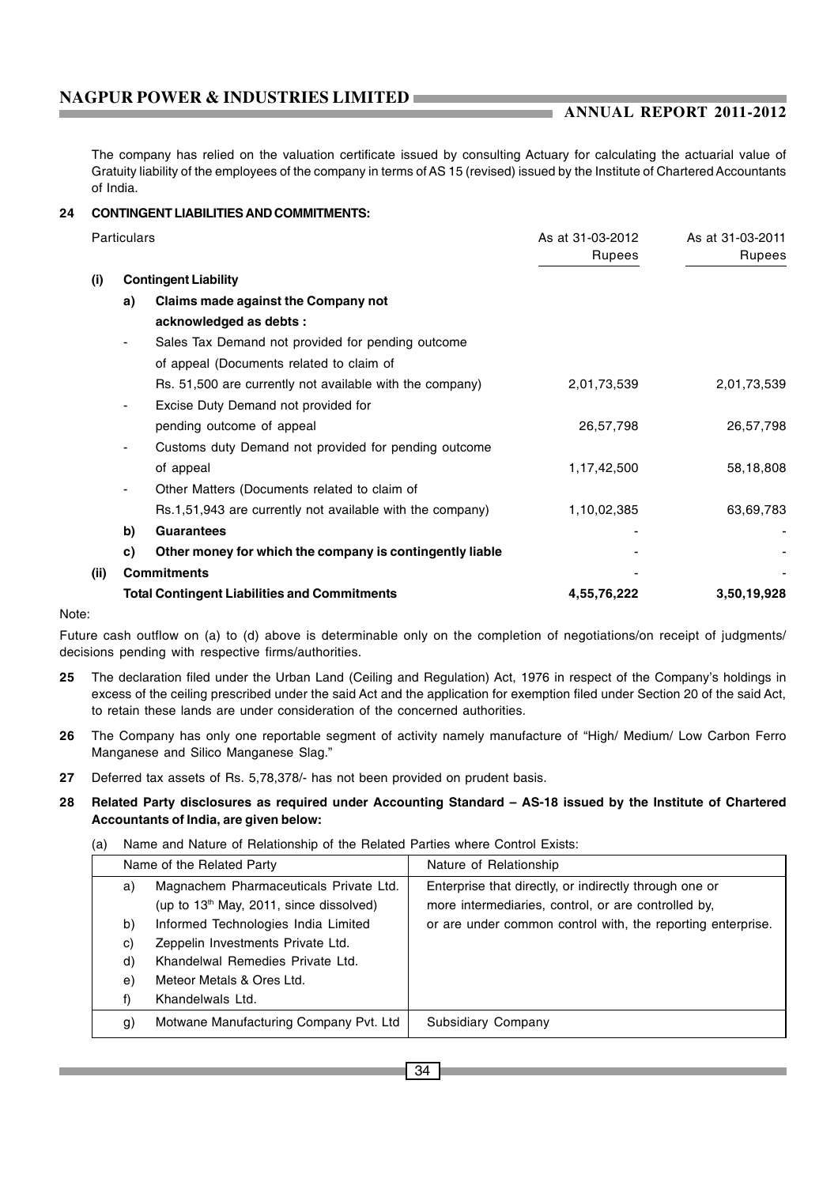The company has relied on the valuation certificate issued by consulting Actuary for calculating the actuarial value of Gratuity liability of the employees of the company in terms of AS 15 (revised) issued by the Institute of Chartered Accountants of India.

**24 CONTINGENT LIABILITIES AND COMMITMENTS:**

| Particulars | As at 31-03-2012 Rupees | As at 31-03-2011 Rupees |
|---|---|---|
| **(i) Contingent Liability** | | |
| **a) Claims made against the Company not acknowledged as debts :** | | |
| - Sales Tax Demand not provided for pending outcome of appeal (Documents related to claim of Rs. 51,500 are currently not available with the company) | 2,01,73,539 | 2,01,73,539 |
| - Excise Duty Demand not provided for pending outcome of appeal | 26,57,798 | 26,57,798 |
| - Customs duty Demand not provided for pending outcome of appeal | 1,17,42,500 | 58,18,808 |
| - Other Matters (Documents related to claim of Rs.1,51,943 are currently not available with the company) | 1,10,02,385 | 63,69,783 |
| **b) Guarantees** | - | - |
| **c) Other money for which the company is contingently liable** | - | - |
| **(ii) Commitments** | - | - |
| **Total Contingent Liabilities and Commitments** | **4,55,76,222** | **3,50,19,928** |

Note:

Future cash outflow on (a) to (d) above is determinable only on the completion of negotiations/on receipt of judgments/ decisions pending with respective firms/authorities.

**25** The declaration filed under the Urban Land (Ceiling and Regulation) Act, 1976 in respect of the Company's holdings in excess of the ceiling prescribed under the said Act and the application for exemption filed under Section 20 of the said Act, to retain these lands are under consideration of the concerned authorities.

**26** The Company has only one reportable segment of activity namely manufacture of "High/ Medium/ Low Carbon Ferro Manganese and Silico Manganese Slag."

**27** Deferred tax assets of Rs. 5,78,378/- has not been provided on prudent basis.

**28 Related Party disclosures as required under Accounting Standard – AS-18 issued by the Institute of Chartered Accountants of India, are given below:**

(a) Name and Nature of Relationship of the Related Parties where Control Exists:

| Name of the Related Party | Nature of Relationship |
|---|---|
| a) Magnachem Pharmaceuticals Private Ltd. (up to 13th May, 2011, since dissolved)<br>b) Informed Technologies India Limited<br>c) Zeppelin Investments Private Ltd.<br>d) Khandelwal Remedies Private Ltd.<br>e) Meteor Metals & Ores Ltd.<br>f) Khandelwals Ltd. | Enterprise that directly, or indirectly through one or more intermediaries, control, or are controlled by, or are under common control with, the reporting enterprise. |
| g) Motwane Manufacturing Company Pvt. Ltd | Subsidiary Company |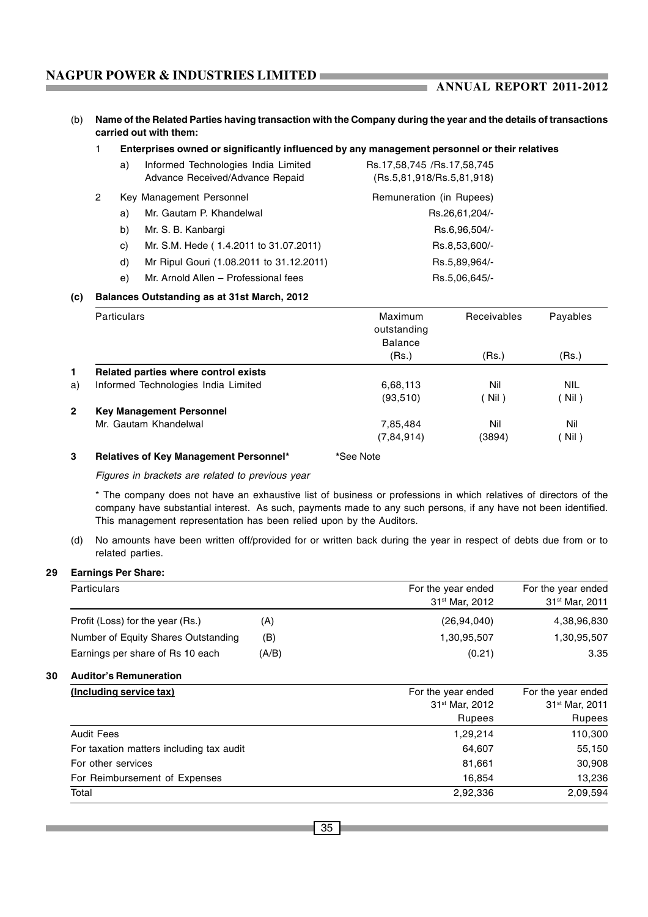(b) **Name of the Related Parties having transaction with the Company during the year and the details of transactions carried out with them:**

1 **Enterprises owned or significantly influenced by any management personnel or their relatives**

| | | |
|---|---|---|
| a) | Informed Technologies India Limited<br>Advance Received/Advance Repaid | Rs.17,58,745 /Rs.17,58,745<br>(Rs.5,81,918/Rs.5,81,918) |

2 Key Management Personnel — Remuneration (in Rupees)

| | | |
|---|---|---|
| a) | Mr. Gautam P. Khandelwal | Rs.26,61,204/- |
| b) | Mr. S. B. Kanbargi | Rs.6,96,504/- |
| c) | Mr. S.M. Hede ( 1.4.2011 to 31.07.2011) | Rs.8,53,600/- |
| d) | Mr Ripul Gouri (1.08.2011 to 31.12.2011) | Rs.5,89,964/- |
| e) | Mr. Arnold Allen – Professional fees | Rs.5,06,645/- |

**(c) Balances Outstanding as at 31st March, 2012**

| | Particulars | Maximum outstanding Balance (Rs.) | Receivables (Rs.) | Payables (Rs.) |
|---|---|---|---|---|
| **1** | **Related parties where control exists** | | | |
| a) | Informed Technologies India Limited | 6,68,113<br>(93,510) | Nil<br>( Nil ) | NIL<br>( Nil ) |
| **2** | **Key Management Personnel** | | | |
| | Mr. Gautam Khandelwal | 7,85,484<br>(7,84,914) | Nil<br>(3894) | Nil<br>( Nil ) |

**3 Relatives of Key Management Personnel*** **\***See Note

*Figures in brackets are related to previous year*

\* The company does not have an exhaustive list of business or professions in which relatives of directors of the company have substantial interest. As such, payments made to any such persons, if any have not been identified. This management representation has been relied upon by the Auditors.

(d) No amounts have been written off/provided for or written back during the year in respect of debts due from or to related parties.

**29 Earnings Per Share:**

| Particulars | | For the year ended 31st Mar, 2012 | For the year ended 31st Mar, 2011 |
|---|---|---|---|
| Profit (Loss) for the year (Rs.) | (A) | (26,94,040) | 4,38,96,830 |
| Number of Equity Shares Outstanding | (B) | 1,30,95,507 | 1,30,95,507 |
| Earnings per share of Rs 10 each | (A/B) | (0.21) | 3.35 |

**30 Auditor's Remuneration**

| (Including service tax) | For the year ended 31st Mar, 2012 Rupees | For the year ended 31st Mar, 2011 Rupees |
|---|---|---|
| Audit Fees | 1,29,214 | 110,300 |
| For taxation matters including tax audit | 64,607 | 55,150 |
| For other services | 81,661 | 30,908 |
| For Reimbursement of Expenses | 16,854 | 13,236 |
| Total | 2,92,336 | 2,09,594 |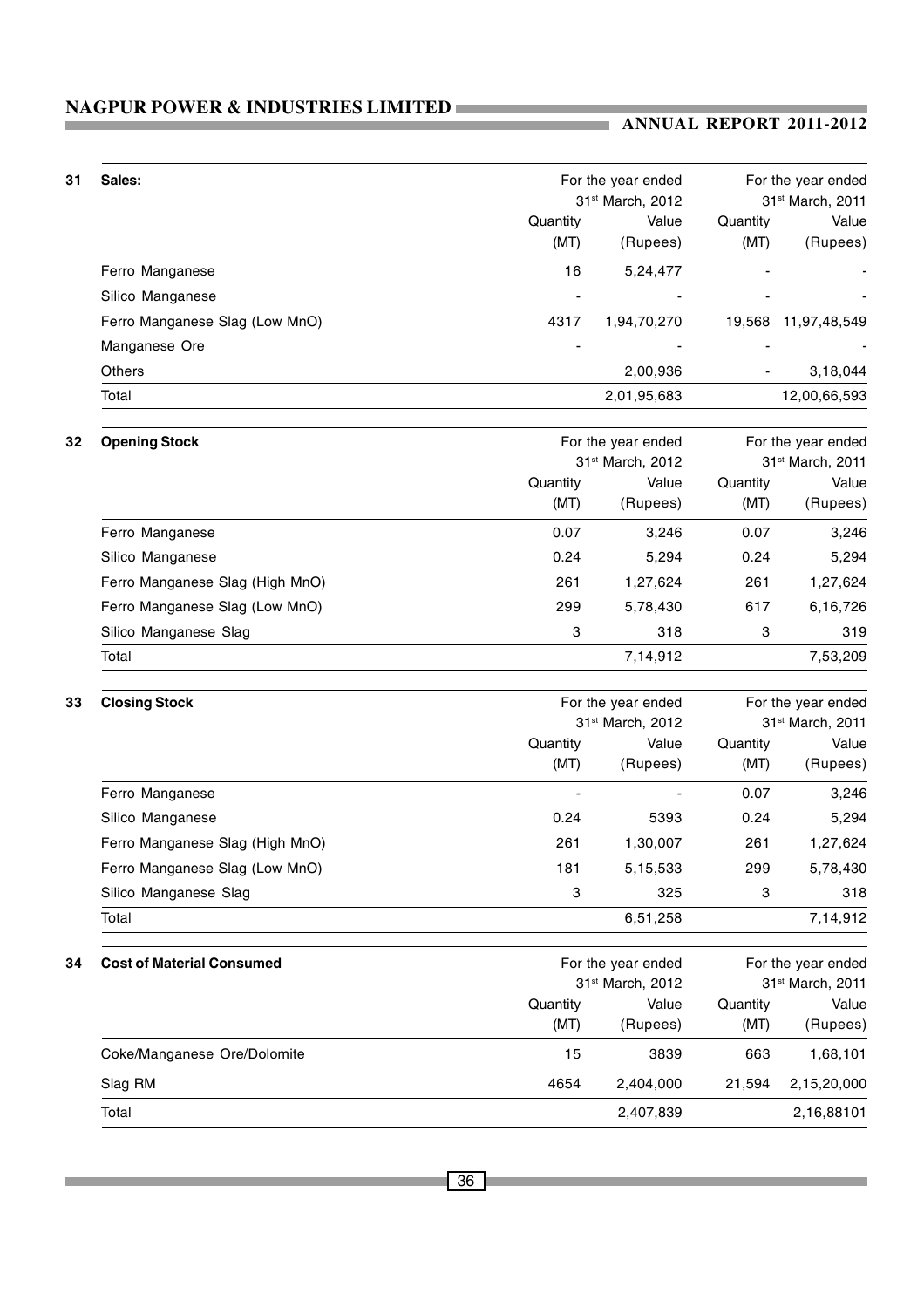## 31 Sales:

| | For the year ended 31st March, 2012 | | For the year ended 31st March, 2011 | |
|---|---|---|---|---|
| | Quantity (MT) | Value (Rupees) | Quantity (MT) | Value (Rupees) |
| Ferro Manganese | 16 | 5,24,477 | - | - |
| Silico Manganese | - | - | - | - |
| Ferro Manganese Slag (Low MnO) | 4317 | 1,94,70,270 | 19,568 | 11,97,48,549 |
| Manganese Ore | - | - | - | - |
| Others | | 2,00,936 | - | 3,18,044 |
| Total | | 2,01,95,683 | | 12,00,66,593 |

## 32 Opening Stock

| | For the year ended 31st March, 2012 | | For the year ended 31st March, 2011 | |
|---|---|---|---|---|
| | Quantity (MT) | Value (Rupees) | Quantity (MT) | Value (Rupees) |
| Ferro Manganese | 0.07 | 3,246 | 0.07 | 3,246 |
| Silico Manganese | 0.24 | 5,294 | 0.24 | 5,294 |
| Ferro Manganese Slag (High MnO) | 261 | 1,27,624 | 261 | 1,27,624 |
| Ferro Manganese Slag (Low MnO) | 299 | 5,78,430 | 617 | 6,16,726 |
| Silico Manganese Slag | 3 | 318 | 3 | 319 |
| Total | | 7,14,912 | | 7,53,209 |

## 33 Closing Stock

| | For the year ended 31st March, 2012 | | For the year ended 31st March, 2011 | |
|---|---|---|---|---|
| | Quantity (MT) | Value (Rupees) | Quantity (MT) | Value (Rupees) |
| Ferro Manganese | - | - | 0.07 | 3,246 |
| Silico Manganese | 0.24 | 5393 | 0.24 | 5,294 |
| Ferro Manganese Slag (High MnO) | 261 | 1,30,007 | 261 | 1,27,624 |
| Ferro Manganese Slag (Low MnO) | 181 | 5,15,533 | 299 | 5,78,430 |
| Silico Manganese Slag | 3 | 325 | 3 | 318 |
| Total | | 6,51,258 | | 7,14,912 |

## 34 Cost of Material Consumed

| | For the year ended 31st March, 2012 | | For the year ended 31st March, 2011 | |
|---|---|---|---|---|
| | Quantity (MT) | Value (Rupees) | Quantity (MT) | Value (Rupees) |
| Coke/Manganese Ore/Dolomite | 15 | 3839 | 663 | 1,68,101 |
| Slag RM | 4654 | 2,404,000 | 21,594 | 2,15,20,000 |
| Total | | 2,407,839 | | 2,16,88101 |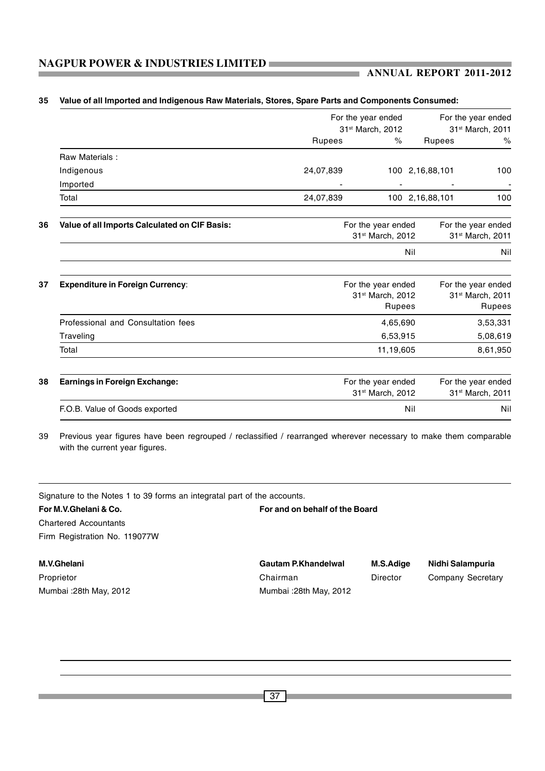**35 Value of all Imported and Indigenous Raw Materials, Stores, Spare Parts and Components Consumed:**

| | For the year ended 31st March, 2012 | | For the year ended 31st March, 2011 | |
|---|---|---|---|---|
| | Rupees | % | Rupees | % |
| Raw Materials : | | | | |
| Indigenous | 24,07,839 | 100 | 2,16,88,101 | 100 |
| Imported | - | - | - | - |
| Total | 24,07,839 | 100 | 2,16,88,101 | 100 |

**36 Value of all Imports Calculated on CIF Basis:**

| | For the year ended 31st March, 2012 | For the year ended 31st March, 2011 |
|---|---|---|
| | Nil | Nil |

**37 Expenditure in Foreign Currency:**

| | For the year ended 31st March, 2012 Rupees | For the year ended 31st March, 2011 Rupees |
|---|---|---|
| Professional and Consultation fees | 4,65,690 | 3,53,331 |
| Traveling | 6,53,915 | 5,08,619 |
| Total | 11,19,605 | 8,61,950 |

**38 Earnings in Foreign Exchange:**

| | For the year ended 31st March, 2012 | For the year ended 31st March, 2011 |
|---|---|---|
| F.O.B. Value of Goods exported | Nil | Nil |

39 Previous year figures have been regrouped / reclassified / rearranged wherever necessary to make them comparable with the current year figures.

Signature to the Notes 1 to 39 forms an integratal part of the accounts.

**For M.V.Ghelani & Co.**
Chartered Accountants
Firm Registration No. 119077W

**M.V.Ghelani**
Proprietor
Mumbai :28th May, 2012

**For and on behalf of the Board**

**Gautam P.Khandelwal** — Chairman
**M.S.Adige** — Director
**Nidhi Salampuria** — Company Secretary

Mumbai :28th May, 2012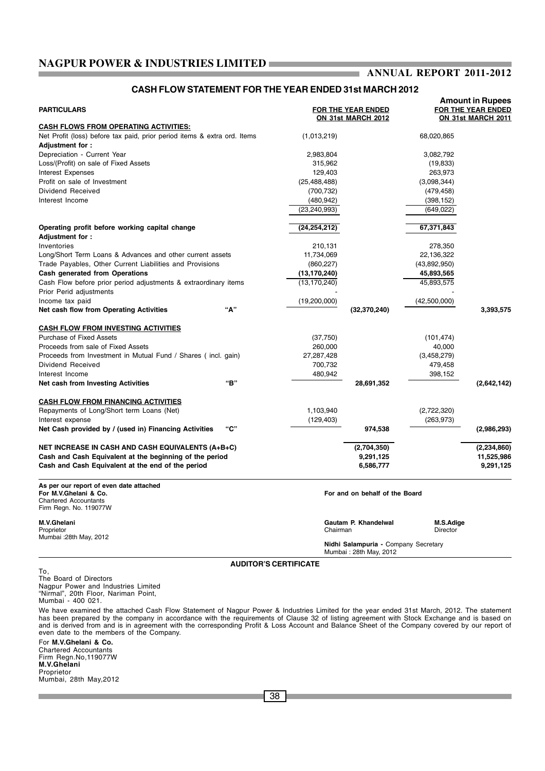## CASH FLOW STATEMENT FOR THE YEAR ENDED 31st MARCH 2012

**Amount in Rupees**

| PARTICULARS | FOR THE YEAR ENDED ON 31st MARCH 2012 | | FOR THE YEAR ENDED ON 31st MARCH 2011 | |
|---|---|---|---|---|
| **CASH FLOWS FROM OPERATING ACTIVITIES:** | | | | |
| Net Profit (loss) before tax paid, prior period items & extra ord. Items | (1,013,219) | | 68,020,865 | |
| **Adjustment for :** | | | | |
| Depreciation - Current Year | 2,983,804 | | 3,082,792 | |
| Loss/(Profit) on sale of Fixed Assets | 315,962 | | (19,833) | |
| Interest Expenses | 129,403 | | 263,973 | |
| Profit on sale of Investment | (25,488,488) | | (3,098,344) | |
| Dividend Received | (700,732) | | (479,458) | |
| Interest Income | (480,942) | | (398,152) | |
| | (23,240,993) | | (649,022) | |
| **Operating profit before working capital change** | **(24,254,212)** | | **67,371,843** | |
| **Adjustment for :** | | | | |
| Inventories | 210,131 | | 278,350 | |
| Long/Short Term Loans & Advances and other current assets | 11,734,069 | | 22,136,322 | |
| Trade Payables, Other Current Liabilities and Provisions | (860,227) | | (43,892,950) | |
| **Cash generated from Operations** | **(13,170,240)** | | **45,893,565** | |
| Cash Flow before prior period adjustments & extraordinary items | (13,170,240) | | 45,893,575 | |
| Prior Perid adjustments | - | | - | |
| Income tax paid | (19,200,000) | | (42,500,000) | |
| **Net cash flow from Operating Activities "A"** | | **(32,370,240)** | | **3,393,575** |
| **CASH FLOW FROM INVESTING ACTIVITIES** | | | | |
| Purchase of Fixed Assets | (37,750) | | (101,474) | |
| Proceeds from sale of Fixed Assets | 260,000 | | 40,000 | |
| Proceeds from Investment in Mutual Fund / Shares ( incl. gain) | 27,287,428 | | (3,458,279) | |
| Dividend Received | 700,732 | | 479,458 | |
| Interest Income | 480,942 | | 398,152 | |
| **Net cash from Investing Activities "B"** | | **28,691,352** | | **(2,642,142)** |
| **CASH FLOW FROM FINANCING ACTIVITIES** | | | | |
| Repayments of Long/Short term Loans (Net) | 1,103,940 | | (2,722,320) | |
| Interest expense | (129,403) | | (263,973) | |
| **Net Cash provided by / (used in) Financing Activities "C"** | | **974,538** | | **(2,986,293)** |
| **NET INCREASE IN CASH AND CASH EQUIVALENTS (A+B+C)** | | **(2,704,350)** | | **(2,234,860)** |
| **Cash and Cash Equivalent at the beginning of the period** | | **9,291,125** | | **11,525,986** |
| **Cash and Cash Equivalent at the end of the period** | | **6,586,777** | | **9,291,125** |

**As per our report of even date attached**
**For M.V.Ghelani & Co.**
Chartered Accountants
Firm Regn. No. 119077W

**M.V.Ghelani**
Proprietor
Mumbai :28th May, 2012

**For and on behalf of the Board**

**Gautam P. Khandelwal** — Chairman
**M.S.Adige** — Director

**Nidhi Salampuria -** Company Secretary
Mumbai : 28th May, 2012

### AUDITOR'S CERTIFICATE

To,
The Board of Directors
Nagpur Power and Industries Limited
"Nirmal", 20th Floor, Nariman Point,
Mumbai - 400 021.

We have examined the attached Cash Flow Statement of Nagpur Power & Industries Limited for the year ended 31st March, 2012. The statement has been prepared by the company in accordance with the requirements of Clause 32 of listing agreement with Stock Exchange and is based on and is derived from and is in agreement with the corresponding Profit & Loss Account and Balance Sheet of the Company covered by our report of even date to the members of the Company.

For **M.V.Ghelani & Co.**
Chartered Accountants
Firm Regn.No,119077W
**M.V.Ghelani**
Proprietor
Mumbai, 28th May,2012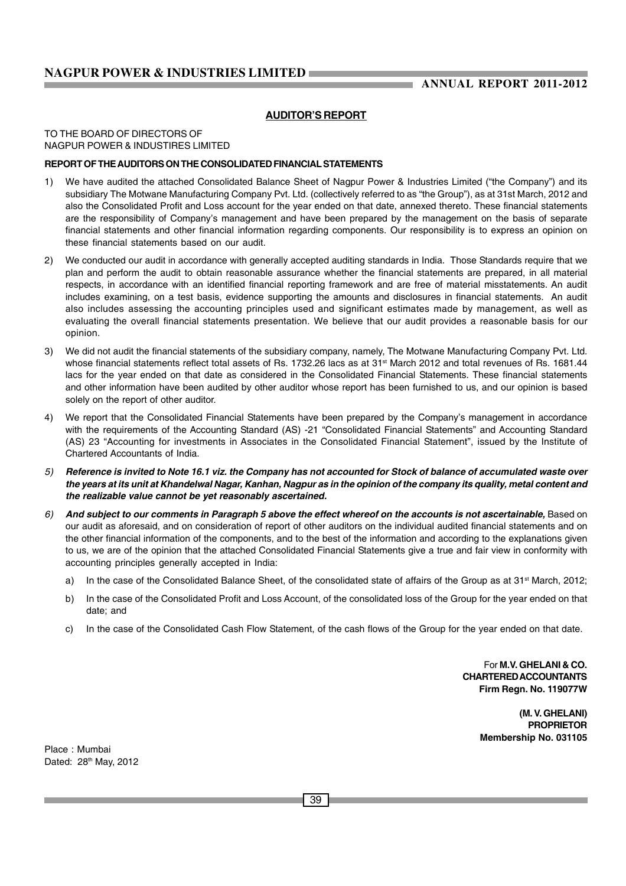## AUDITOR'S REPORT

TO THE BOARD OF DIRECTORS OF
NAGPUR POWER & INDUSTIRES LIMITED

**REPORT OF THE AUDITORS ON THE CONSOLIDATED FINANCIAL STATEMENTS**

1) We have audited the attached Consolidated Balance Sheet of Nagpur Power & Industries Limited ("the Company") and its subsidiary The Motwane Manufacturing Company Pvt. Ltd. (collectively referred to as "the Group"), as at 31st March, 2012 and also the Consolidated Profit and Loss account for the year ended on that date, annexed thereto. These financial statements are the responsibility of Company's management and have been prepared by the management on the basis of separate financial statements and other financial information regarding components. Our responsibility is to express an opinion on these financial statements based on our audit.

2) We conducted our audit in accordance with generally accepted auditing standards in India. Those Standards require that we plan and perform the audit to obtain reasonable assurance whether the financial statements are prepared, in all material respects, in accordance with an identified financial reporting framework and are free of material misstatements. An audit includes examining, on a test basis, evidence supporting the amounts and disclosures in financial statements. An audit also includes assessing the accounting principles used and significant estimates made by management, as well as evaluating the overall financial statements presentation. We believe that our audit provides a reasonable basis for our opinion.

3) We did not audit the financial statements of the subsidiary company, namely, The Motwane Manufacturing Company Pvt. Ltd. whose financial statements reflect total assets of Rs. 1732.26 lacs as at 31st March 2012 and total revenues of Rs. 1681.44 lacs for the year ended on that date as considered in the Consolidated Financial Statements. These financial statements and other information have been audited by other auditor whose report has been furnished to us, and our opinion is based solely on the report of other auditor.

4) We report that the Consolidated Financial Statements have been prepared by the Company's management in accordance with the requirements of the Accounting Standard (AS) -21 "Consolidated Financial Statements" and Accounting Standard (AS) 23 "Accounting for investments in Associates in the Consolidated Financial Statement", issued by the Institute of Chartered Accountants of India.

5) ***Reference is invited to Note 16.1 viz. the Company has not accounted for Stock of balance of accumulated waste over the years at its unit at Khandelwal Nagar, Kanhan, Nagpur as in the opinion of the company its quality, metal content and the realizable value cannot be yet reasonably ascertained.***

6) ***And subject to our comments in Paragraph 5 above the effect whereof on the accounts is not ascertainable,*** Based on our audit as aforesaid, and on consideration of report of other auditors on the individual audited financial statements and on the other financial information of the components, and to the best of the information and according to the explanations given to us, we are of the opinion that the attached Consolidated Financial Statements give a true and fair view in conformity with accounting principles generally accepted in India:

   a) In the case of the Consolidated Balance Sheet, of the consolidated state of affairs of the Group as at 31st March, 2012;

   b) In the case of the Consolidated Profit and Loss Account, of the consolidated loss of the Group for the year ended on that date; and

   c) In the case of the Consolidated Cash Flow Statement, of the cash flows of the Group for the year ended on that date.

For **M.V. GHELANI & CO.**
**CHARTERED ACCOUNTANTS**
**Firm Regn. No. 119077W**

**(M. V. GHELANI)**
**PROPRIETOR**
**Membership No. 031105**

Place : Mumbai
Dated: 28th May, 2012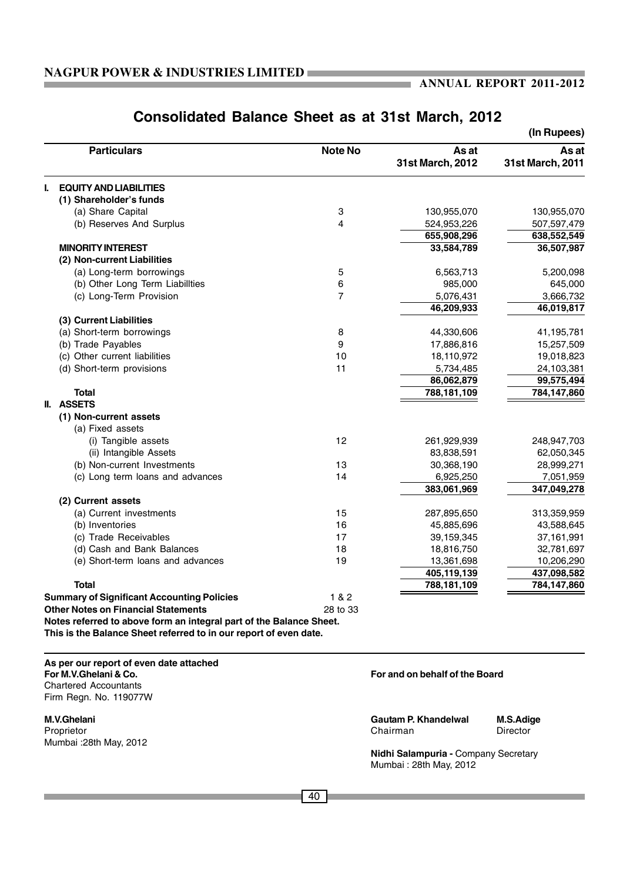## Consolidated Balance Sheet as at 31st March, 2012

(In Rupees)

| Particulars | Note No | As at 31st March, 2012 | As at 31st March, 2011 |
|---|---|---|---|
| **I. EQUITY AND LIABILITIES** | | | |
| **(1) Shareholder's funds** | | | |
| (a) Share Capital | 3 | 130,955,070 | 130,955,070 |
| (b) Reserves And Surplus | 4 | 524,953,226 | 507,597,479 |
| | | **655,908,296** | **638,552,549** |
| **MINORITY INTEREST** | | **33,584,789** | **36,507,987** |
| **(2) Non-current Liabilities** | | | |
| (a) Long-term borrowings | 5 | 6,563,713 | 5,200,098 |
| (b) Other Long Term Liabillties | 6 | 985,000 | 645,000 |
| (c) Long-Term Provision | 7 | 5,076,431 | 3,666,732 |
| | | **46,209,933** | **46,019,817** |
| **(3) Current Liabilities** | | | |
| (a) Short-term borrowings | 8 | 44,330,606 | 41,195,781 |
| (b) Trade Payables | 9 | 17,886,816 | 15,257,509 |
| (c) Other current liabilities | 10 | 18,110,972 | 19,018,823 |
| (d) Short-term provisions | 11 | 5,734,485 | 24,103,381 |
| | | **86,062,879** | **99,575,494** |
| **Total** | | **788,181,109** | **784,147,860** |
| **II. ASSETS** | | | |
| **(1) Non-current assets** | | | |
| (a) Fixed assets | | | |
| (i) Tangible assets | 12 | 261,929,939 | 248,947,703 |
| (ii) Intangible Assets | | 83,838,591 | 62,050,345 |
| (b) Non-current Investments | 13 | 30,368,190 | 28,999,271 |
| (c) Long term loans and advances | 14 | 6,925,250 | 7,051,959 |
| | | **383,061,969** | **347,049,278** |
| **(2) Current assets** | | | |
| (a) Current investments | 15 | 287,895,650 | 313,359,959 |
| (b) Inventories | 16 | 45,885,696 | 43,588,645 |
| (c) Trade Receivables | 17 | 39,159,345 | 37,161,991 |
| (d) Cash and Bank Balances | 18 | 18,816,750 | 32,781,697 |
| (e) Short-term loans and advances | 19 | 13,361,698 | 10,206,290 |
| | | **405,119,139** | **437,098,582** |
| **Total** | | **788,181,109** | **784,147,860** |
| **Summary of Significant Accounting Policies** | 1 & 2 | | |
| **Other Notes on Financial Statements** | 28 to 33 | | |

**Notes referred to above form an integral part of the Balance Sheet.**
**This is the Balance Sheet referred to in our report of even date.**

**As per our report of even date attached**
**For M.V.Ghelani & Co.**
Chartered Accountants
Firm Regn. No. 119077W

**M.V.Ghelani**
Proprietor
Mumbai :28th May, 2012

**For and on behalf of the Board**

**Gautam P. Khandelwal** — Chairman
**M.S.Adige** — Director

**Nidhi Salampuria -** Company Secretary
Mumbai : 28th May, 2012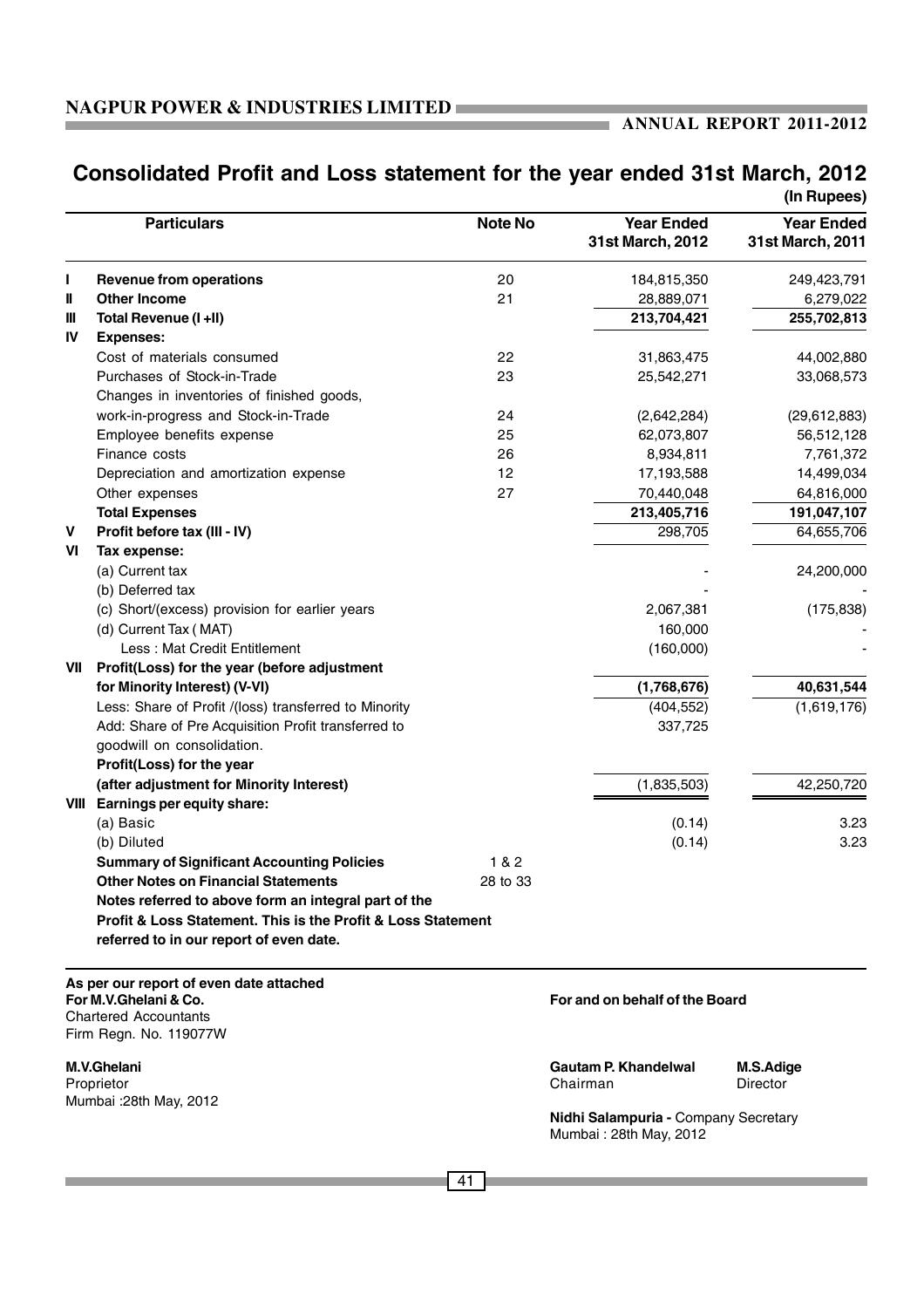# Consolidated Profit and Loss statement for the year ended 31st March, 2012

(In Rupees)

| | Particulars | Note No | Year Ended 31st March, 2012 | Year Ended 31st March, 2011 |
|---|---|---|---|---|
| I | **Revenue from operations** | 20 | 184,815,350 | 249,423,791 |
| II | **Other Income** | 21 | 28,889,071 | 6,279,022 |
| III | **Total Revenue (I +II)** | | **213,704,421** | **255,702,813** |
| IV | **Expenses:** | | | |
| | Cost of materials consumed | 22 | 31,863,475 | 44,002,880 |
| | Purchases of Stock-in-Trade | 23 | 25,542,271 | 33,068,573 |
| | Changes in inventories of finished goods, work-in-progress and Stock-in-Trade | 24 | (2,642,284) | (29,612,883) |
| | Employee benefits expense | 25 | 62,073,807 | 56,512,128 |
| | Finance costs | 26 | 8,934,811 | 7,761,372 |
| | Depreciation and amortization expense | 12 | 17,193,588 | 14,499,034 |
| | Other expenses | 27 | 70,440,048 | 64,816,000 |
| | **Total Expenses** | | **213,405,716** | **191,047,107** |
| V | **Profit before tax (III - IV)** | | 298,705 | 64,655,706 |
| VI | **Tax expense:** | | | |
| | (a) Current tax | | - | 24,200,000 |
| | (b) Deferred tax | | - | - |
| | (c) Short/(excess) provision for earlier years | | 2,067,381 | (175,838) |
| | (d) Current Tax ( MAT) | | 160,000 | - |
| | Less : Mat Credit Entitlement | | (160,000) | - |
| VII | **Profit(Loss) for the year (before adjustment for Minority Interest) (V-VI)** | | **(1,768,676)** | **40,631,544** |
| | Less: Share of Profit /(loss) transferred to Minority | | (404,552) | (1,619,176) |
| | Add: Share of Pre Acquisition Profit transferred to goodwill on consolidation. | | 337,725 | |
| | **Profit(Loss) for the year (after adjustment for Minority Interest)** | | (1,835,503) | 42,250,720 |
| VIII | **Earnings per equity share:** | | | |
| | (a) Basic | | (0.14) | 3.23 |
| | (b) Diluted | | (0.14) | 3.23 |
| | **Summary of Significant Accounting Policies** | 1 & 2 | | |
| | **Other Notes on Financial Statements** | 28 to 33 | | |

**Notes referred to above form an integral part of the Profit & Loss Statement. This is the Profit & Loss Statement referred to in our report of even date.**

**As per our report of even date attached**
**For M.V.Ghelani & Co.**
Chartered Accountants
Firm Regn. No. 119077W

**M.V.Ghelani**
Proprietor
Mumbai :28th May, 2012

**For and on behalf of the Board**

**Gautam P. Khandelwal** Chairman

**M.S.Adige** Director

**Nidhi Salampuria -** Company Secretary
Mumbai : 28th May, 2012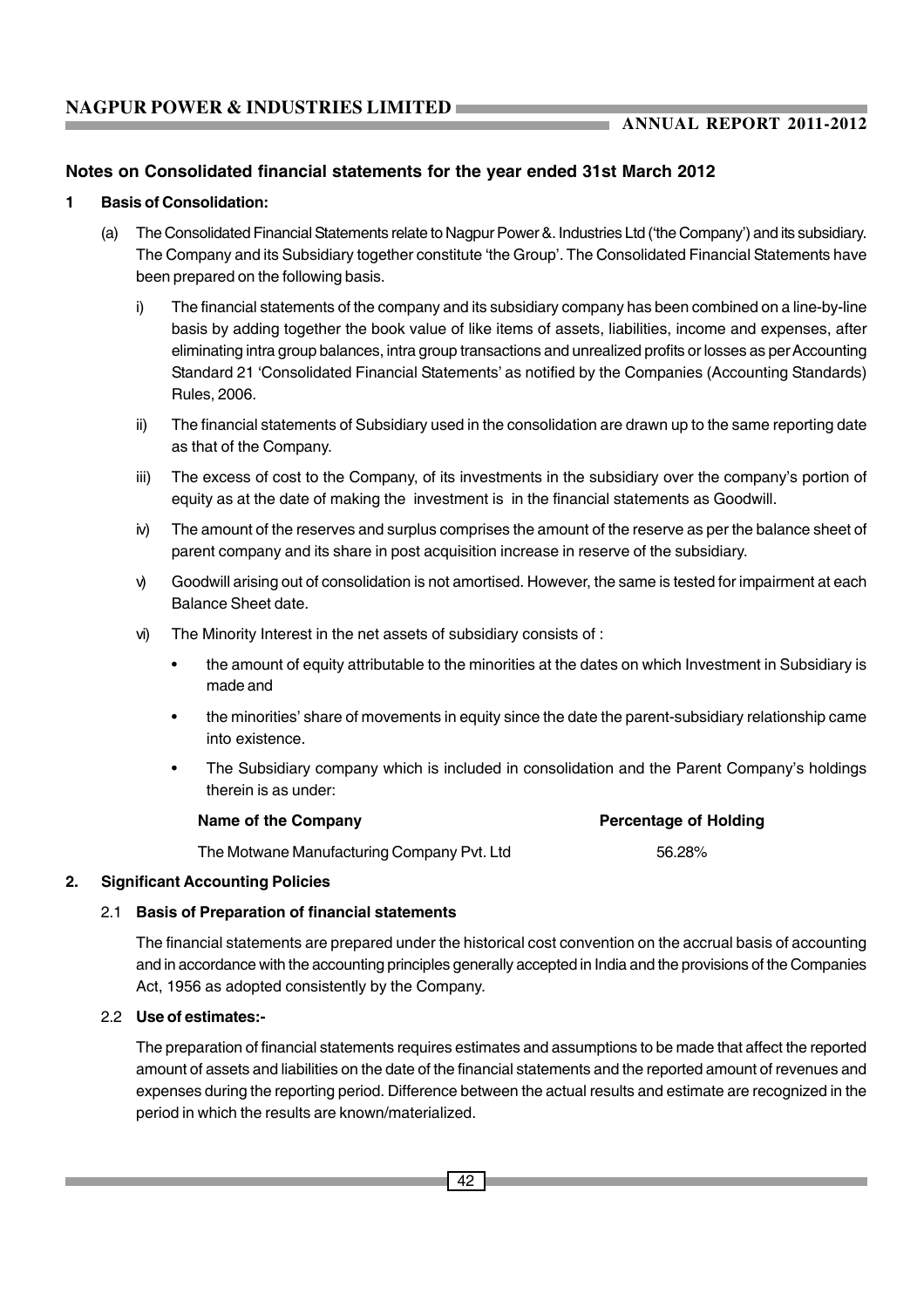## Notes on Consolidated financial statements for the year ended 31st March 2012

### 1 Basis of Consolidation:

(a) The Consolidated Financial Statements relate to Nagpur Power &. Industries Ltd ('the Company') and its subsidiary. The Company and its Subsidiary together constitute 'the Group'. The Consolidated Financial Statements have been prepared on the following basis.

i) The financial statements of the company and its subsidiary company has been combined on a line-by-line basis by adding together the book value of like items of assets, liabilities, income and expenses, after eliminating intra group balances, intra group transactions and unrealized profits or losses as per Accounting Standard 21 'Consolidated Financial Statements' as notified by the Companies (Accounting Standards) Rules, 2006.

ii) The financial statements of Subsidiary used in the consolidation are drawn up to the same reporting date as that of the Company.

iii) The excess of cost to the Company, of its investments in the subsidiary over the company's portion of equity as at the date of making the investment is in the financial statements as Goodwill.

iv) The amount of the reserves and surplus comprises the amount of the reserve as per the balance sheet of parent company and its share in post acquisition increase in reserve of the subsidiary.

v) Goodwill arising out of consolidation is not amortised. However, the same is tested for impairment at each Balance Sheet date.

vi) The Minority Interest in the net assets of subsidiary consists of :

- the amount of equity attributable to the minorities at the dates on which Investment in Subsidiary is made and
- the minorities' share of movements in equity since the date the parent-subsidiary relationship came into existence.
- The Subsidiary company which is included in consolidation and the Parent Company's holdings therein is as under:

| Name of the Company | Percentage of Holding |
|---|---|
| The Motwane Manufacturing Company Pvt. Ltd | 56.28% |

### 2. Significant Accounting Policies

#### 2.1 Basis of Preparation of financial statements

The financial statements are prepared under the historical cost convention on the accrual basis of accounting and in accordance with the accounting principles generally accepted in India and the provisions of the Companies Act, 1956 as adopted consistently by the Company.

#### 2.2 Use of estimates:-

The preparation of financial statements requires estimates and assumptions to be made that affect the reported amount of assets and liabilities on the date of the financial statements and the reported amount of revenues and expenses during the reporting period. Difference between the actual results and estimate are recognized in the period in which the results are known/materialized.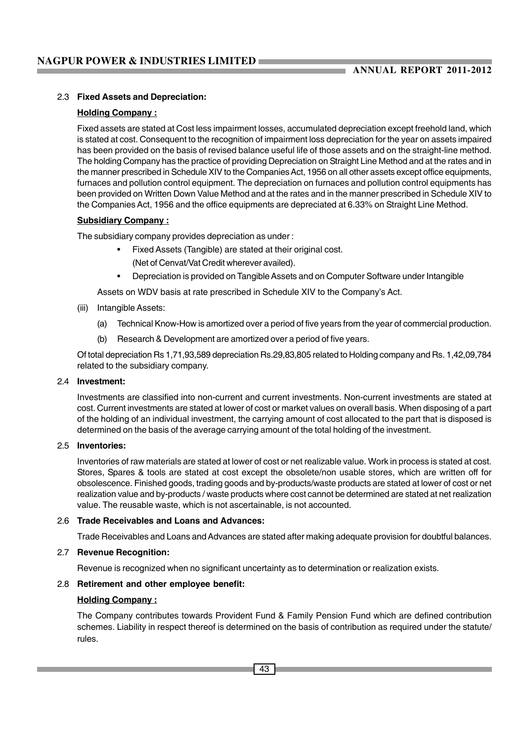### 2.3 Fixed Assets and Depreciation:

**Holding Company :**

Fixed assets are stated at Cost less impairment losses, accumulated depreciation except freehold land, which is stated at cost. Consequent to the recognition of impairment loss depreciation for the year on assets impaired has been provided on the basis of revised balance useful life of those assets and on the straight-line method. The holding Company has the practice of providing Depreciation on Straight Line Method and at the rates and in the manner prescribed in Schedule XIV to the Companies Act, 1956 on all other assets except office equipments, furnaces and pollution control equipment. The depreciation on furnaces and pollution control equipments has been provided on Written Down Value Method and at the rates and in the manner prescribed in Schedule XIV to the Companies Act, 1956 and the office equipments are depreciated at 6.33% on Straight Line Method.

**Subsidiary Company :**

The subsidiary company provides depreciation as under :

- Fixed Assets (Tangible) are stated at their original cost. (Net of Cenvat/Vat Credit wherever availed).
- Depreciation is provided on Tangible Assets and on Computer Software under Intangible

Assets on WDV basis at rate prescribed in Schedule XIV to the Company's Act.

(iii) Intangible Assets:

(a) Technical Know-How is amortized over a period of five years from the year of commercial production.

(b) Research & Development are amortized over a period of five years.

Of total depreciation Rs 1,71,93,589 depreciation Rs.29,83,805 related to Holding company and Rs. 1,42,09,784 related to the subsidiary company.

### 2.4 Investment:

Investments are classified into non-current and current investments. Non-current investments are stated at cost. Current investments are stated at lower of cost or market values on overall basis. When disposing of a part of the holding of an individual investment, the carrying amount of cost allocated to the part that is disposed is determined on the basis of the average carrying amount of the total holding of the investment.

### 2.5 Inventories:

Inventories of raw materials are stated at lower of cost or net realizable value. Work in process is stated at cost. Stores, Spares & tools are stated at cost except the obsolete/non usable stores, which are written off for obsolescence. Finished goods, trading goods and by-products/waste products are stated at lower of cost or net realization value and by-products / waste products where cost cannot be determined are stated at net realization value. The reusable waste, which is not ascertainable, is not accounted.

### 2.6 Trade Receivables and Loans and Advances:

Trade Receivables and Loans and Advances are stated after making adequate provision for doubtful balances.

### 2.7 Revenue Recognition:

Revenue is recognized when no significant uncertainty as to determination or realization exists.

### 2.8 Retirement and other employee benefit:

**Holding Company :**

The Company contributes towards Provident Fund & Family Pension Fund which are defined contribution schemes. Liability in respect thereof is determined on the basis of contribution as required under the statute/ rules.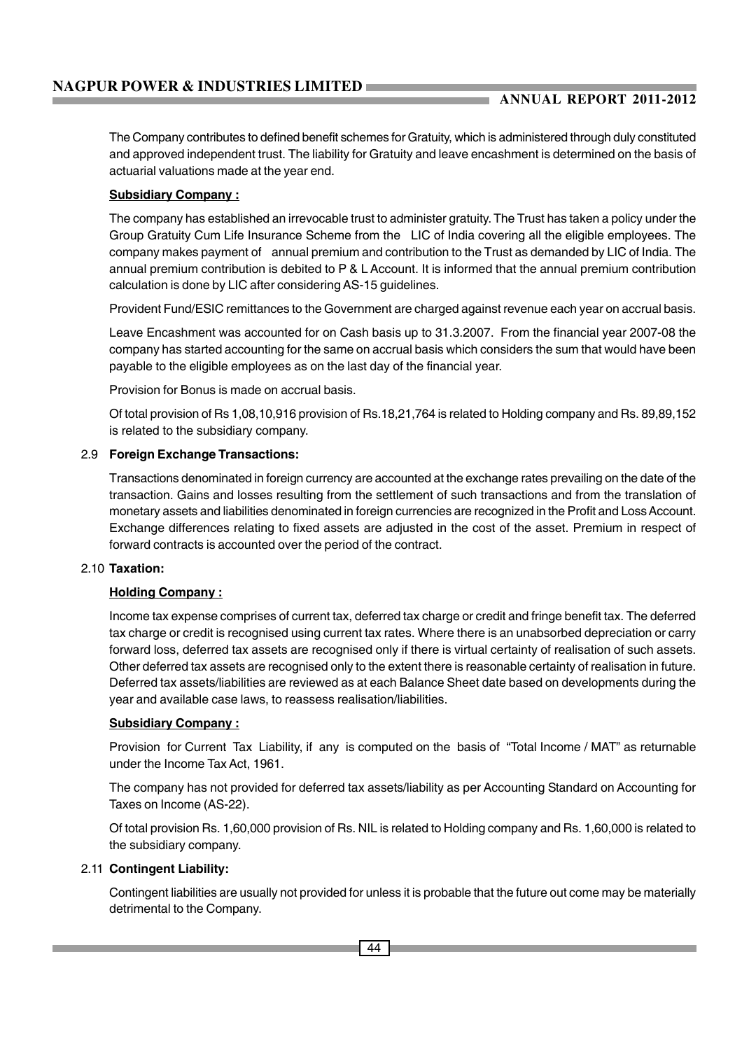The Company contributes to defined benefit schemes for Gratuity, which is administered through duly constituted and approved independent trust. The liability for Gratuity and leave encashment is determined on the basis of actuarial valuations made at the year end.

**Subsidiary Company :**

The company has established an irrevocable trust to administer gratuity. The Trust has taken a policy under the Group Gratuity Cum Life Insurance Scheme from the LIC of India covering all the eligible employees. The company makes payment of annual premium and contribution to the Trust as demanded by LIC of India. The annual premium contribution is debited to P & L Account. It is informed that the annual premium contribution calculation is done by LIC after considering AS-15 guidelines.

Provident Fund/ESIC remittances to the Government are charged against revenue each year on accrual basis.

Leave Encashment was accounted for on Cash basis up to 31.3.2007. From the financial year 2007-08 the company has started accounting for the same on accrual basis which considers the sum that would have been payable to the eligible employees as on the last day of the financial year.

Provision for Bonus is made on accrual basis.

Of total provision of Rs 1,08,10,916 provision of Rs.18,21,764 is related to Holding company and Rs. 89,89,152 is related to the subsidiary company.

2.9 **Foreign Exchange Transactions:**

Transactions denominated in foreign currency are accounted at the exchange rates prevailing on the date of the transaction. Gains and losses resulting from the settlement of such transactions and from the translation of monetary assets and liabilities denominated in foreign currencies are recognized in the Profit and Loss Account. Exchange differences relating to fixed assets are adjusted in the cost of the asset. Premium in respect of forward contracts is accounted over the period of the contract.

2.10 **Taxation:**

**Holding Company :**

Income tax expense comprises of current tax, deferred tax charge or credit and fringe benefit tax. The deferred tax charge or credit is recognised using current tax rates. Where there is an unabsorbed depreciation or carry forward loss, deferred tax assets are recognised only if there is virtual certainty of realisation of such assets. Other deferred tax assets are recognised only to the extent there is reasonable certainty of realisation in future. Deferred tax assets/liabilities are reviewed as at each Balance Sheet date based on developments during the year and available case laws, to reassess realisation/liabilities.

**Subsidiary Company :**

Provision for Current Tax Liability, if any is computed on the basis of "Total Income / MAT" as returnable under the Income Tax Act, 1961.

The company has not provided for deferred tax assets/liability as per Accounting Standard on Accounting for Taxes on Income (AS-22).

Of total provision Rs. 1,60,000 provision of Rs. NIL is related to Holding company and Rs. 1,60,000 is related to the subsidiary company.

2.11 **Contingent Liability:**

Contingent liabilities are usually not provided for unless it is probable that the future out come may be materially detrimental to the Company.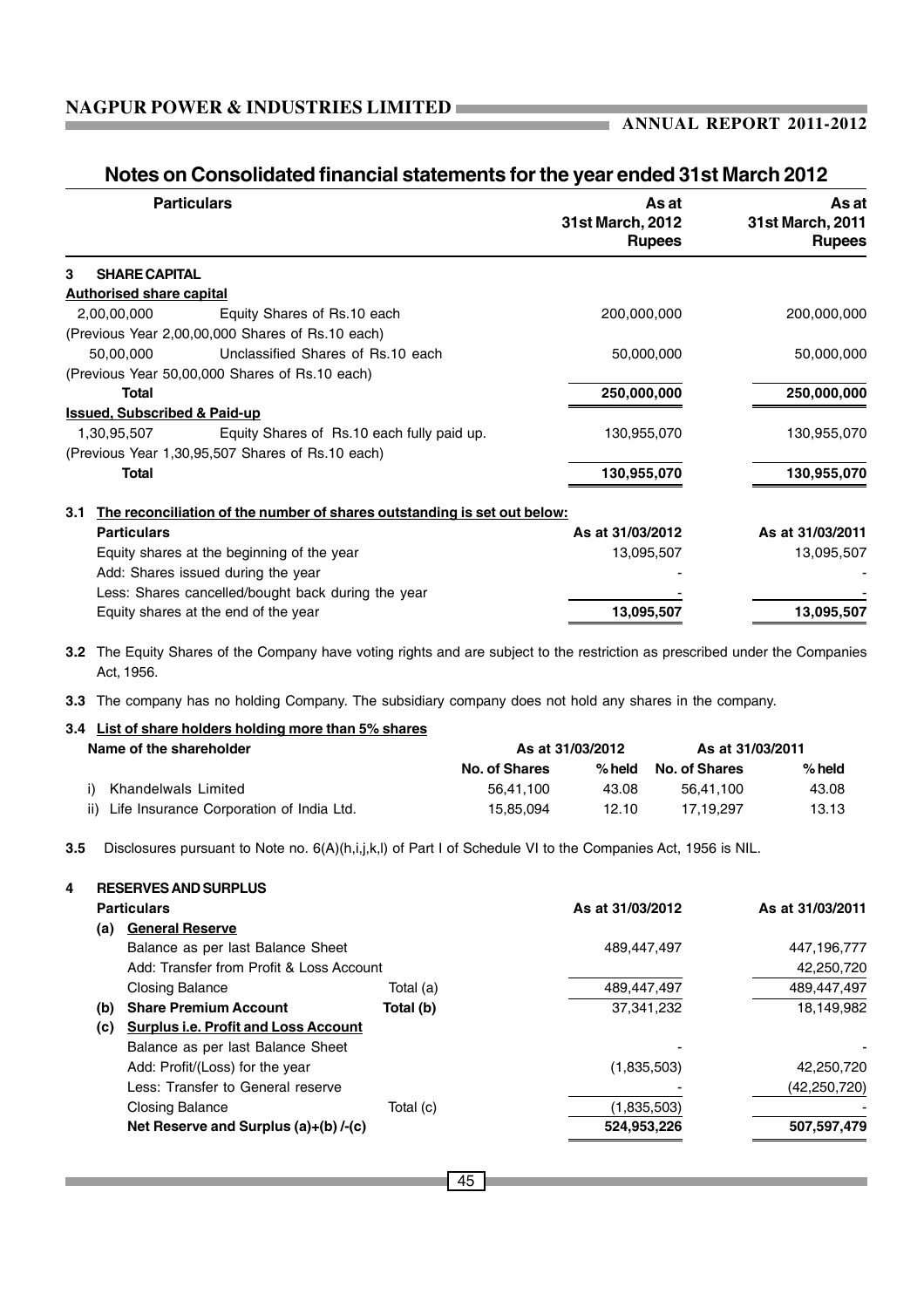## Notes on Consolidated financial statements for the year ended 31st March 2012

| Particulars | | As at 31st March, 2012 Rupees | As at 31st March, 2011 Rupees |
|---|---|---|---|
| **3 SHARE CAPITAL** | | | |
| **Authorised share capital** | | | |
| 2,00,00,000 | Equity Shares of Rs.10 each | 200,000,000 | 200,000,000 |
| (Previous Year 2,00,00,000 Shares of Rs.10 each) | | | |
| 50,00,000 | Unclassified Shares of Rs.10 each | 50,000,000 | 50,000,000 |
| (Previous Year 50,00,000 Shares of Rs.10 each) | | | |
| **Total** | | **250,000,000** | **250,000,000** |
| **Issued, Subscribed & Paid-up** | | | |
| 1,30,95,507 | Equity Shares of Rs.10 each fully paid up. | 130,955,070 | 130,955,070 |
| (Previous Year 1,30,95,507 Shares of Rs.10 each) | | | |
| **Total** | | **130,955,070** | **130,955,070** |

**3.1 The reconciliation of the number of shares outstanding is set out below:**

| Particulars | As at 31/03/2012 | As at 31/03/2011 |
|---|---|---|
| Equity shares at the beginning of the year | 13,095,507 | 13,095,507 |
| Add: Shares issued during the year | - | - |
| Less: Shares cancelled/bought back during the year | - | - |
| Equity shares at the end of the year | **13,095,507** | **13,095,507** |

**3.2** The Equity Shares of the Company have voting rights and are subject to the restriction as prescribed under the Companies Act, 1956.

**3.3** The company has no holding Company. The subsidiary company does not hold any shares in the company.

**3.4 List of share holders holding more than 5% shares**

| Name of the shareholder | As at 31/03/2012 | | As at 31/03/2011 | |
|---|---|---|---|---|
| | No. of Shares | % held | No. of Shares | % held |
| i) Khandelwals Limited | 56,41,100 | 43.08 | 56,41,100 | 43.08 |
| ii) Life Insurance Corporation of India Ltd. | 15,85,094 | 12.10 | 17,19,297 | 13.13 |

**3.5** Disclosures pursuant to Note no. 6(A)(h,i,j,k,l) of Part I of Schedule VI to the Companies Act, 1956 is NIL.

**4 RESERVES AND SURPLUS**

| Particulars | | As at 31/03/2012 | As at 31/03/2011 |
|---|---|---|---|
| **(a) General Reserve** | | | |
| Balance as per last Balance Sheet | | 489,447,497 | 447,196,777 |
| Add: Transfer from Profit & Loss Account | | | 42,250,720 |
| Closing Balance | Total (a) | 489,447,497 | 489,447,497 |
| **(b) Share Premium Account** | **Total (b)** | 37,341,232 | 18,149,982 |
| **(c) Surplus i.e. Profit and Loss Account** | | | |
| Balance as per last Balance Sheet | | - | - |
| Add: Profit/(Loss) for the year | | (1,835,503) | 42,250,720 |
| Less: Transfer to General reserve | | - | (42,250,720) |
| Closing Balance | Total (c) | (1,835,503) | - |
| **Net Reserve and Surplus (a)+(b) /-(c)** | | **524,953,226** | **507,597,479** |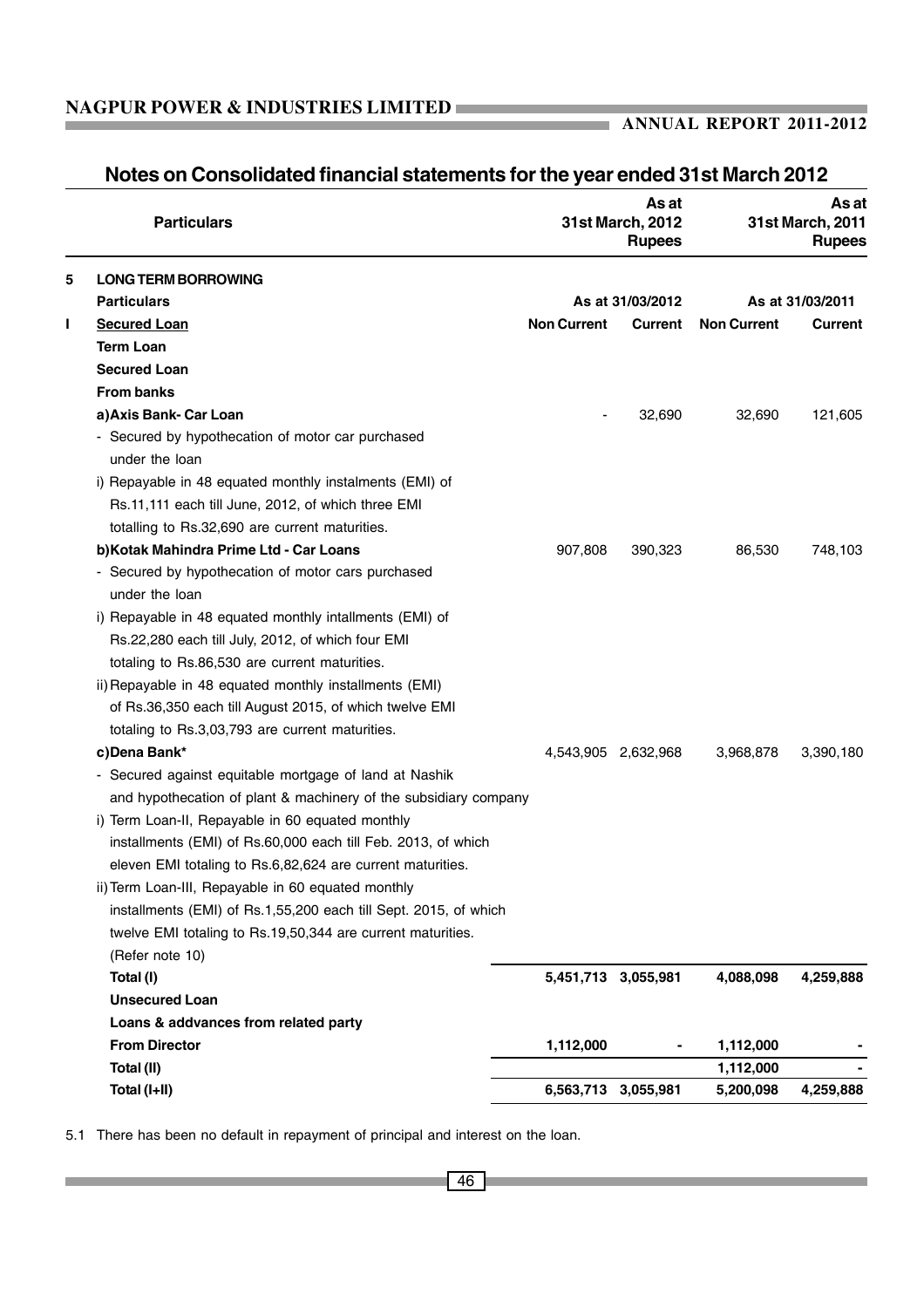## Notes on Consolidated financial statements for the year ended 31st March 2012

| | Particulars | | As at 31st March, 2012 Rupees | | As at 31st March, 2011 Rupees |
|---|---|---|---|---|---|
| **5** | **LONG TERM BORROWING** | | | | |
| | **Particulars** | | **As at 31/03/2012** | | **As at 31/03/2011** |
| **I** | **Secured Loan** | **Non Current** | **Current** | **Non Current** | **Current** |
| | **Term Loan** | | | | |
| | **Secured Loan** | | | | |
| | **From banks** | | | | |
| | **a) Axis Bank- Car Loan** | - | 32,690 | 32,690 | 121,605 |
| | - Secured by hypothecation of motor car purchased under the loan | | | | |
| | i) Repayable in 48 equated monthly instalments (EMI) of Rs.11,111 each till June, 2012, of which three EMI totalling to Rs.32,690 are current maturities. | | | | |
| | **b) Kotak Mahindra Prime Ltd - Car Loans** | 907,808 | 390,323 | 86,530 | 748,103 |
| | - Secured by hypothecation of motor cars purchased under the loan | | | | |
| | i) Repayable in 48 equated monthly intallments (EMI) of Rs.22,280 each till July, 2012, of which four EMI totaling to Rs.86,530 are current maturities. | | | | |
| | ii) Repayable in 48 equated monthly installments (EMI) of Rs.36,350 each till August 2015, of which twelve EMI totaling to Rs.3,03,793 are current maturities. | | | | |
| | **c) Dena Bank*** | 4,543,905 | 2,632,968 | 3,968,878 | 3,390,180 |
| | - Secured against equitable mortgage of land at Nashik and hypothecation of plant & machinery of the subsidiary company | | | | |
| | i) Term Loan-II, Repayable in 60 equated monthly installments (EMI) of Rs.60,000 each till Feb. 2013, of which eleven EMI totaling to Rs.6,82,624 are current maturities. | | | | |
| | ii) Term Loan-III, Repayable in 60 equated monthly installments (EMI) of Rs.1,55,200 each till Sept. 2015, of which twelve EMI totaling to Rs.19,50,344 are current maturities. (Refer note 10) | | | | |
| | **Total (I)** | **5,451,713** | **3,055,981** | **4,088,098** | **4,259,888** |
| | **Unsecured Loan** | | | | |
| | **Loans & addvances from related party** | | | | |
| | **From Director** | **1,112,000** | **-** | **1,112,000** | **-** |
| | **Total (II)** | | | **1,112,000** | **-** |
| | **Total (I+II)** | **6,563,713** | **3,055,981** | **5,200,098** | **4,259,888** |

5.1 There has been no default in repayment of principal and interest on the loan.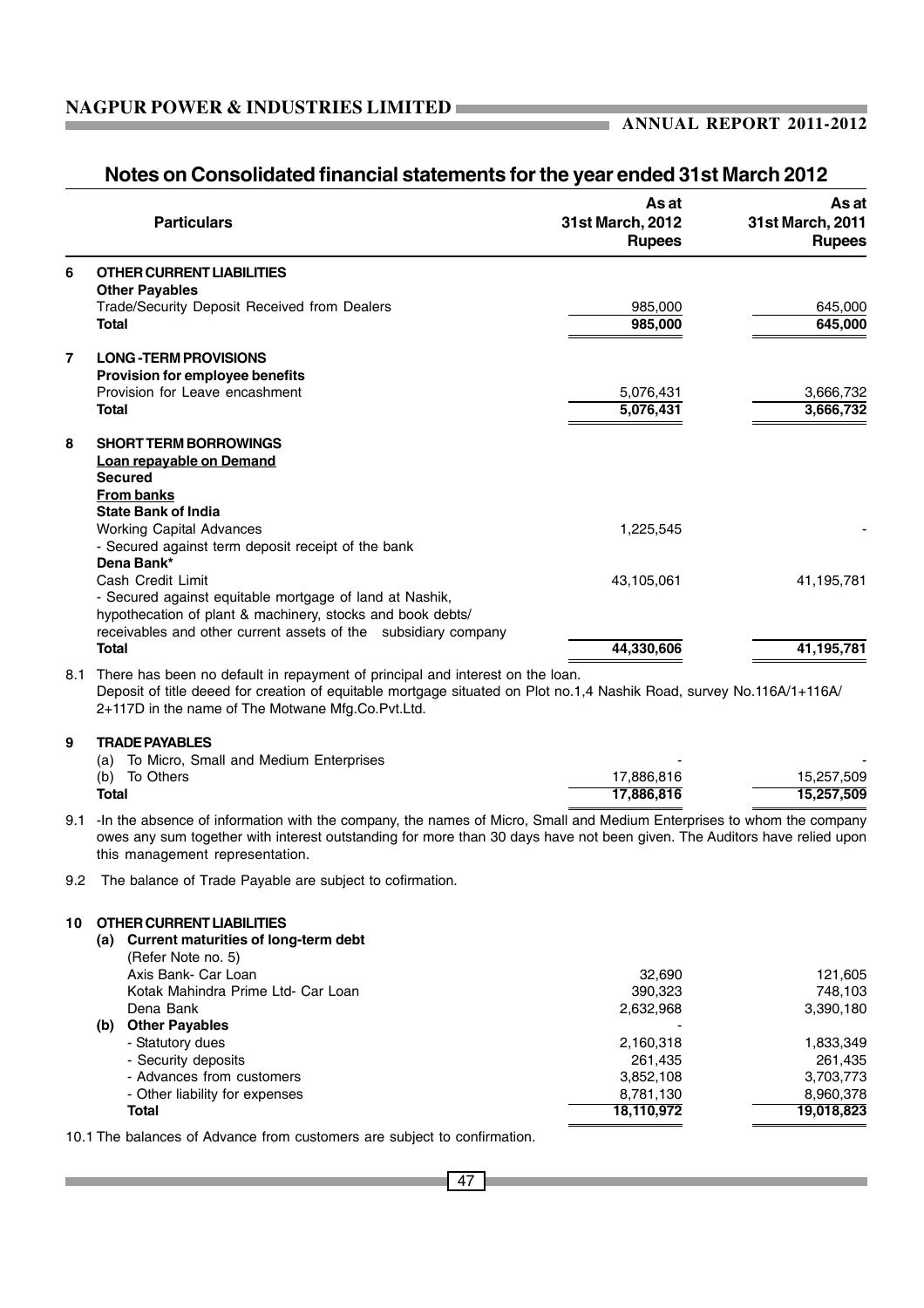## Notes on Consolidated financial statements for the year ended 31st March 2012

| | Particulars | As at 31st March, 2012 Rupees | As at 31st March, 2011 Rupees |
|---|---|---|---|
| 6 | **OTHER CURRENT LIABILITIES** | | |
| | **Other Payables** | | |
| | Trade/Security Deposit Received from Dealers | 985,000 | 645,000 |
| | **Total** | **985,000** | **645,000** |
| 7 | **LONG-TERM PROVISIONS** | | |
| | **Provision for employee benefits** | | |
| | Provision for Leave encashment | 5,076,431 | 3,666,732 |
| | **Total** | **5,076,431** | **3,666,732** |
| 8 | **SHORT TERM BORROWINGS** | | |
| | **Loan repayable on Demand** | | |
| | **Secured** | | |
| | **From banks** | | |
| | **State Bank of India** | | |
| | Working Capital Advances | 1,225,545 | - |
| | - Secured against term deposit receipt of the bank | | |
| | **Dena Bank*** | | |
| | Cash Credit Limit | 43,105,061 | 41,195,781 |
| | - Secured against equitable mortgage of land at Nashik, hypothecation of plant & machinery, stocks and book debts/ receivables and other current assets of the subsidiary company | | |
| | **Total** | **44,330,606** | **41,195,781** |

8.1 There has been no default in repayment of principal and interest on the loan.
Deposit of title deeed for creation of equitable mortgage situated on Plot no.1,4 Nashik Road, survey No.116A/1+116A/2+117D in the name of The Motwane Mfg.Co.Pvt.Ltd.

| | Particulars | As at 31st March, 2012 Rupees | As at 31st March, 2011 Rupees |
|---|---|---|---|
| 9 | **TRADE PAYABLES** | | |
| | (a) To Micro, Small and Medium Enterprises | - | - |
| | (b) To Others | 17,886,816 | 15,257,509 |
| | **Total** | **17,886,816** | **15,257,509** |

9.1 -In the absence of information with the company, the names of Micro, Small and Medium Enterprises to whom the company owes any sum together with interest outstanding for more than 30 days have not been given. The Auditors have relied upon this management representation.

9.2 The balance of Trade Payable are subject to cofirmation.

| | Particulars | As at 31st March, 2012 Rupees | As at 31st March, 2011 Rupees |
|---|---|---|---|
| 10 | **OTHER CURRENT LIABILITIES** | | |
| | **(a) Current maturities of long-term debt** | | |
| | (Refer Note no. 5) | | |
| | Axis Bank- Car Loan | 32,690 | 121,605 |
| | Kotak Mahindra Prime Ltd- Car Loan | 390,323 | 748,103 |
| | Dena Bank | 2,632,968 | 3,390,180 |
| | **(b) Other Payables** | - | |
| | - Statutory dues | 2,160,318 | 1,833,349 |
| | - Security deposits | 261,435 | 261,435 |
| | - Advances from customers | 3,852,108 | 3,703,773 |
| | - Other liability for expenses | 8,781,130 | 8,960,378 |
| | **Total** | **18,110,972** | **19,018,823** |

10.1 The balances of Advance from customers are subject to confirmation.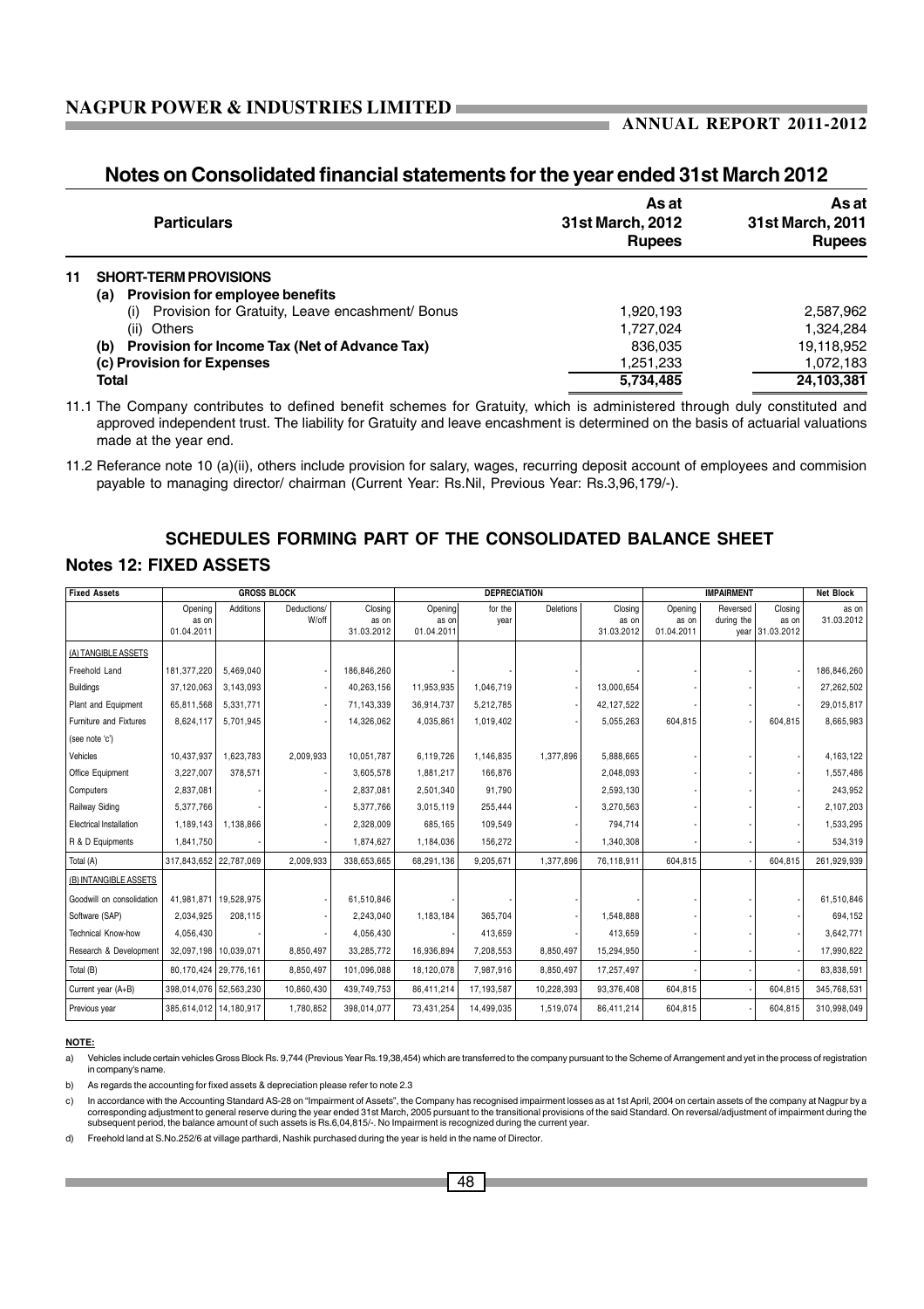## Notes on Consolidated financial statements for the year ended 31st March 2012

| | Particulars | As at 31st March, 2012 Rupees | As at 31st March, 2011 Rupees |
|---|---|---|---|
| **11** | **SHORT-TERM PROVISIONS** | | |
| | **(a) Provision for employee benefits** | | |
| | (i) Provision for Gratuity, Leave encashment/ Bonus | 1,920,193 | 2,587,962 |
| | (ii) Others | 1,727,024 | 1,324,284 |
| | **(b) Provision for Income Tax (Net of Advance Tax)** | 836,035 | 19,118,952 |
| | **(c) Provision for Expenses** | 1,251,233 | 1,072,183 |
| | **Total** | **5,734,485** | **24,103,381** |

11.1 The Company contributes to defined benefit schemes for Gratuity, which is administered through duly constituted and approved independent trust. The liability for Gratuity and leave encashment is determined on the basis of actuarial valuations made at the year end.

11.2 Referance note 10 (a)(ii), others include provision for salary, wages, recurring deposit account of employees and commision payable to managing director/ chairman (Current Year: Rs.Nil, Previous Year: Rs.3,96,179/-).

## SCHEDULES FORMING PART OF THE CONSOLIDATED BALANCE SHEET

### Notes 12: FIXED ASSETS

| Fixed Assets | GROSS BLOCK | | | | DEPRECIATION | | | | IMPAIRMENT | | | Net Block |
|---|---|---|---|---|---|---|---|---|---|---|---|---|
| | Opening as on 01.04.2011 | Additions | Deductions/ W/off | Closing as on 31.03.2012 | Opening as on 01.04.2011 | for the year | Deletions | Closing as on 31.03.2012 | Opening as on 01.04.2011 | Reversed during the year | Closing as on 31.03.2012 | as on 31.03.2012 |
| (A) TANGIBLE ASSETS | | | | | | | | | | | | |
| Freehold Land | 181,377,220 | 5,469,040 | - | 186,846,260 | - | - | - | - | - | - | - | 186,846,260 |
| Buildings | 37,120,063 | 3,143,093 | - | 40,263,156 | 11,953,935 | 1,046,719 | - | 13,000,654 | - | - | - | 27,262,502 |
| Plant and Equipment | 65,811,568 | 5,331,771 | - | 71,143,339 | 36,914,737 | 5,212,785 | - | 42,127,522 | - | - | - | 29,015,817 |
| Furniture and Fixtures (see note 'c') | 8,624,117 | 5,701,945 | - | 14,326,062 | 4,035,861 | 1,019,402 | - | 5,055,263 | 604,815 | - | 604,815 | 8,665,983 |
| Vehicles | 10,437,937 | 1,623,783 | 2,009,933 | 10,051,787 | 6,119,726 | 1,146,835 | 1,377,896 | 5,888,665 | - | - | - | 4,163,122 |
| Office Equipment | 3,227,007 | 378,571 | - | 3,605,578 | 1,881,217 | 166,876 | - | 2,048,093 | - | - | - | 1,557,486 |
| Computers | 2,837,081 | - | - | 2,837,081 | 2,501,340 | 91,790 | - | 2,593,130 | - | - | - | 243,952 |
| Railway Siding | 5,377,766 | - | - | 5,377,766 | 3,015,119 | 255,444 | - | 3,270,563 | - | - | - | 2,107,203 |
| Electrical Installation | 1,189,143 | 1,138,866 | - | 2,328,009 | 685,165 | 109,549 | - | 794,714 | - | - | - | 1,533,295 |
| R & D Equipments | 1,841,750 | - | - | 1,874,627 | 1,184,036 | 156,272 | - | 1,340,308 | - | - | - | 534,319 |
| Total (A) | 317,843,652 | 22,787,069 | 2,009,933 | 338,653,665 | 68,291,136 | 9,205,671 | 1,377,896 | 76,118,911 | 604,815 | - | 604,815 | 261,929,939 |
| (B) INTANGIBLE ASSETS | | | | | | | | | | | | |
| Goodwill on consolidation | 41,981,871 | 19,528,975 | - | 61,510,846 | - | - | - | - | - | - | - | 61,510,846 |
| Software (SAP) | 2,034,925 | 208,115 | - | 2,243,040 | 1,183,184 | 365,704 | - | 1,548,888 | - | - | - | 694,152 |
| Technical Know-how | 4,056,430 | - | - | 4,056,430 | - | 413,659 | - | 413,659 | - | - | - | 3,642,771 |
| Research & Development | 32,097,198 | 10,039,071 | 8,850,497 | 33,285,772 | 16,936,894 | 7,208,553 | 8,850,497 | 15,294,950 | - | - | - | 17,990,822 |
| Total (B) | 80,170,424 | 29,776,161 | 8,850,497 | 101,096,088 | 18,120,078 | 7,987,916 | 8,850,497 | 17,257,497 | - | - | - | 83,838,591 |
| Current year (A+B) | 398,014,076 | 52,563,230 | 10,860,430 | 439,749,753 | 86,411,214 | 17,193,587 | 10,228,393 | 93,376,408 | 604,815 | - | 604,815 | 345,768,531 |
| Previous year | 385,614,012 | 14,180,917 | 1,780,852 | 398,014,077 | 73,431,254 | 14,499,035 | 1,519,074 | 86,411,214 | 604,815 | - | 604,815 | 310,998,049 |

**NOTE:**

a) Vehicles include certain vehicles Gross Block Rs. 9,744 (Previous Year Rs.19,38,454) which are transferred to the company pursuant to the Scheme of Arrangement and yet in the process of registration in company's name.

b) As regards the accounting for fixed assets & depreciation please refer to note 2.3

c) In accordance with the Accounting Standard AS-28 on "Impairment of Assets", the Company has recognised impairment losses as at 1st April, 2004 on certain assets of the company at Nagpur by a corresponding adjustment to general reserve during the year ended 31st March, 2005 pursuant to the transitional provisions of the said Standard. On reversal/adjustment of impairment during the subsequent period, the balance amount of such assets is Rs.6,04,815/-. No Impairment is recognized during the current year.

d) Freehold land at S.No.252/6 at village parthardi, Nashik purchased during the year is held in the name of Director.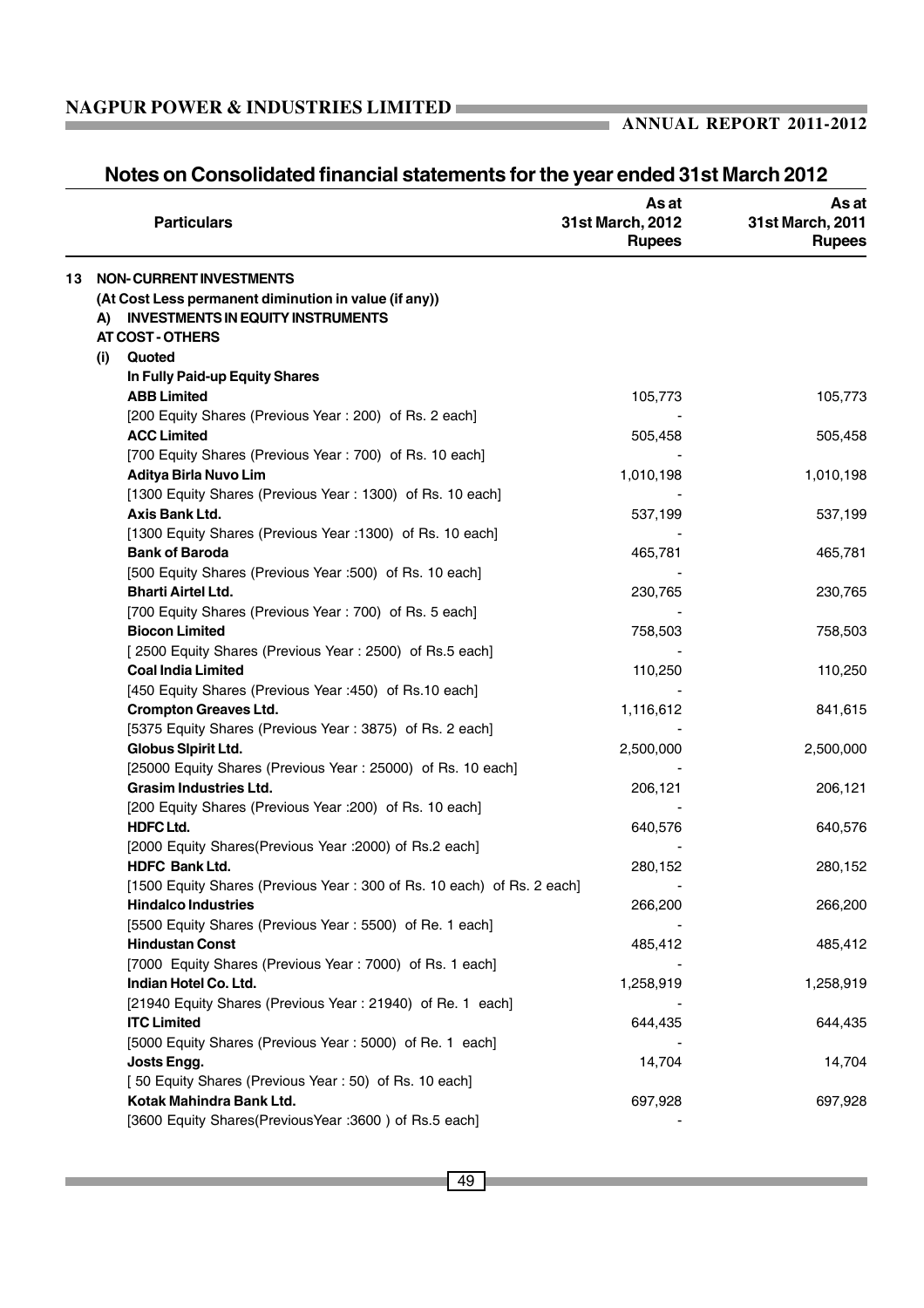# Notes on Consolidated financial statements for the year ended 31st March 2012

| Particulars | As at 31st March, 2012 Rupees | As at 31st March, 2011 Rupees |
|---|---|---|
| **13 NON- CURRENT INVESTMENTS** | | |
| **(At Cost Less permanent diminution in value (if any))** | | |
| **A) INVESTMENTS IN EQUITY INSTRUMENTS** | | |
| **AT COST - OTHERS** | | |
| **(i) Quoted** | | |
| **In Fully Paid-up Equity Shares** | | |
| **ABB Limited** | 105,773 | 105,773 |
| [200 Equity Shares (Previous Year : 200) of Rs. 2 each] | - | |
| **ACC Limited** | 505,458 | 505,458 |
| [700 Equity Shares (Previous Year : 700) of Rs. 10 each] | - | |
| **Aditya Birla Nuvo Lim** | 1,010,198 | 1,010,198 |
| [1300 Equity Shares (Previous Year : 1300) of Rs. 10 each] | - | |
| **Axis Bank Ltd.** | 537,199 | 537,199 |
| [1300 Equity Shares (Previous Year :1300) of Rs. 10 each] | - | |
| **Bank of Baroda** | 465,781 | 465,781 |
| [500 Equity Shares (Previous Year :500) of Rs. 10 each] | - | |
| **Bharti Airtel Ltd.** | 230,765 | 230,765 |
| [700 Equity Shares (Previous Year : 700) of Rs. 5 each] | - | |
| **Biocon Limited** | 758,503 | 758,503 |
| [ 2500 Equity Shares (Previous Year : 2500) of Rs.5 each] | - | |
| **Coal India Limited** | 110,250 | 110,250 |
| [450 Equity Shares (Previous Year :450) of Rs.10 each] | - | |
| **Crompton Greaves Ltd.** | 1,116,612 | 841,615 |
| [5375 Equity Shares (Previous Year : 3875) of Rs. 2 each] | - | |
| **Globus Slpirit Ltd.** | 2,500,000 | 2,500,000 |
| [25000 Equity Shares (Previous Year : 25000) of Rs. 10 each] | - | |
| **Grasim Industries Ltd.** | 206,121 | 206,121 |
| [200 Equity Shares (Previous Year :200) of Rs. 10 each] | - | |
| **HDFC Ltd.** | 640,576 | 640,576 |
| [2000 Equity Shares(Previous Year :2000) of Rs.2 each] | - | |
| **HDFC Bank Ltd.** | 280,152 | 280,152 |
| [1500 Equity Shares (Previous Year : 300 of Rs. 10 each) of Rs. 2 each] | - | |
| **Hindalco Industries** | 266,200 | 266,200 |
| [5500 Equity Shares (Previous Year : 5500) of Re. 1 each] | - | |
| **Hindustan Const** | 485,412 | 485,412 |
| [7000 Equity Shares (Previous Year : 7000) of Rs. 1 each] | - | |
| **Indian Hotel Co. Ltd.** | 1,258,919 | 1,258,919 |
| [21940 Equity Shares (Previous Year : 21940) of Re. 1 each] | - | |
| **ITC Limited** | 644,435 | 644,435 |
| [5000 Equity Shares (Previous Year : 5000) of Re. 1 each] | - | |
| **Josts Engg.** | 14,704 | 14,704 |
| [ 50 Equity Shares (Previous Year : 50) of Rs. 10 each] | - | |
| **Kotak Mahindra Bank Ltd.** | 697,928 | 697,928 |
| [3600 Equity Shares(PreviousYear :3600 ) of Rs.5 each] | - | |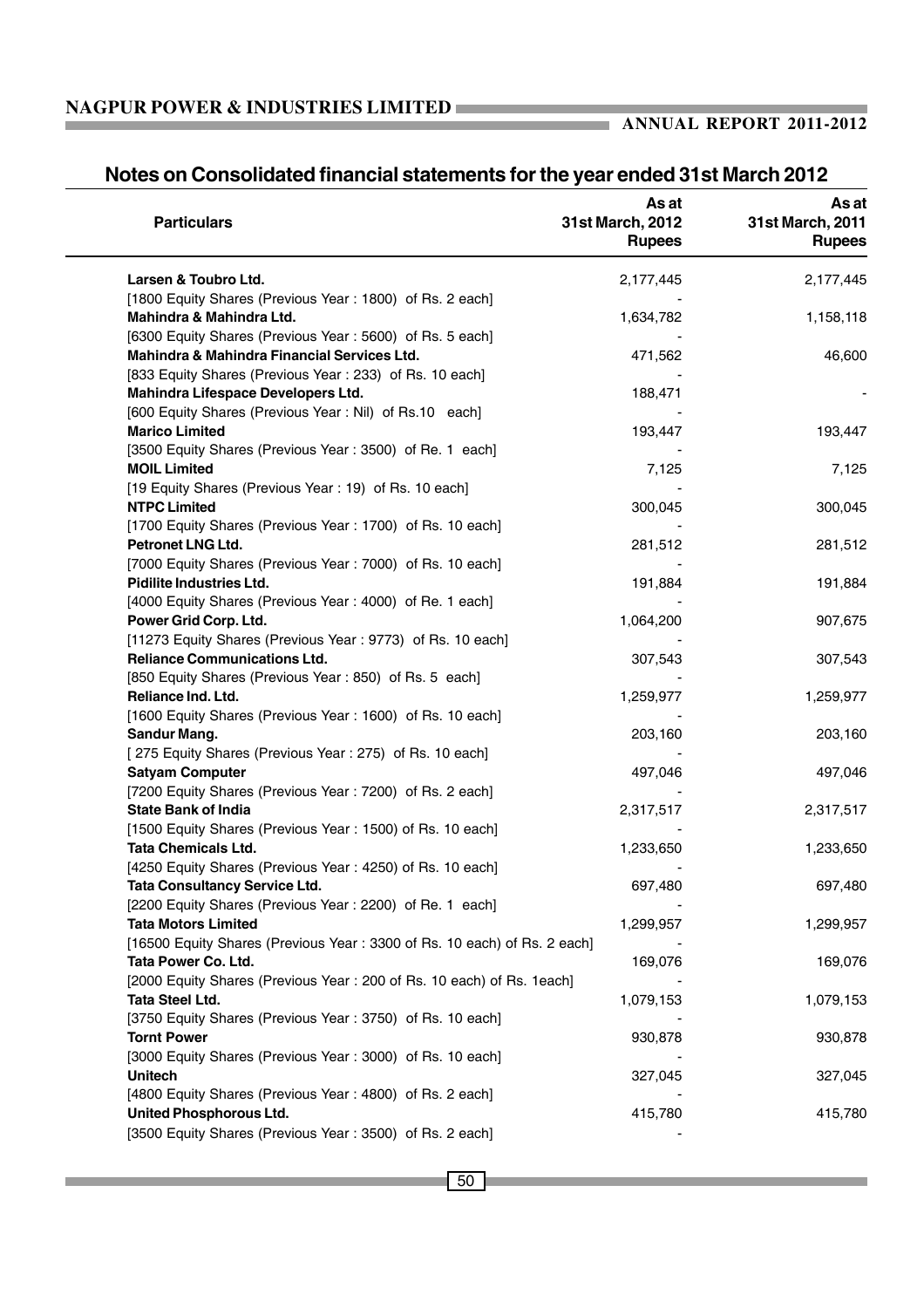## Notes on Consolidated financial statements for the year ended 31st March 2012

| Particulars | As at 31st March, 2012 Rupees | As at 31st March, 2011 Rupees |
|---|---|---|
| **Larsen & Toubro Ltd.** | 2,177,445 | 2,177,445 |
| [1800 Equity Shares (Previous Year : 1800) of Rs. 2 each] | - | |
| **Mahindra & Mahindra Ltd.** | 1,634,782 | 1,158,118 |
| [6300 Equity Shares (Previous Year : 5600) of Rs. 5 each] | - | |
| **Mahindra & Mahindra Financial Services Ltd.** | 471,562 | 46,600 |
| [833 Equity Shares (Previous Year : 233) of Rs. 10 each] | - | |
| **Mahindra Lifespace Developers Ltd.** | 188,471 | - |
| [600 Equity Shares (Previous Year : Nil) of Rs.10 each] | - | |
| **Marico Limited** | 193,447 | 193,447 |
| [3500 Equity Shares (Previous Year : 3500) of Re. 1 each] | - | |
| **MOIL Limited** | 7,125 | 7,125 |
| [19 Equity Shares (Previous Year : 19) of Rs. 10 each] | - | |
| **NTPC Limited** | 300,045 | 300,045 |
| [1700 Equity Shares (Previous Year : 1700) of Rs. 10 each] | - | |
| **Petronet LNG Ltd.** | 281,512 | 281,512 |
| [7000 Equity Shares (Previous Year : 7000) of Rs. 10 each] | - | |
| **Pidilite Industries Ltd.** | 191,884 | 191,884 |
| [4000 Equity Shares (Previous Year : 4000) of Re. 1 each] | - | |
| **Power Grid Corp. Ltd.** | 1,064,200 | 907,675 |
| [11273 Equity Shares (Previous Year : 9773) of Rs. 10 each] | - | |
| **Reliance Communications Ltd.** | 307,543 | 307,543 |
| [850 Equity Shares (Previous Year : 850) of Rs. 5 each] | - | |
| **Reliance Ind. Ltd.** | 1,259,977 | 1,259,977 |
| [1600 Equity Shares (Previous Year : 1600) of Rs. 10 each] | - | |
| **Sandur Mang.** | 203,160 | 203,160 |
| [ 275 Equity Shares (Previous Year : 275) of Rs. 10 each] | - | |
| **Satyam Computer** | 497,046 | 497,046 |
| [7200 Equity Shares (Previous Year : 7200) of Rs. 2 each] | - | |
| **State Bank of India** | 2,317,517 | 2,317,517 |
| [1500 Equity Shares (Previous Year : 1500) of Rs. 10 each] | - | |
| **Tata Chemicals Ltd.** | 1,233,650 | 1,233,650 |
| [4250 Equity Shares (Previous Year : 4250) of Rs. 10 each] | - | |
| **Tata Consultancy Service Ltd.** | 697,480 | 697,480 |
| [2200 Equity Shares (Previous Year : 2200) of Re. 1 each] | - | |
| **Tata Motors Limited** | 1,299,957 | 1,299,957 |
| [16500 Equity Shares (Previous Year : 3300 of Rs. 10 each) of Rs. 2 each] | - | |
| **Tata Power Co. Ltd.** | 169,076 | 169,076 |
| [2000 Equity Shares (Previous Year : 200 of Rs. 10 each) of Rs. 1each] | - | |
| **Tata Steel Ltd.** | 1,079,153 | 1,079,153 |
| [3750 Equity Shares (Previous Year : 3750) of Rs. 10 each] | - | |
| **Tornt Power** | 930,878 | 930,878 |
| [3000 Equity Shares (Previous Year : 3000) of Rs. 10 each] | - | |
| **Unitech** | 327,045 | 327,045 |
| [4800 Equity Shares (Previous Year : 4800) of Rs. 2 each] | - | |
| **United Phosphorous Ltd.** | 415,780 | 415,780 |
| [3500 Equity Shares (Previous Year : 3500) of Rs. 2 each] | - | |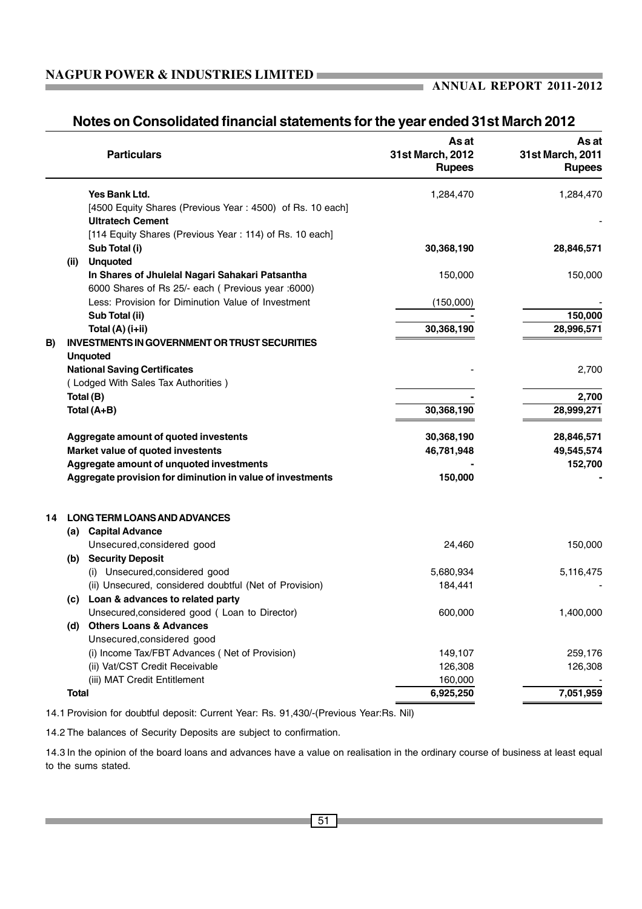## Notes on Consolidated financial statements for the year ended 31st March 2012

| | Particulars | As at 31st March, 2012 Rupees | As at 31st March, 2011 Rupees |
|---|---|---|---|
| | **Yes Bank Ltd.** | 1,284,470 | 1,284,470 |
| | [4500 Equity Shares (Previous Year : 4500) of Rs. 10 each] | | |
| | **Ultratech Cement** | | - |
| | [114 Equity Shares (Previous Year : 114) of Rs. 10 each] | | |
| | **Sub Total (i)** | **30,368,190** | **28,846,571** |
| | **(ii) Unquoted** | | |
| | **In Shares of Jhulelal Nagari Sahakari Patsantha** | 150,000 | 150,000 |
| | 6000 Shares of Rs 25/- each ( Previous year :6000) | | |
| | Less: Provision for Diminution Value of Investment | (150,000) | - |
| | **Sub Total (ii)** | **-** | **150,000** |
| | **Total (A) (i+ii)** | **30,368,190** | **28,996,571** |
| **B)** | **INVESTMENTS IN GOVERNMENT OR TRUST SECURITIES** | | |
| | **Unquoted** | | |
| | **National Saving Certificates** | - | 2,700 |
| | ( Lodged With Sales Tax Authorities ) | | |
| | **Total (B)** | **-** | **2,700** |
| | **Total (A+B)** | **30,368,190** | **28,999,271** |
| | **Aggregate amount of quoted investents** | **30,368,190** | **28,846,571** |
| | **Market value of quoted investents** | **46,781,948** | **49,545,574** |
| | **Aggregate amount of unquoted investments** | **-** | **152,700** |
| | **Aggregate provision for diminution in value of investments** | **150,000** | **-** |
| **14** | **LONG TERM LOANS AND ADVANCES** | | |
| | **(a) Capital Advance** | | |
| | Unsecured,considered good | 24,460 | 150,000 |
| | **(b) Security Deposit** | | |
| | (i) Unsecured,considered good | 5,680,934 | 5,116,475 |
| | (ii) Unsecured, considered doubtful (Net of Provision) | 184,441 | - |
| | **(c) Loan & advances to related party** | | |
| | Unsecured,considered good ( Loan to Director) | 600,000 | 1,400,000 |
| | **(d) Others Loans & Advances** | | |
| | Unsecured,considered good | | |
| | (i) Income Tax/FBT Advances ( Net of Provision) | 149,107 | 259,176 |
| | (ii) Vat/CST Credit Receivable | 126,308 | 126,308 |
| | (iii) MAT Credit Entitlement | 160,000 | - |
| | **Total** | **6,925,250** | **7,051,959** |

14.1 Provision for doubtful deposit: Current Year: Rs. 91,430/-(Previous Year:Rs. Nil)

14.2 The balances of Security Deposits are subject to confirmation.

14.3 In the opinion of the board loans and advances have a value on realisation in the ordinary course of business at least equal to the sums stated.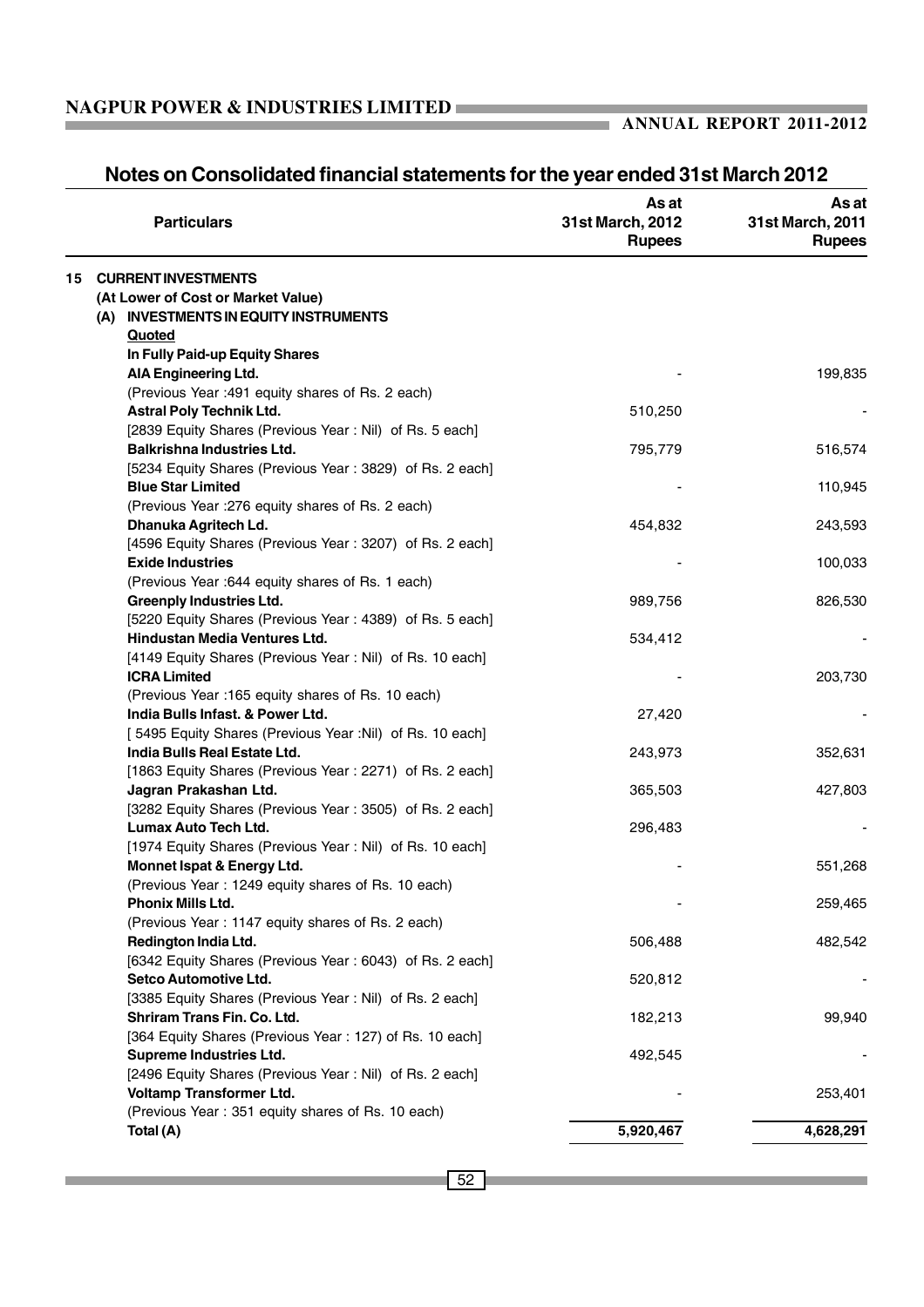# Notes on Consolidated financial statements for the year ended 31st March 2012

| Particulars | As at 31st March, 2012 Rupees | As at 31st March, 2011 Rupees |
|---|---|---|
| **15 CURRENT INVESTMENTS** | | |
| **(At Lower of Cost or Market Value)** | | |
| **(A) INVESTMENTS IN EQUITY INSTRUMENTS** | | |
| **Quoted** | | |
| **In Fully Paid-up Equity Shares** | | |
| **AIA Engineering Ltd.** | - | 199,835 |
| (Previous Year :491 equity shares of Rs. 2 each) | | |
| **Astral Poly Technik Ltd.** | 510,250 | - |
| [2839 Equity Shares (Previous Year : Nil) of Rs. 5 each] | | |
| **Balkrishna Industries Ltd.** | 795,779 | 516,574 |
| [5234 Equity Shares (Previous Year : 3829) of Rs. 2 each] | | |
| **Blue Star Limited** | - | 110,945 |
| (Previous Year :276 equity shares of Rs. 2 each) | | |
| **Dhanuka Agritech Ld.** | 454,832 | 243,593 |
| [4596 Equity Shares (Previous Year : 3207) of Rs. 2 each] | | |
| **Exide Industries** | - | 100,033 |
| (Previous Year :644 equity shares of Rs. 1 each) | | |
| **Greenply Industries Ltd.** | 989,756 | 826,530 |
| [5220 Equity Shares (Previous Year : 4389) of Rs. 5 each] | | |
| **Hindustan Media Ventures Ltd.** | 534,412 | - |
| [4149 Equity Shares (Previous Year : Nil) of Rs. 10 each] | | |
| **ICRA Limited** | - | 203,730 |
| (Previous Year :165 equity shares of Rs. 10 each) | | |
| **India Bulls Infast. & Power Ltd.** | 27,420 | - |
| [ 5495 Equity Shares (Previous Year :Nil) of Rs. 10 each] | | |
| **India Bulls Real Estate Ltd.** | 243,973 | 352,631 |
| [1863 Equity Shares (Previous Year : 2271) of Rs. 2 each] | | |
| **Jagran Prakashan Ltd.** | 365,503 | 427,803 |
| [3282 Equity Shares (Previous Year : 3505) of Rs. 2 each] | | |
| **Lumax Auto Tech Ltd.** | 296,483 | - |
| [1974 Equity Shares (Previous Year : Nil) of Rs. 10 each] | | |
| **Monnet Ispat & Energy Ltd.** | - | 551,268 |
| (Previous Year : 1249 equity shares of Rs. 10 each) | | |
| **Phonix Mills Ltd.** | - | 259,465 |
| (Previous Year : 1147 equity shares of Rs. 2 each) | | |
| **Redington India Ltd.** | 506,488 | 482,542 |
| [6342 Equity Shares (Previous Year : 6043) of Rs. 2 each] | | |
| **Setco Automotive Ltd.** | 520,812 | - |
| [3385 Equity Shares (Previous Year : Nil) of Rs. 2 each] | | |
| **Shriram Trans Fin. Co. Ltd.** | 182,213 | 99,940 |
| [364 Equity Shares (Previous Year : 127) of Rs. 10 each] | | |
| **Supreme Industries Ltd.** | 492,545 | - |
| [2496 Equity Shares (Previous Year : Nil) of Rs. 2 each] | | |
| **Voltamp Transformer Ltd.** | - | 253,401 |
| (Previous Year : 351 equity shares of Rs. 10 each) | | |
| **Total (A)** | **5,920,467** | **4,628,291** |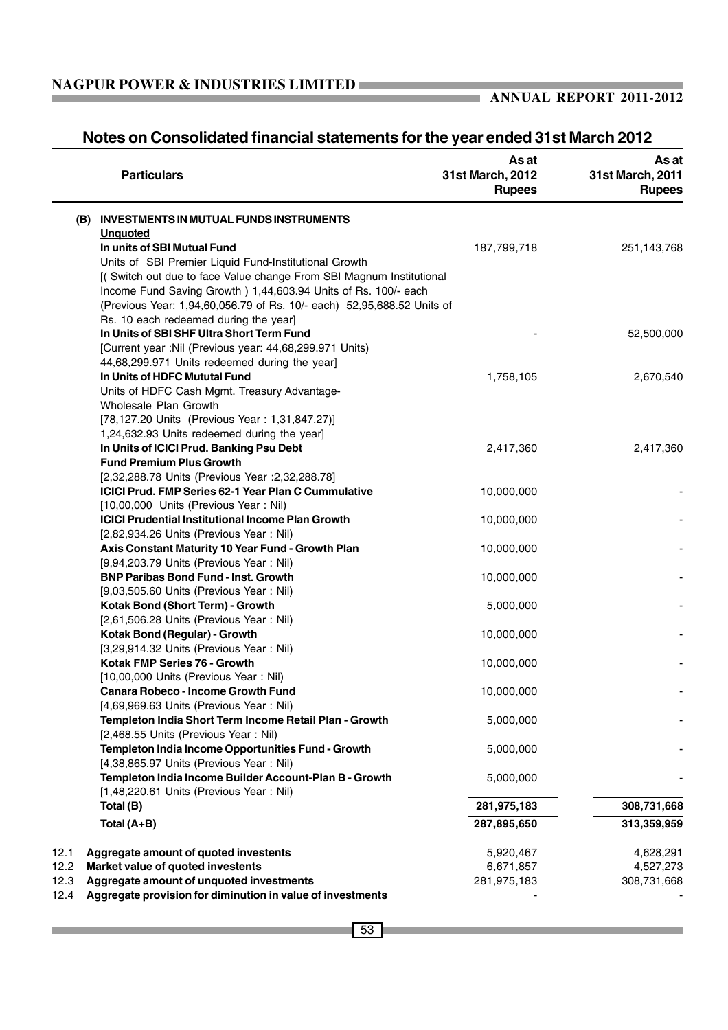## Notes on Consolidated financial statements for the year ended 31st March 2012

| | Particulars | As at 31st March, 2012 Rupees | As at 31st March, 2011 Rupees |
|---|---|---|---|
| (B) | **INVESTMENTS IN MUTUAL FUNDS INSTRUMENTS** | | |
| | **Unquoted** | | |
| | **In units of SBI Mutual Fund** | 187,799,718 | 251,143,768 |
| | Units of SBI Premier Liquid Fund-Institutional Growth [( Switch out due to face Value change From SBI Magnum Institutional Income Fund Saving Growth ) 1,44,603.94 Units of Rs. 100/- each (Previous Year: 1,94,60,056.79 of Rs. 10/- each) 52,95,688.52 Units of Rs. 10 each redeemed during the year] | | |
| | **In Units of SBI SHF Ultra Short Term Fund** | - | 52,500,000 |
| | [Current year :Nil (Previous year: 44,68,299.971 Units) 44,68,299.971 Units redeemed during the year] | | |
| | **In Units of HDFC Mututal Fund** | 1,758,105 | 2,670,540 |
| | Units of HDFC Cash Mgmt. Treasury Advantage-Wholesale Plan Growth [78,127.20 Units (Previous Year : 1,31,847.27)] 1,24,632.93 Units redeemed during the year] | | |
| | **In Units of ICICI Prud. Banking Psu Debt Fund Premium Plus Growth** | 2,417,360 | 2,417,360 |
| | [2,32,288.78 Units (Previous Year :2,32,288.78] | | |
| | **ICICI Prud. FMP Series 62-1 Year Plan C Cummulative** | 10,000,000 | - |
| | [10,00,000 Units (Previous Year : Nil) | | |
| | **ICICI Prudential Institutional Income Plan Growth** | 10,000,000 | - |
| | [2,82,934.26 Units (Previous Year : Nil) | | |
| | **Axis Constant Maturity 10 Year Fund - Growth Plan** | 10,000,000 | - |
| | [9,94,203.79 Units (Previous Year : Nil) | | |
| | **BNP Paribas Bond Fund - Inst. Growth** | 10,000,000 | - |
| | [9,03,505.60 Units (Previous Year : Nil) | | |
| | **Kotak Bond (Short Term) - Growth** | 5,000,000 | - |
| | [2,61,506.28 Units (Previous Year : Nil) | | |
| | **Kotak Bond (Regular) - Growth** | 10,000,000 | - |
| | [3,29,914.32 Units (Previous Year : Nil) | | |
| | **Kotak FMP Series 76 - Growth** | 10,000,000 | - |
| | [10,00,000 Units (Previous Year : Nil) | | |
| | **Canara Robeco - Income Growth Fund** | 10,000,000 | - |
| | [4,69,969.63 Units (Previous Year : Nil) | | |
| | **Templeton India Short Term Income Retail Plan - Growth** | 5,000,000 | - |
| | [2,468.55 Units (Previous Year : Nil) | | |
| | **Templeton India Income Opportunities Fund - Growth** | 5,000,000 | - |
| | [4,38,865.97 Units (Previous Year : Nil) | | |
| | **Templeton India Income Builder Account-Plan B - Growth** | 5,000,000 | - |
| | [1,48,220.61 Units (Previous Year : Nil) | | |
| | **Total (B)** | **281,975,183** | **308,731,668** |
| | **Total (A+B)** | **287,895,650** | **313,359,959** |
| 12.1 | **Aggregate amount of quoted investents** | 5,920,467 | 4,628,291 |
| 12.2 | **Market value of quoted investents** | 6,671,857 | 4,527,273 |
| 12.3 | **Aggregate amount of unquoted investments** | 281,975,183 | 308,731,668 |
| 12.4 | **Aggregate provision for diminution in value of investments** | - | - |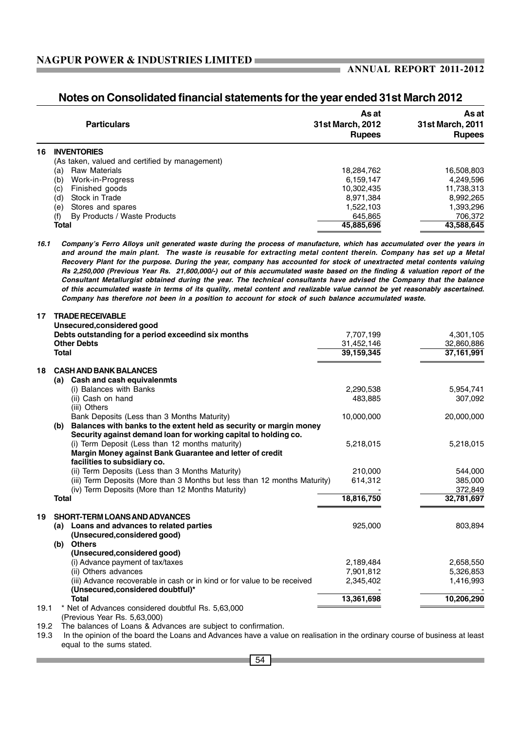## Notes on Consolidated financial statements for the year ended 31st March 2012

| | Particulars | As at 31st March, 2012 Rupees | As at 31st March, 2011 Rupees |
|---|---|---|---|
| **16** | **INVENTORIES** | | |
| | (As taken, valued and certified by management) | | |
| | (a) Raw Materials | 18,284,762 | 16,508,803 |
| | (b) Work-in-Progress | 6,159,147 | 4,249,596 |
| | (c) Finished goods | 10,302,435 | 11,738,313 |
| | (d) Stock in Trade | 8,971,384 | 8,992,265 |
| | (e) Stores and spares | 1,522,103 | 1,393,296 |
| | (f) By Products / Waste Products | 645,865 | 706,372 |
| | **Total** | **45,885,696** | **43,588,645** |

***16.1 Company's Ferro Alloys unit generated waste during the process of manufacture, which has accumulated over the years in and around the main plant. The waste is reusable for extracting metal content therein. Company has set up a Metal Recovery Plant for the purpose. During the year, company has accounted for stock of unextracted metal contents valuing Rs 2,250,000 (Previous Year Rs. 21,600,000/-) out of this accumulated waste based on the finding & valuation report of the Consultant Metallurgist obtained during the year. The technical consultants have advised the Company that the balance of this accumulated waste in terms of its quality, metal content and realizable value cannot be yet reasonably ascertained. Company has therefore not been in a position to account for stock of such balance accumulated waste.***

| | Particulars | As at 31st March, 2012 Rupees | As at 31st March, 2011 Rupees |
|---|---|---|---|
| **17** | **TRADE RECEIVABLE** | | |
| | **Unsecured,considered good** | | |
| | **Debts outstanding for a period exceedind six months** | 7,707,199 | 4,301,105 |
| | **Other Debts** | 31,452,146 | 32,860,886 |
| | **Total** | **39,159,345** | **37,161,991** |
| **18** | **CASH AND BANK BALANCES** | | |
| | **(a) Cash and cash equivalenmts** | | |
| | (i) Balances with Banks | 2,290,538 | 5,954,741 |
| | (ii) Cash on hand | 483,885 | 307,092 |
| | (iii) Others | | |
| | Bank Deposits (Less than 3 Months Maturity) | 10,000,000 | 20,000,000 |
| | **(b) Balances with banks to the extent held as security or margin money** | | |
| | **Security against demand loan for working capital to holding co.** | | |
| | (i) Term Deposit (Less than 12 months maturity) | 5,218,015 | 5,218,015 |
| | **Margin Money against Bank Guarantee and letter of credit facilities to subsidiary co.** | | |
| | (ii) Term Deposits (Less than 3 Months Maturity) | 210,000 | 544,000 |
| | (iii) Term Deposits (More than 3 Months but less than 12 months Maturity) | 614,312 | 385,000 |
| | (iv) Term Deposits (More than 12 Months Maturity) | - | 372,849 |
| | **Total** | **18,816,750** | **32,781,697** |
| **19** | **SHORT-TERM LOANS AND ADVANCES** | | |
| | **(a) Loans and advances to related parties** | 925,000 | 803,894 |
| | **(Unsecured,considered good)** | | |
| | **(b) Others** | | |
| | **(Unsecured,considered good)** | | |
| | (i) Advance payment of tax/taxes | 2,189,484 | 2,658,550 |
| | (ii) Others advances | 7,901,812 | 5,326,853 |
| | (iii) Advance recoverable in cash or in kind or for value to be received | 2,345,402 | 1,416,993 |
| | **(Unsecured,considered doubtful)*** | - | - |
| | **Total** | **13,361,698** | **10,206,290** |

19.1 * Net of Advances considered doubtful Rs. 5,63,000 (Previous Year Rs. 5,63,000)

19.2 The balances of Loans & Advances are subject to confirmation.

19.3 In the opinion of the board the Loans and Advances have a value on realisation in the ordinary course of business at least equal to the sums stated.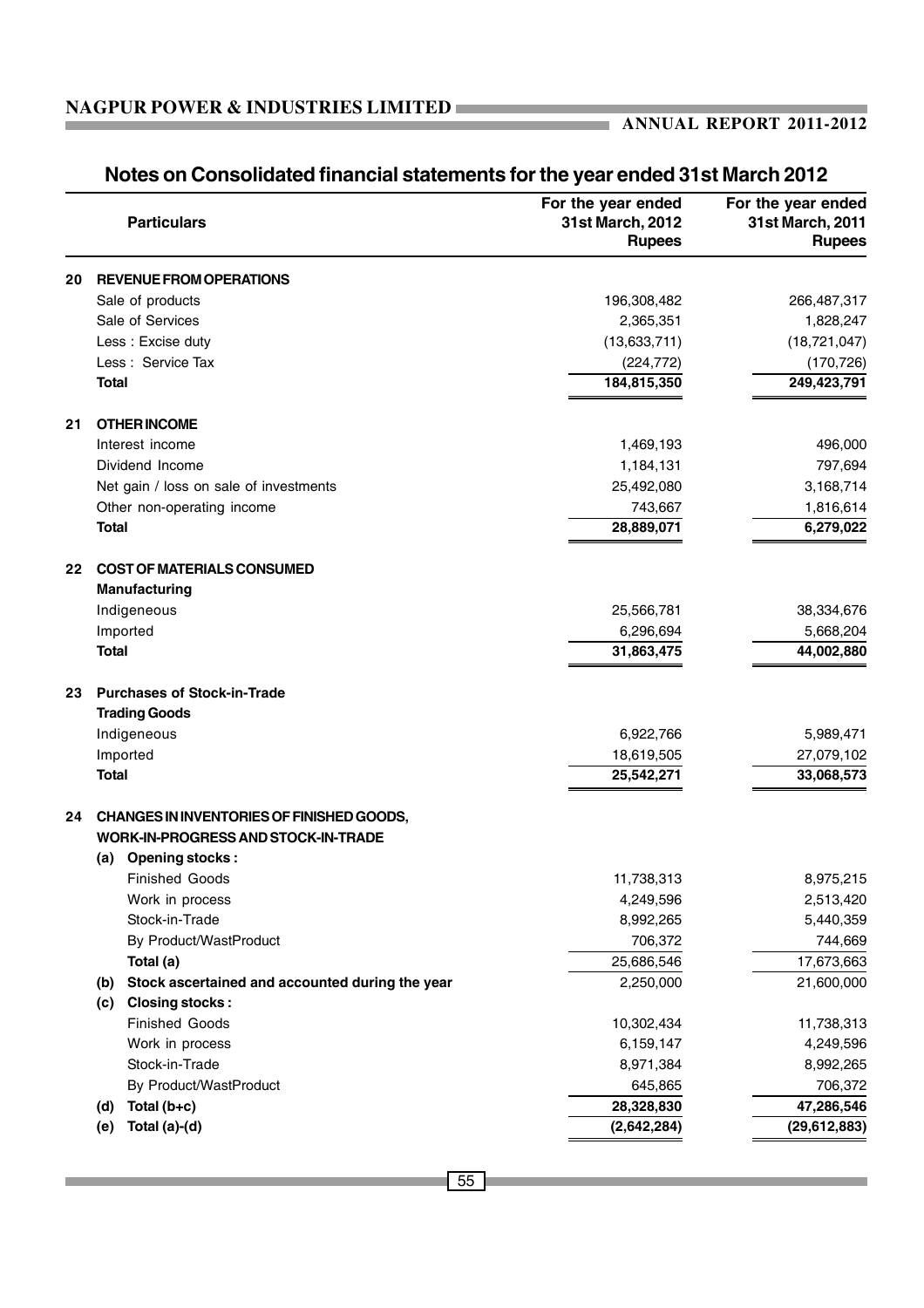## Notes on Consolidated financial statements for the year ended 31st March 2012

| | Particulars | For the year ended 31st March, 2012 Rupees | For the year ended 31st March, 2011 Rupees |
|---|---|---|---|
| **20** | **REVENUE FROM OPERATIONS** | | |
| | Sale of products | 196,308,482 | 266,487,317 |
| | Sale of Services | 2,365,351 | 1,828,247 |
| | Less : Excise duty | (13,633,711) | (18,721,047) |
| | Less : Service Tax | (224,772) | (170,726) |
| | **Total** | **184,815,350** | **249,423,791** |
| **21** | **OTHER INCOME** | | |
| | Interest income | 1,469,193 | 496,000 |
| | Dividend Income | 1,184,131 | 797,694 |
| | Net gain / loss on sale of investments | 25,492,080 | 3,168,714 |
| | Other non-operating income | 743,667 | 1,816,614 |
| | **Total** | **28,889,071** | **6,279,022** |
| **22** | **COST OF MATERIALS CONSUMED** | | |
| | **Manufacturing** | | |
| | Indigeneous | 25,566,781 | 38,334,676 |
| | Imported | 6,296,694 | 5,668,204 |
| | **Total** | **31,863,475** | **44,002,880** |
| **23** | **Purchases of Stock-in-Trade** | | |
| | **Trading Goods** | | |
| | Indigeneous | 6,922,766 | 5,989,471 |
| | Imported | 18,619,505 | 27,079,102 |
| | **Total** | **25,542,271** | **33,068,573** |
| **24** | **CHANGES IN INVENTORIES OF FINISHED GOODS, WORK-IN-PROGRESS AND STOCK-IN-TRADE** | | |
| | **(a) Opening stocks :** | | |
| | Finished Goods | 11,738,313 | 8,975,215 |
| | Work in process | 4,249,596 | 2,513,420 |
| | Stock-in-Trade | 8,992,265 | 5,440,359 |
| | By Product/WastProduct | 706,372 | 744,669 |
| | **Total (a)** | 25,686,546 | 17,673,663 |
| | **(b) Stock ascertained and accounted during the year** | 2,250,000 | 21,600,000 |
| | **(c) Closing stocks :** | | |
| | Finished Goods | 10,302,434 | 11,738,313 |
| | Work in process | 6,159,147 | 4,249,596 |
| | Stock-in-Trade | 8,971,384 | 8,992,265 |
| | By Product/WastProduct | 645,865 | 706,372 |
| | **(d) Total (b+c)** | **28,328,830** | **47,286,546** |
| | **(e) Total (a)-(d)** | **(2,642,284)** | **(29,612,883)** |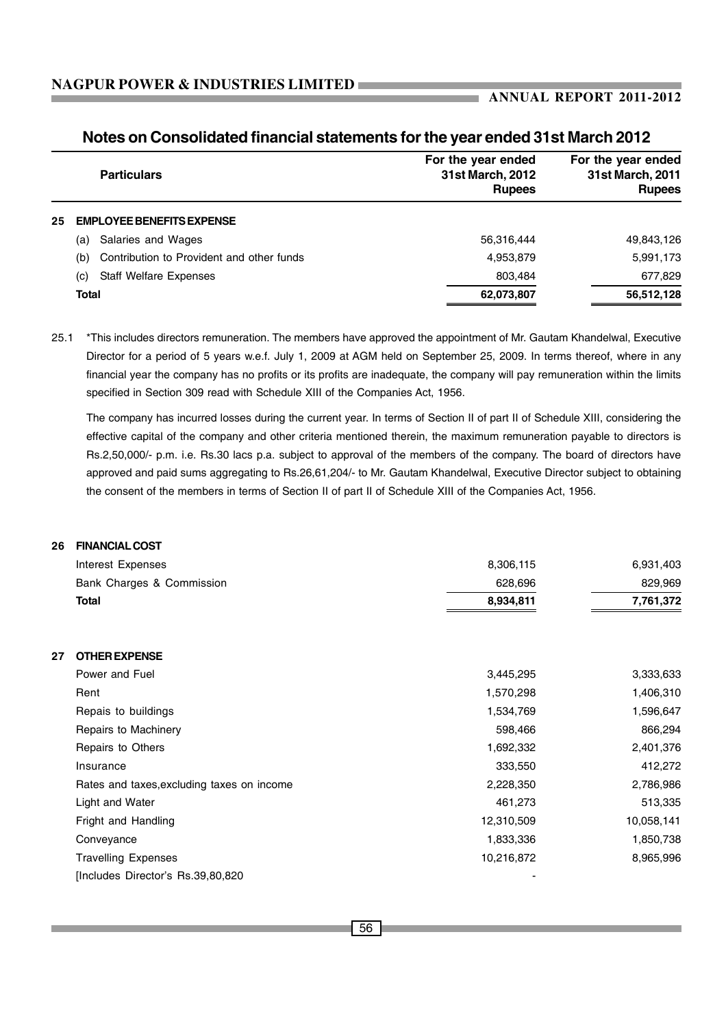## Notes on Consolidated financial statements for the year ended 31st March 2012

| | Particulars | For the year ended 31st March, 2012 Rupees | For the year ended 31st March, 2011 Rupees |
|---|---|---|---|
| **25** | **EMPLOYEE BENEFITS EXPENSE** | | |
| | (a) Salaries and Wages | 56,316,444 | 49,843,126 |
| | (b) Contribution to Provident and other funds | 4,953,879 | 5,991,173 |
| | (c) Staff Welfare Expenses | 803,484 | 677,829 |
| | **Total** | **62,073,807** | **56,512,128** |

25.1 *This includes directors remuneration. The members have approved the appointment of Mr. Gautam Khandelwal, Executive Director for a period of 5 years w.e.f. July 1, 2009 at AGM held on September 25, 2009. In terms thereof, where in any financial year the company has no profits or its profits are inadequate, the company will pay remuneration within the limits specified in Section 309 read with Schedule XIII of the Companies Act, 1956.

The company has incurred losses during the current year. In terms of Section II of part II of Schedule XIII, considering the effective capital of the company and other criteria mentioned therein, the maximum remuneration payable to directors is Rs.2,50,000/- p.m. i.e. Rs.30 lacs p.a. subject to approval of the members of the company. The board of directors have approved and paid sums aggregating to Rs.26,61,204/- to Mr. Gautam Khandelwal, Executive Director subject to obtaining the consent of the members in terms of Section II of part II of Schedule XIII of the Companies Act, 1956.

| | Particulars | For the year ended 31st March, 2012 Rupees | For the year ended 31st March, 2011 Rupees |
|---|---|---|---|
| **26** | **FINANCIAL COST** | | |
| | Interest Expenses | 8,306,115 | 6,931,403 |
| | Bank Charges & Commission | 628,696 | 829,969 |
| | **Total** | **8,934,811** | **7,761,372** |
| **27** | **OTHER EXPENSE** | | |
| | Power and Fuel | 3,445,295 | 3,333,633 |
| | Rent | 1,570,298 | 1,406,310 |
| | Repais to buildings | 1,534,769 | 1,596,647 |
| | Repairs to Machinery | 598,466 | 866,294 |
| | Repairs to Others | 1,692,332 | 2,401,376 |
| | Insurance | 333,550 | 412,272 |
| | Rates and taxes,excluding taxes on income | 2,228,350 | 2,786,986 |
| | Light and Water | 461,273 | 513,335 |
| | Fright and Handling | 12,310,509 | 10,058,141 |
| | Conveyance | 1,833,336 | 1,850,738 |
| | Travelling Expenses | 10,216,872 | 8,965,996 |
| | [Includes Director's Rs.39,80,820 | - | |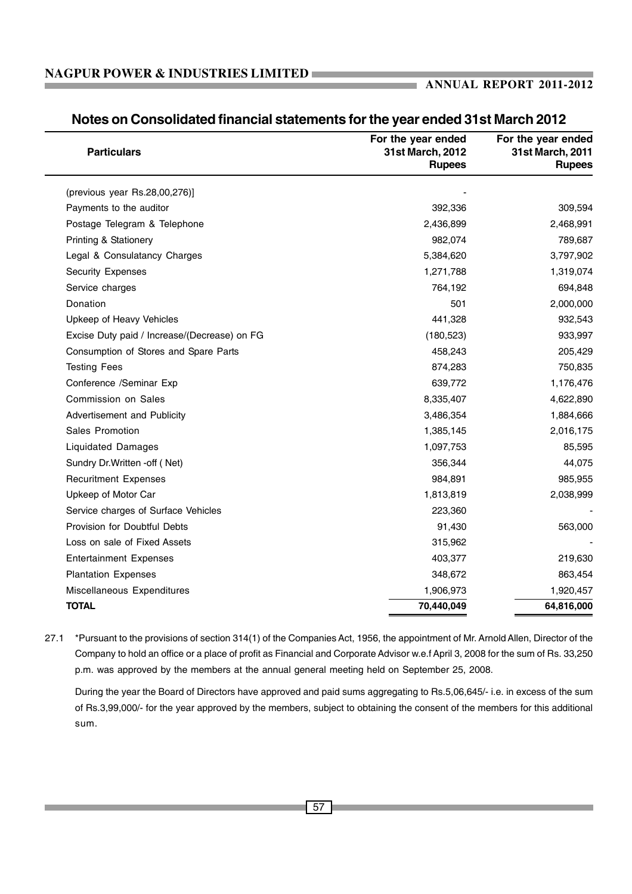## Notes on Consolidated financial statements for the year ended 31st March 2012

| Particulars | For the year ended 31st March, 2012 Rupees | For the year ended 31st March, 2011 Rupees |
|---|---|---|
| (previous year Rs.28,00,276)] | - | |
| Payments to the auditor | 392,336 | 309,594 |
| Postage Telegram & Telephone | 2,436,899 | 2,468,991 |
| Printing & Stationery | 982,074 | 789,687 |
| Legal & Consulatancy Charges | 5,384,620 | 3,797,902 |
| Security Expenses | 1,271,788 | 1,319,074 |
| Service charges | 764,192 | 694,848 |
| Donation | 501 | 2,000,000 |
| Upkeep of Heavy Vehicles | 441,328 | 932,543 |
| Excise Duty paid / Increase/(Decrease) on FG | (180,523) | 933,997 |
| Consumption of Stores and Spare Parts | 458,243 | 205,429 |
| Testing Fees | 874,283 | 750,835 |
| Conference /Seminar Exp | 639,772 | 1,176,476 |
| Commission on Sales | 8,335,407 | 4,622,890 |
| Advertisement and Publicity | 3,486,354 | 1,884,666 |
| Sales Promotion | 1,385,145 | 2,016,175 |
| Liquidated Damages | 1,097,753 | 85,595 |
| Sundry Dr.Written -off ( Net) | 356,344 | 44,075 |
| Recuritment Expenses | 984,891 | 985,955 |
| Upkeep of Motor Car | 1,813,819 | 2,038,999 |
| Service charges of Surface Vehicles | 223,360 | - |
| Provision for Doubtful Debts | 91,430 | 563,000 |
| Loss on sale of Fixed Assets | 315,962 | - |
| Entertainment Expenses | 403,377 | 219,630 |
| Plantation Expenses | 348,672 | 863,454 |
| Miscellaneous Expenditures | 1,906,973 | 1,920,457 |
| **TOTAL** | **70,440,049** | **64,816,000** |

27.1 *Pursuant to the provisions of section 314(1) of the Companies Act, 1956, the appointment of Mr. Arnold Allen, Director of the Company to hold an office or a place of profit as Financial and Corporate Advisor w.e.f April 3, 2008 for the sum of Rs. 33,250 p.m. was approved by the members at the annual general meeting held on September 25, 2008.

During the year the Board of Directors have approved and paid sums aggregating to Rs.5,06,645/- i.e. in excess of the sum of Rs.3,99,000/- for the year approved by the members, subject to obtaining the consent of the members for this additional sum.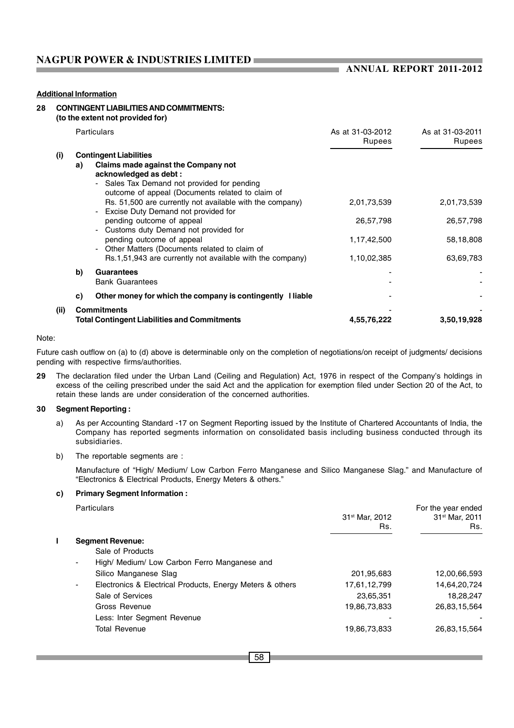**Additional Information**

**28 CONTINGENT LIABILITIES AND COMMITMENTS: (to the extent not provided for)**

| | | Particulars | As at 31-03-2012 Rupees | As at 31-03-2011 Rupees |
|---|---|---|---|---|
| **(i)** | | **Contingent Liabilities** | | |
| | **a)** | **Claims made against the Company not acknowledged as debt :** | | |
| | | - Sales Tax Demand not provided for pending outcome of appeal (Documents related to claim of Rs. 51,500 are currently not available with the company) | 2,01,73,539 | 2,01,73,539 |
| | | - Excise Duty Demand not provided for pending outcome of appeal | 26,57,798 | 26,57,798 |
| | | - Customs duty Demand not provided for pending outcome of appeal | 1,17,42,500 | 58,18,808 |
| | | - Other Matters (Documents related to claim of Rs.1,51,943 are currently not available with the company) | 1,10,02,385 | 63,69,783 |
| | **b)** | **Guarantees** | - | - |
| | | Bank Guarantees | - | - |
| | **c)** | **Other money for which the company is contingently l liable** | - | - |
| **(ii)** | | **Commitments** | - | - |
| | | **Total Contingent Liabilities and Commitments** | **4,55,76,222** | **3,50,19,928** |

Note:

Future cash outflow on (a) to (d) above is determinable only on the completion of negotiations/on receipt of judgments/ decisions pending with respective firms/authorities.

**29** The declaration filed under the Urban Land (Ceiling and Regulation) Act, 1976 in respect of the Company's holdings in excess of the ceiling prescribed under the said Act and the application for exemption filed under Section 20 of the Act, to retain these lands are under consideration of the concerned authorities.

**30 Segment Reporting :**

a) As per Accounting Standard -17 on Segment Reporting issued by the Institute of Chartered Accountants of India, the Company has reported segments information on consolidated basis including business conducted through its subsidiaries.

b) The reportable segments are :

Manufacture of "High/ Medium/ Low Carbon Ferro Manganese and Silico Manganese Slag." and Manufacture of "Electronics & Electrical Products, Energy Meters & others."

**c) Primary Segment Information :**

| | Particulars | For the year ended 31st Mar, 2012 Rs. | For the year ended 31st Mar, 2011 Rs. |
|---|---|---|---|
| **I** | **Segment Revenue:** | | |
| | Sale of Products | | |
| | - High/ Medium/ Low Carbon Ferro Manganese and Silico Manganese Slag | 201,95,683 | 12,00,66,593 |
| | - Electronics & Electrical Products, Energy Meters & others | 17,61,12,799 | 14,64,20,724 |
| | Sale of Services | 23,65,351 | 18,28,247 |
| | Gross Revenue | 19,86,73,833 | 26,83,15,564 |
| | Less: Inter Segment Revenue | - | - |
| | Total Revenue | 19,86,73,833 | 26,83,15,564 |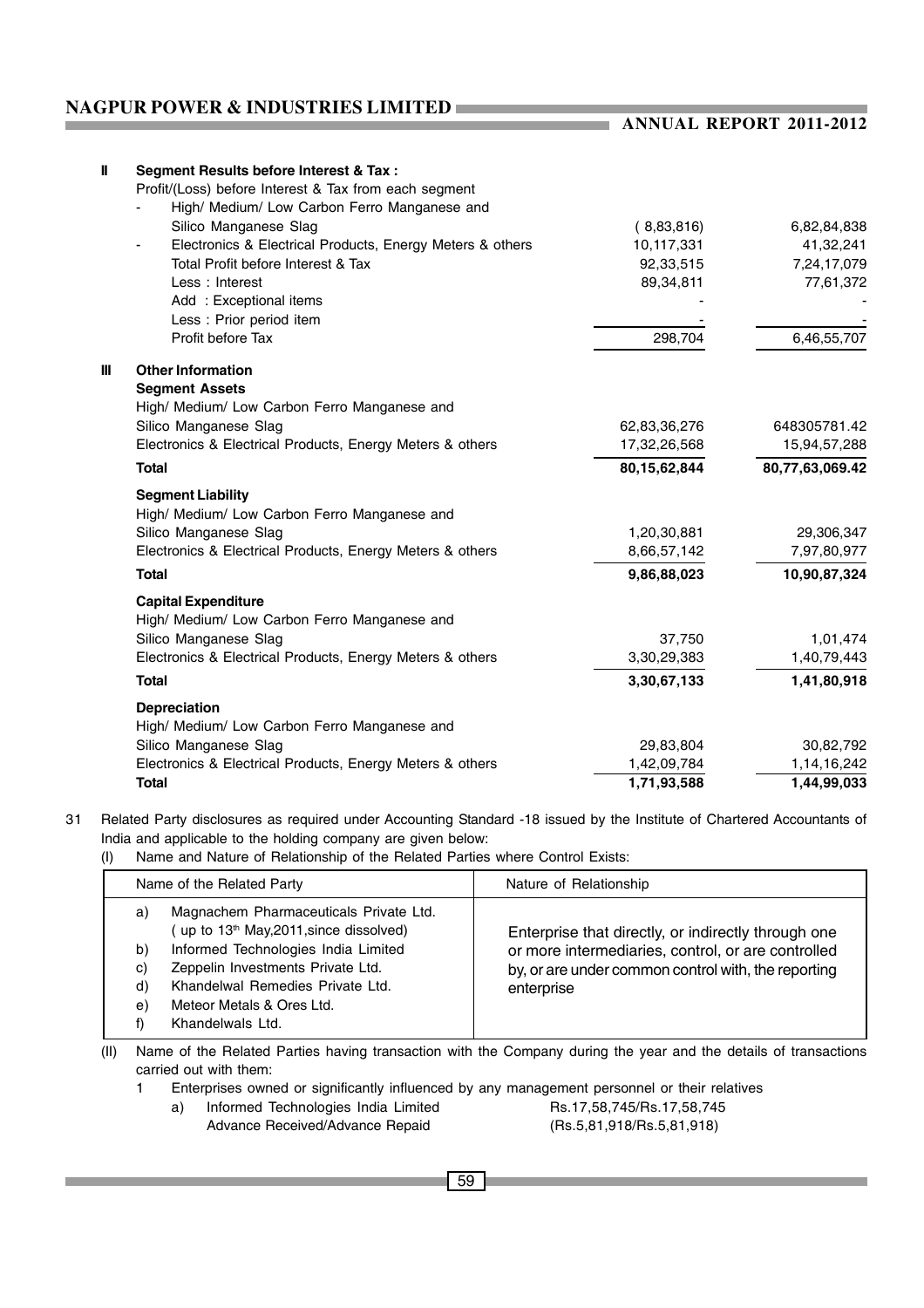| | | | |
|---|---|---|---|
| **II** | **Segment Results before Interest & Tax :** | | |
| | Profit/(Loss) before Interest & Tax from each segment | | |
| | - High/ Medium/ Low Carbon Ferro Manganese and Silico Manganese Slag | ( 8,83,816) | 6,82,84,838 |
| | - Electronics & Electrical Products, Energy Meters & others | 10,117,331 | 41,32,241 |
| | Total Profit before Interest & Tax | 92,33,515 | 7,24,17,079 |
| | Less : Interest | 89,34,811 | 77,61,372 |
| | Add : Exceptional items | - | - |
| | Less : Prior period item | - | - |
| | Profit before Tax | 298,704 | 6,46,55,707 |
| **III** | **Other Information** | | |
| | **Segment Assets** | | |
| | High/ Medium/ Low Carbon Ferro Manganese and Silico Manganese Slag | 62,83,36,276 | 648305781.42 |
| | Electronics & Electrical Products, Energy Meters & others | 17,32,26,568 | 15,94,57,288 |
| | **Total** | **80,15,62,844** | **80,77,63,069.42** |
| | **Segment Liability** | | |
| | High/ Medium/ Low Carbon Ferro Manganese and Silico Manganese Slag | 1,20,30,881 | 29,306,347 |
| | Electronics & Electrical Products, Energy Meters & others | 8,66,57,142 | 7,97,80,977 |
| | **Total** | **9,86,88,023** | **10,90,87,324** |
| | **Capital Expenditure** | | |
| | High/ Medium/ Low Carbon Ferro Manganese and Silico Manganese Slag | 37,750 | 1,01,474 |
| | Electronics & Electrical Products, Energy Meters & others | 3,30,29,383 | 1,40,79,443 |
| | **Total** | **3,30,67,133** | **1,41,80,918** |
| | **Depreciation** | | |
| | High/ Medium/ Low Carbon Ferro Manganese and Silico Manganese Slag | 29,83,804 | 30,82,792 |
| | Electronics & Electrical Products, Energy Meters & others | 1,42,09,784 | 1,14,16,242 |
| | **Total** | **1,71,93,588** | **1,44,99,033** |

31 Related Party disclosures as required under Accounting Standard -18 issued by the Institute of Chartered Accountants of India and applicable to the holding company are given below:

(I) Name and Nature of Relationship of the Related Parties where Control Exists:

| Name of the Related Party | Nature of Relationship |
|---|---|
| a) Magnachem Pharmaceuticals Private Ltd. ( up to 13th May,2011,since dissolved)<br>b) Informed Technologies India Limited<br>c) Zeppelin Investments Private Ltd.<br>d) Khandelwal Remedies Private Ltd.<br>e) Meteor Metals & Ores Ltd.<br>f) Khandelwals Ltd. | Enterprise that directly, or indirectly through one or more intermediaries, control, or are controlled by, or are under common control with, the reporting enterprise |

(II) Name of the Related Parties having transaction with the Company during the year and the details of transactions carried out with them:

1 Enterprises owned or significantly influenced by any management personnel or their relatives

a) Informed Technologies India Limited — Rs.17,58,745/Rs.17,58,745
Advance Received/Advance Repaid — (Rs.5,81,918/Rs.5,81,918)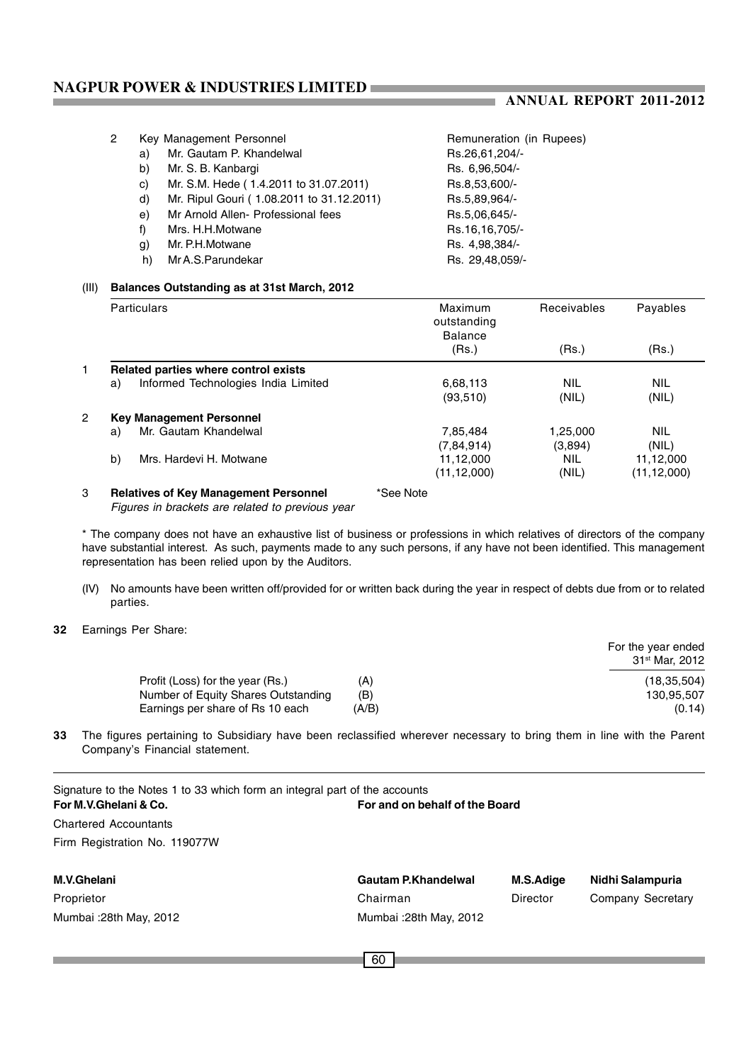2 Key Management Personnel

| | Key Management Personnel | Remuneration (in Rupees) |
|---|---|---|
| a) | Mr. Gautam P. Khandelwal | Rs.26,61,204/- |
| b) | Mr. S. B. Kanbargi | Rs. 6,96,504/- |
| c) | Mr. S.M. Hede ( 1.4.2011 to 31.07.2011) | Rs.8,53,600/- |
| d) | Mr. Ripul Gouri ( 1.08.2011 to 31.12.2011) | Rs.5,89,964/- |
| e) | Mr Arnold Allen- Professional fees | Rs.5,06,645/- |
| f) | Mrs. H.H.Motwane | Rs.16,16,705/- |
| g) | Mr. P.H.Motwane | Rs. 4,98,384/- |
| h) | Mr A.S.Parundekar | Rs. 29,48,059/- |

(III) **Balances Outstanding as at 31st March, 2012**

| | Particulars | Maximum outstanding Balance (Rs.) | Receivables (Rs.) | Payables (Rs.) |
|---|---|---|---|---|
| 1 | **Related parties where control exists** | | | |
| | a) Informed Technologies India Limited | 6,68,113 | NIL | NIL |
| | | (93,510) | (NIL) | (NIL) |
| 2 | **Key Management Personnel** | | | |
| | a) Mr. Gautam Khandelwal | 7,85,484 | 1,25,000 | NIL |
| | | (7,84,914) | (3,894) | (NIL) |
| | b) Mrs. Hardevi H. Motwane | 11,12,000 | NIL | 11,12,000 |
| | | (11,12,000) | (NIL) | (11,12,000) |
| 3 | **Relatives of Key Management Personnel** | *See Note | | |

*Figures in brackets are related to previous year*

\* The company does not have an exhaustive list of business or professions in which relatives of directors of the company have substantial interest. As such, payments made to any such persons, if any have not been identified. This management representation has been relied upon by the Auditors.

(IV) No amounts have been written off/provided for or written back during the year in respect of debts due from or to related parties.

**32** Earnings Per Share:

| | | For the year ended 31st Mar, 2012 |
|---|---|---|
| Profit (Loss) for the year (Rs.) | (A) | (18,35,504) |
| Number of Equity Shares Outstanding | (B) | 130,95,507 |
| Earnings per share of Rs 10 each | (A/B) | (0.14) |

**33** The figures pertaining to Subsidiary have been reclassified wherever necessary to bring them in line with the Parent Company's Financial statement.

Signature to the Notes 1 to 33 which form an integral part of the accounts

**For M.V.Ghelani & Co.**
Chartered Accountants
Firm Registration No. 119077W

**For and on behalf of the Board**

**M.V.Ghelani**
Proprietor
Mumbai :28th May, 2012

**Gautam P.Khandelwal**
Chairman
Mumbai :28th May, 2012

**M.S.Adige**
Director

**Nidhi Salampuria**
Company Secretary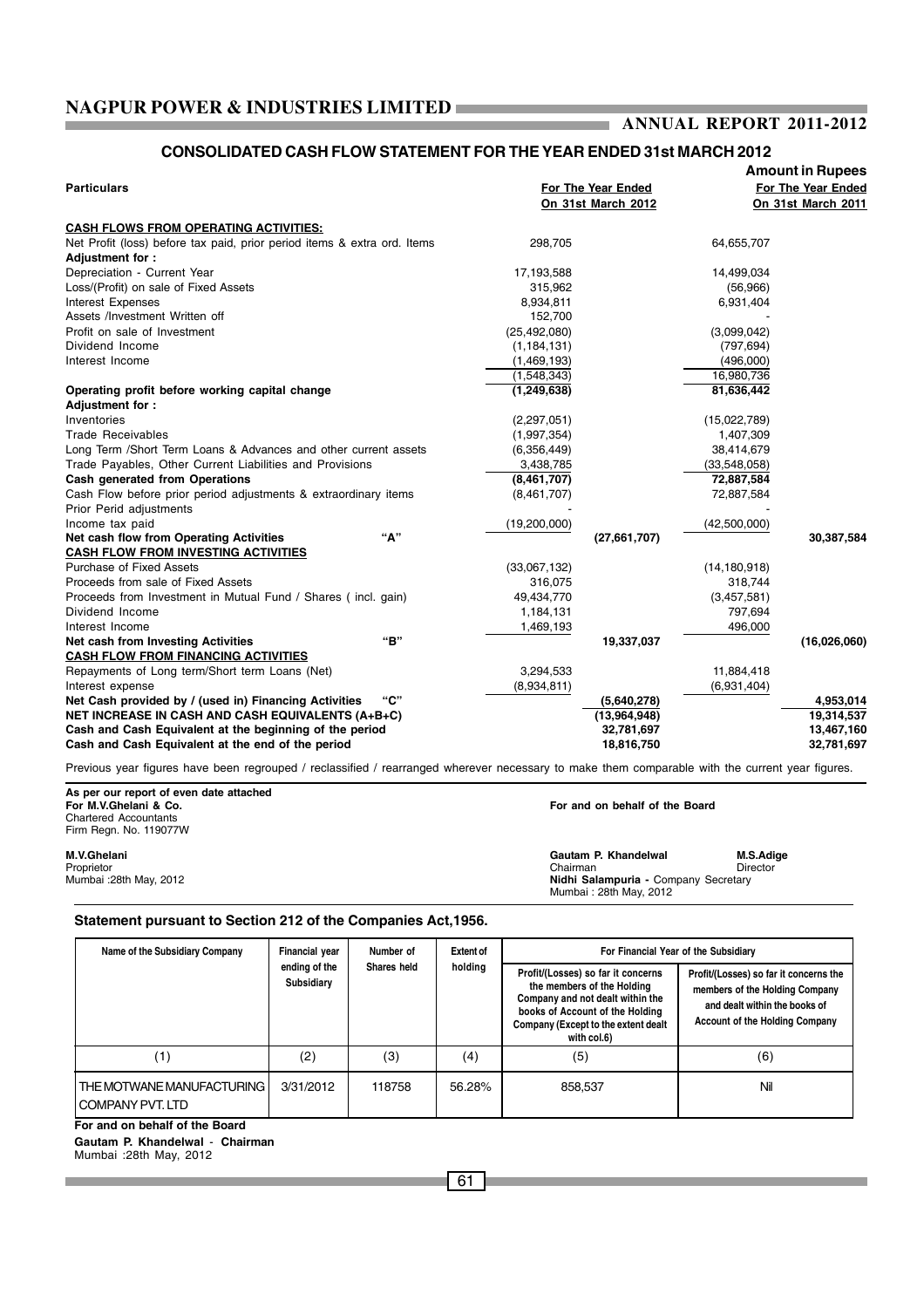# CONSOLIDATED CASH FLOW STATEMENT FOR THE YEAR ENDED 31st MARCH 2012

**Amount in Rupees**

| Particulars | For The Year Ended On 31st March 2012 | | For The Year Ended On 31st March 2011 | |
|---|---|---|---|---|
| **CASH FLOWS FROM OPERATING ACTIVITIES:** | | | | |
| Net Profit (loss) before tax paid, prior period items & extra ord. Items | 298,705 | | 64,655,707 | |
| **Adjustment for :** | | | | |
| Depreciation - Current Year | 17,193,588 | | 14,499,034 | |
| Loss/(Profit) on sale of Fixed Assets | 315,962 | | (56,966) | |
| Interest Expenses | 8,934,811 | | 6,931,404 | |
| Assets /Investment Written off | 152,700 | | - | |
| Profit on sale of Investment | (25,492,080) | | (3,099,042) | |
| Dividend Income | (1,184,131) | | (797,694) | |
| Interest Income | (1,469,193) | | (496,000) | |
| | (1,548,343) | | 16,980,736 | |
| **Operating profit before working capital change** | **(1,249,638)** | | **81,636,442** | |
| **Adjustment for :** | | | | |
| Inventories | (2,297,051) | | (15,022,789) | |
| Trade Receivables | (1,997,354) | | 1,407,309 | |
| Long Term /Short Term Loans & Advances and other current assets | (6,356,449) | | 38,414,679 | |
| Trade Payables, Other Current Liabilities and Provisions | 3,438,785 | | (33,548,058) | |
| **Cash generated from Operations** | **(8,461,707)** | | **72,887,584** | |
| Cash Flow before prior period adjustments & extraordinary items | (8,461,707) | | 72,887,584 | |
| Prior Perid adjustments | - | | - | |
| Income tax paid | (19,200,000) | | (42,500,000) | |
| **Net cash flow from Operating Activities "A"** | | **(27,661,707)** | | **30,387,584** |
| **CASH FLOW FROM INVESTING ACTIVITIES** | | | | |
| Purchase of Fixed Assets | (33,067,132) | | (14,180,918) | |
| Proceeds from sale of Fixed Assets | 316,075 | | 318,744 | |
| Proceeds from Investment in Mutual Fund / Shares ( incl. gain) | 49,434,770 | | (3,457,581) | |
| Dividend Income | 1,184,131 | | 797,694 | |
| Interest Income | 1,469,193 | | 496,000 | |
| **Net cash from Investing Activities "B"** | | **19,337,037** | | **(16,026,060)** |
| **CASH FLOW FROM FINANCING ACTIVITIES** | | | | |
| Repayments of Long term/Short term Loans (Net) | 3,294,533 | | 11,884,418 | |
| Interest expense | (8,934,811) | | (6,931,404) | |
| **Net Cash provided by / (used in) Financing Activities "C"** | | **(5,640,278)** | | **4,953,014** |
| **NET INCREASE IN CASH AND CASH EQUIVALENTS (A+B+C)** | | **(13,964,948)** | | **19,314,537** |
| **Cash and Cash Equivalent at the beginning of the period** | | **32,781,697** | | **13,467,160** |
| **Cash and Cash Equivalent at the end of the period** | | **18,816,750** | | **32,781,697** |

Previous year figures have been regrouped / reclassified / rearranged wherever necessary to make them comparable with the current year figures.

**As per our report of even date attached**
**For M.V.Ghelani & Co.**
Chartered Accountants
Firm Regn. No. 119077W

**M.V.Ghelani**
Proprietor
Mumbai :28th May, 2012

**For and on behalf of the Board**

**Gautam P. Khandelwal** — Chairman
**M.S.Adige** — Director
**Nidhi Salampuria -** Company Secretary
Mumbai : 28th May, 2012

### Statement pursuant to Section 212 of the Companies Act,1956.

| Name of the Subsidiary Company | Financial year ending of the Subsidiary | Number of Shares held | Extent of holding | For Financial Year of the Subsidiary | |
|---|---|---|---|---|---|
| | | | | Profit/(Losses) so far it concerns the members of the Holding Company and not dealt within the books of Account of the Holding Company (Except to the extent dealt with col.6) | Profit/(Losses) so far it concerns the members of the Holding Company and dealt within the books of Account of the Holding Company |
| (1) | (2) | (3) | (4) | (5) | (6) |
| THE MOTWANE MANUFACTURING COMPANY PVT. LTD | 3/31/2012 | 118758 | 56.28% | 858,537 | Nil |

**For and on behalf of the Board**
**Gautam P. Khandelwal** - **Chairman**
Mumbai :28th May, 2012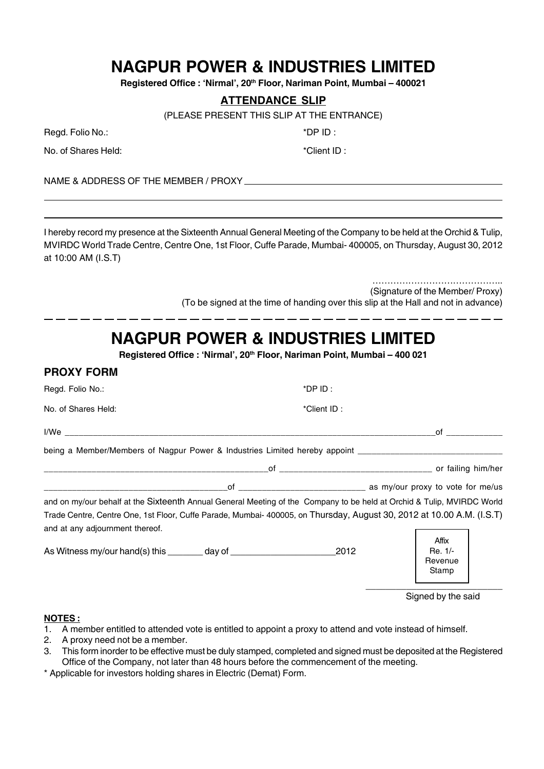# NAGPUR POWER & INDUSTRIES LIMITED

**Registered Office : 'Nirmal', 20th Floor, Nariman Point, Mumbai – 400021**

## ATTENDANCE SLIP

(PLEASE PRESENT THIS SLIP AT THE ENTRANCE)

Regd. Folio No.: *DP ID :

No. of Shares Held: *Client ID :

NAME & ADDRESS OF THE MEMBER / PROXY ____________________________________________

_______________________________________________________________________________

_______________________________________________________________________________

I hereby record my presence at the Sixteenth Annual General Meeting of the Company to be held at the Orchid & Tulip, MVIRDC World Trade Centre, Centre One, 1st Floor, Cuffe Parade, Mumbai- 400005, on Thursday, August 30, 2012 at 10:00 AM (I.S.T)

……………………………………..
(Signature of the Member/ Proxy)
(To be signed at the time of handing over this slip at the Hall and not in advance)

---

# NAGPUR POWER & INDUSTRIES LIMITED

**Registered Office : 'Nirmal', 20th Floor, Nariman Point, Mumbai – 400 021**

## PROXY FORM

Regd. Folio No.: *DP ID :

No. of Shares Held: *Client ID :

I/We ____________________________________________________________________________of ____________

being a Member/Members of Nagpur Power & Industries Limited hereby appoint ______________________________

_______________________________________________of _______________________________ or failing him/her

_____________________________________of __________________________ as my/our proxy to vote for me/us

and on my/our behalf at the Sixteenth Annual General Meeting of the Company to be held at Orchid & Tulip, MVIRDC World Trade Centre, Centre One, 1st Floor, Cuffe Parade, Mumbai- 400005, on Thursday, August 30, 2012 at 10.00 A.M. (I.S.T) and at any adjournment thereof.

As Witness my/our hand(s) this _______ day of ____________________2012

Affix
Re. 1/-
Revenue
Stamp

____________________________
Signed by the said

**NOTES :**

1. A member entitled to attended vote is entitled to appoint a proxy to attend and vote instead of himself.
2. A proxy need not be a member.
3. This form inorder to be effective must be duly stamped, completed and signed must be deposited at the Registered Office of the Company, not later than 48 hours before the commencement of the meeting.

* Applicable for investors holding shares in Electric (Demat) Form.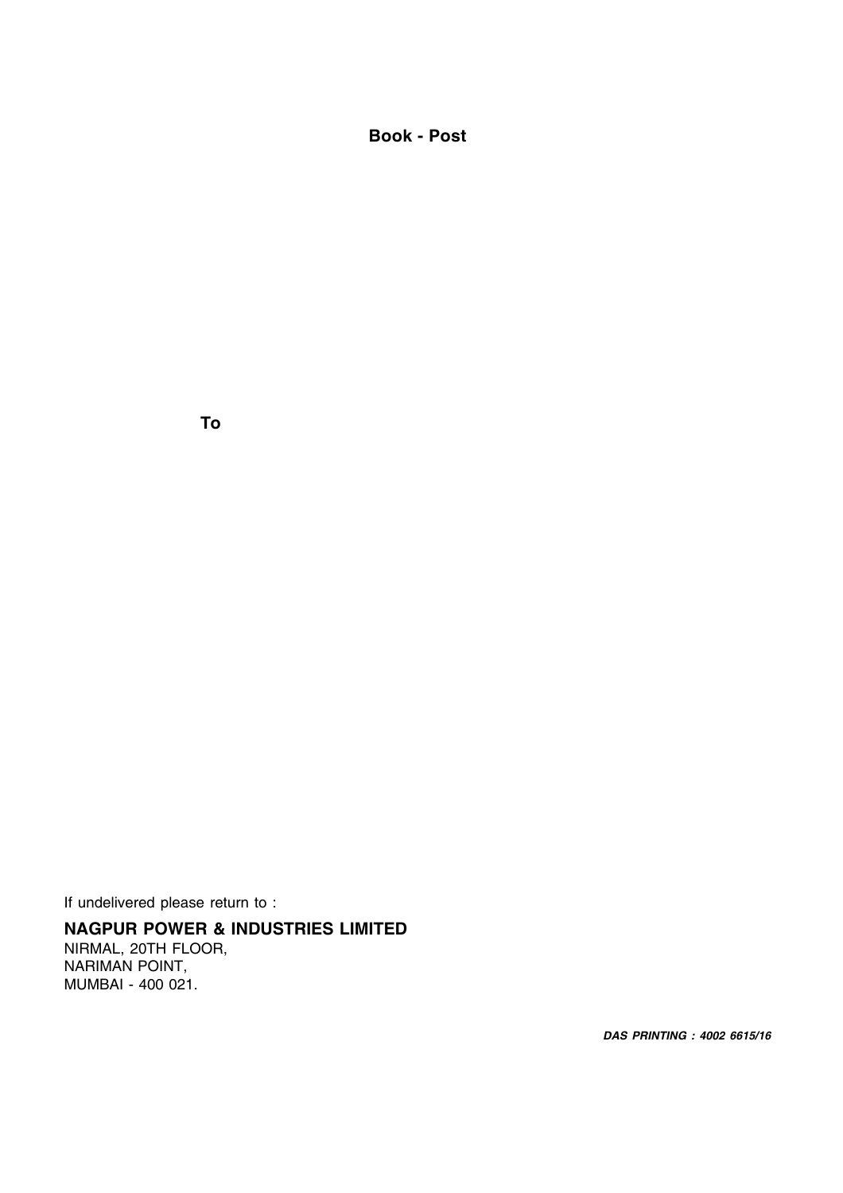**Book - Post**

**To**

If undelivered please return to :

**NAGPUR POWER & INDUSTRIES LIMITED**
NIRMAL, 20TH FLOOR,
NARIMAN POINT,
MUMBAI - 400 021.

***DAS PRINTING : 4002 6615/16***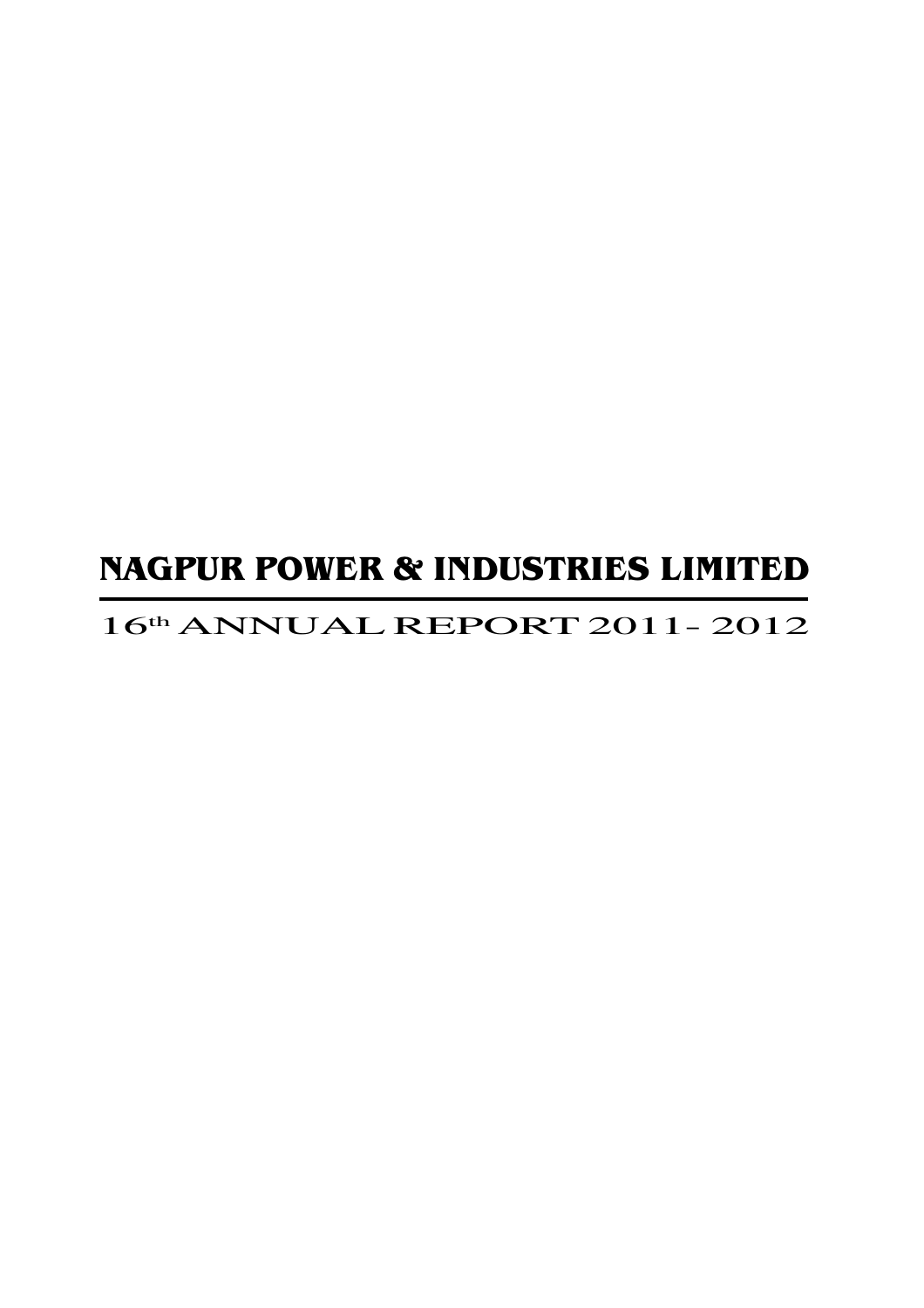# NAGPUR POWER & INDUSTRIES LIMITED

16th ANNUAL REPORT 2011 - 2012